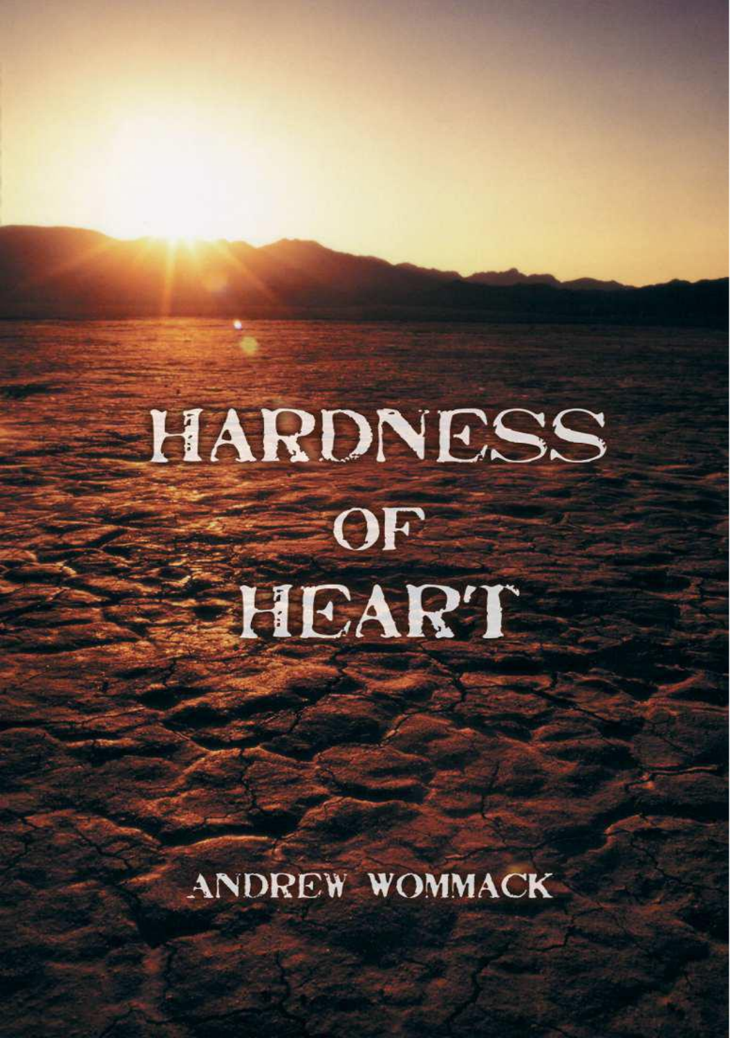# HARDNESS OF HEART

ANDREW WOMMACK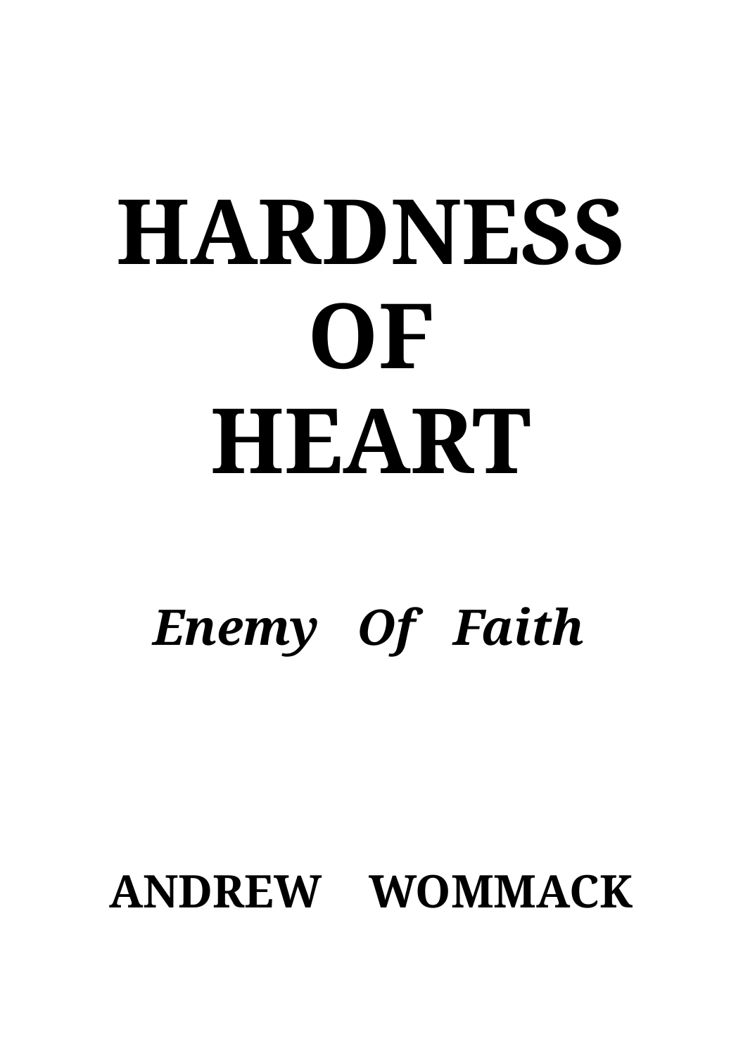# HARDNESS OF HEART

***Enemy Of Faith***

**ANDREW WOMMACK**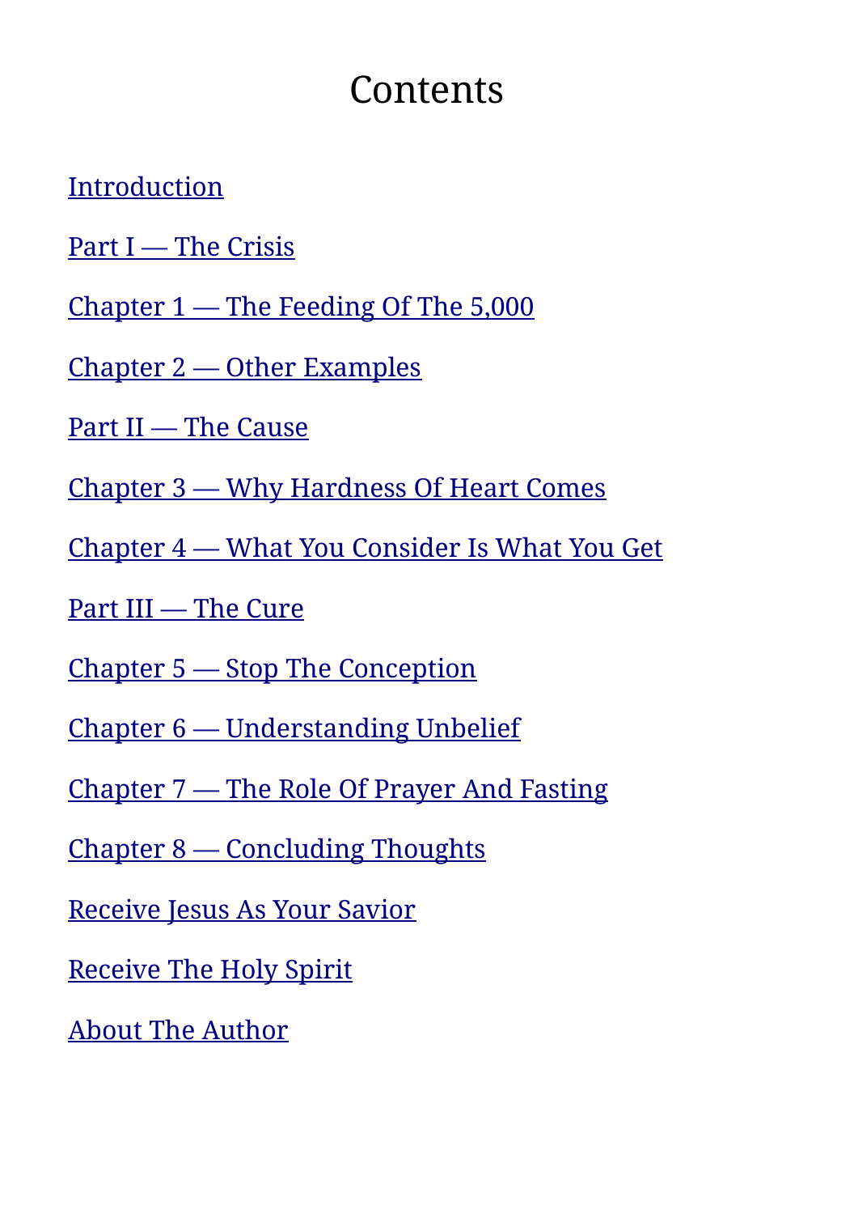# Contents

Introduction

Part I — The Crisis

Chapter 1 — The Feeding Of The 5,000

Chapter 2 — Other Examples

Part II — The Cause

Chapter 3 — Why Hardness Of Heart Comes

Chapter 4 — What You Consider Is What You Get

Part III — The Cure

Chapter 5 — Stop The Conception

Chapter 6 — Understanding Unbelief

Chapter 7 — The Role Of Prayer And Fasting

Chapter 8 — Concluding Thoughts

Receive Jesus As Your Savior

Receive The Holy Spirit

About The Author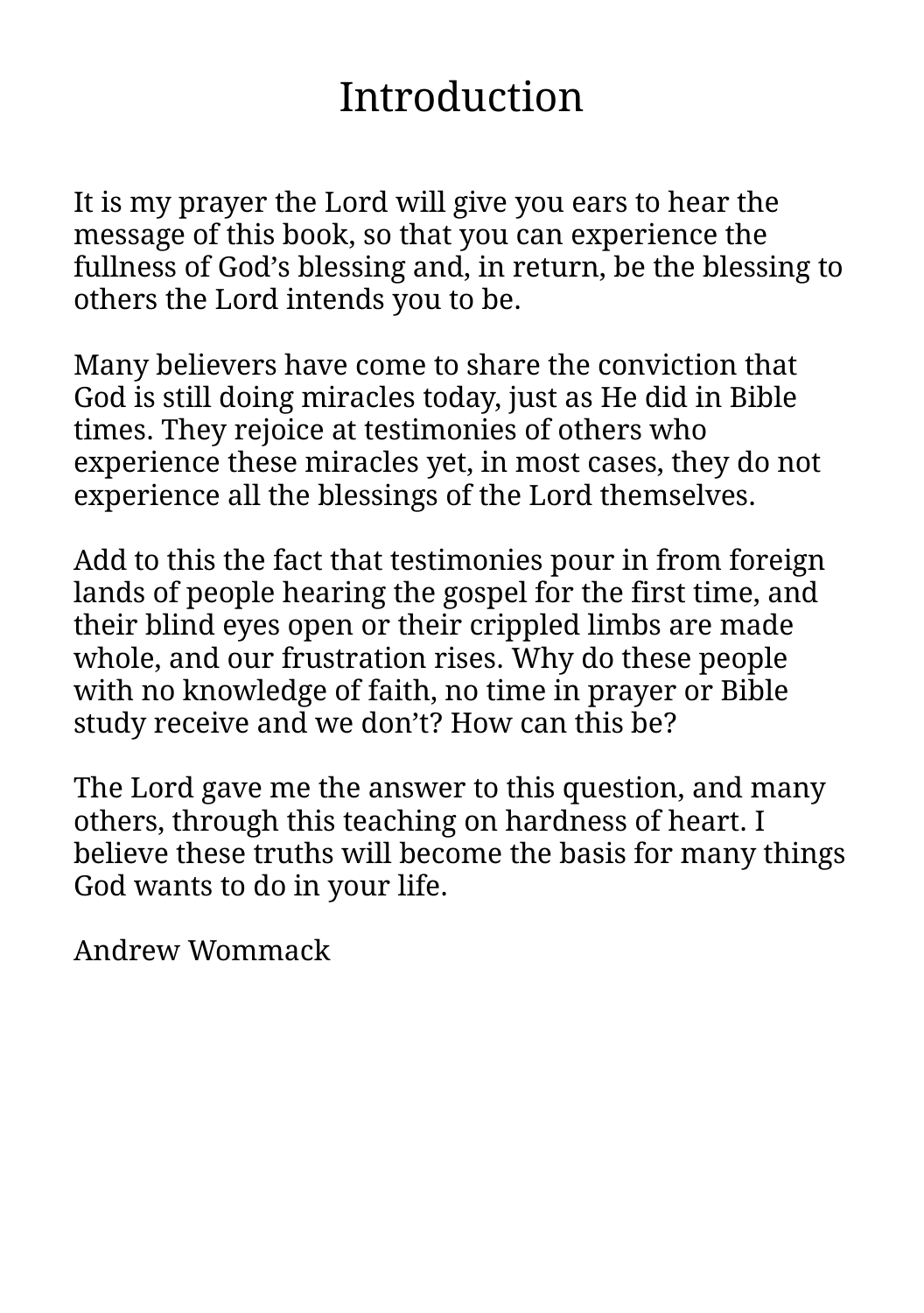# Introduction

It is my prayer the Lord will give you ears to hear the message of this book, so that you can experience the fullness of God's blessing and, in return, be the blessing to others the Lord intends you to be.

Many believers have come to share the conviction that God is still doing miracles today, just as He did in Bible times. They rejoice at testimonies of others who experience these miracles yet, in most cases, they do not experience all the blessings of the Lord themselves.

Add to this the fact that testimonies pour in from foreign lands of people hearing the gospel for the first time, and their blind eyes open or their crippled limbs are made whole, and our frustration rises. Why do these people with no knowledge of faith, no time in prayer or Bible study receive and we don't? How can this be?

The Lord gave me the answer to this question, and many others, through this teaching on hardness of heart. I believe these truths will become the basis for many things God wants to do in your life.

Andrew Wommack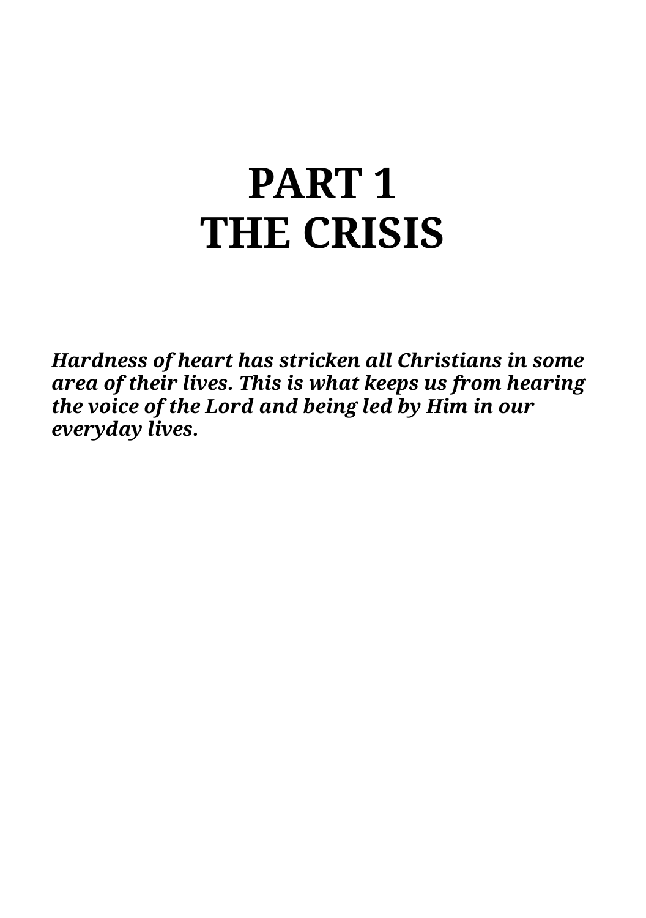# PART 1
# THE CRISIS

***Hardness of heart has stricken all Christians in some area of their lives. This is what keeps us from hearing the voice of the Lord and being led by Him in our everyday lives.***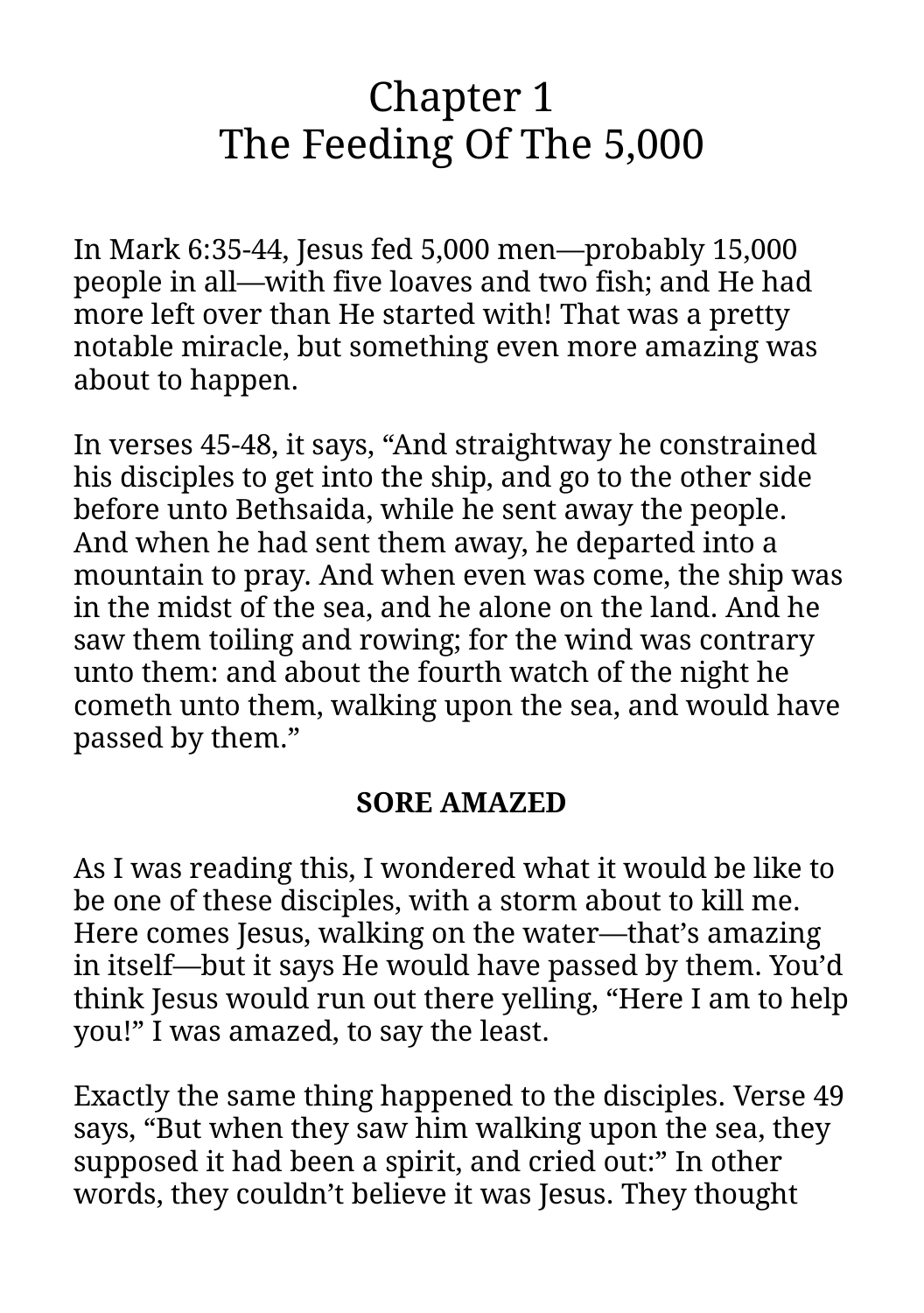# Chapter 1
# The Feeding Of The 5,000

In Mark 6:35-44, Jesus fed 5,000 men—probably 15,000 people in all—with five loaves and two fish; and He had more left over than He started with! That was a pretty notable miracle, but something even more amazing was about to happen.

In verses 45-48, it says, "And straightway he constrained his disciples to get into the ship, and go to the other side before unto Bethsaida, while he sent away the people. And when he had sent them away, he departed into a mountain to pray. And when even was come, the ship was in the midst of the sea, and he alone on the land. And he saw them toiling and rowing; for the wind was contrary unto them: and about the fourth watch of the night he cometh unto them, walking upon the sea, and would have passed by them."

## SORE AMAZED

As I was reading this, I wondered what it would be like to be one of these disciples, with a storm about to kill me. Here comes Jesus, walking on the water—that's amazing in itself—but it says He would have passed by them. You'd think Jesus would run out there yelling, "Here I am to help you!" I was amazed, to say the least.

Exactly the same thing happened to the disciples. Verse 49 says, "But when they saw him walking upon the sea, they supposed it had been a spirit, and cried out:" In other words, they couldn't believe it was Jesus. They thought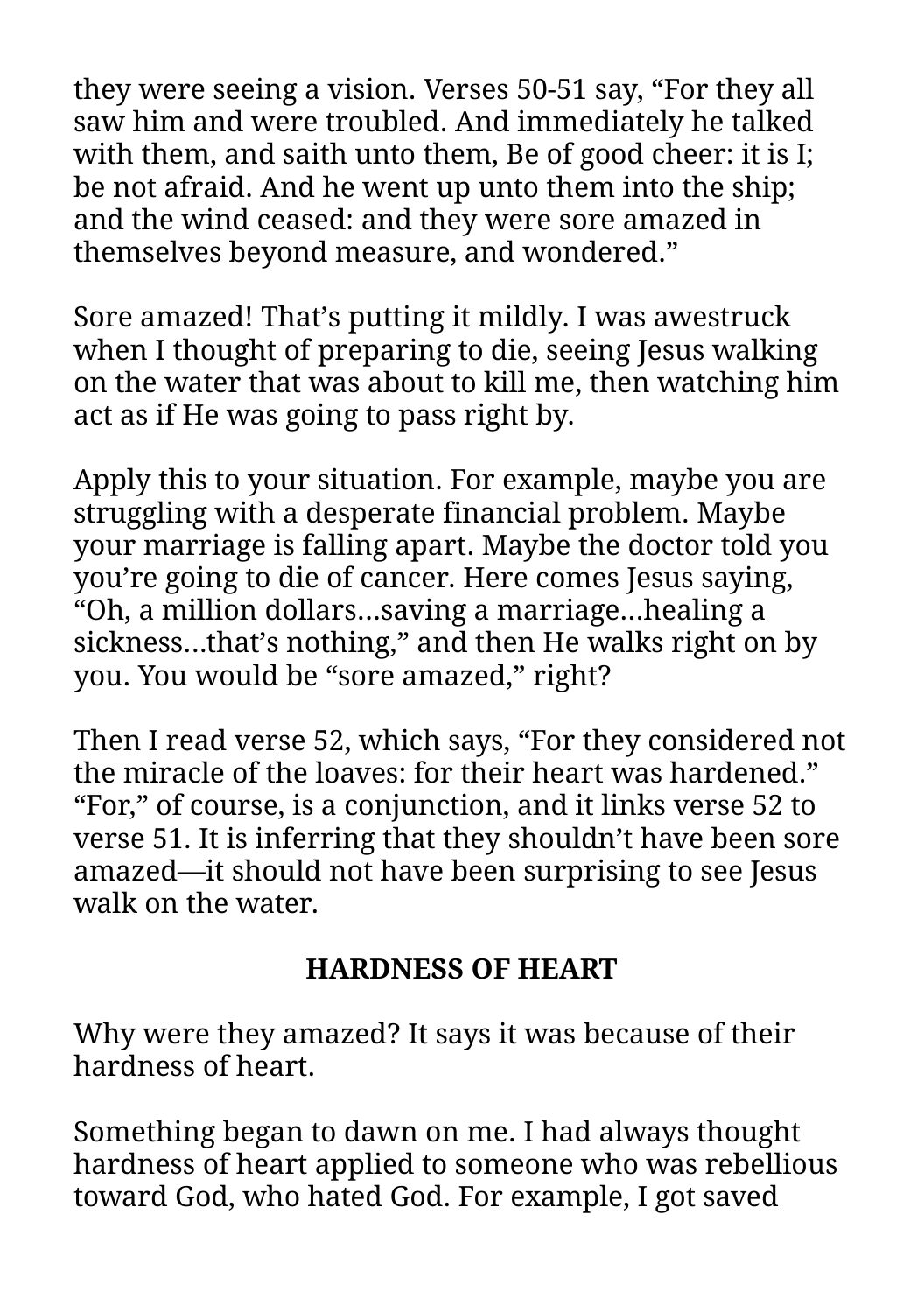they were seeing a vision. Verses 50-51 say, "For they all saw him and were troubled. And immediately he talked with them, and saith unto them, Be of good cheer: it is I; be not afraid. And he went up unto them into the ship; and the wind ceased: and they were sore amazed in themselves beyond measure, and wondered."

Sore amazed! That's putting it mildly. I was awestruck when I thought of preparing to die, seeing Jesus walking on the water that was about to kill me, then watching him act as if He was going to pass right by.

Apply this to your situation. For example, maybe you are struggling with a desperate financial problem. Maybe your marriage is falling apart. Maybe the doctor told you you're going to die of cancer. Here comes Jesus saying, "Oh, a million dollars…saving a marriage…healing a sickness…that's nothing," and then He walks right on by you. You would be "sore amazed," right?

Then I read verse 52, which says, "For they considered not the miracle of the loaves: for their heart was hardened." "For," of course, is a conjunction, and it links verse 52 to verse 51. It is inferring that they shouldn't have been sore amazed—it should not have been surprising to see Jesus walk on the water.

## HARDNESS OF HEART

Why were they amazed? It says it was because of their hardness of heart.

Something began to dawn on me. I had always thought hardness of heart applied to someone who was rebellious toward God, who hated God. For example, I got saved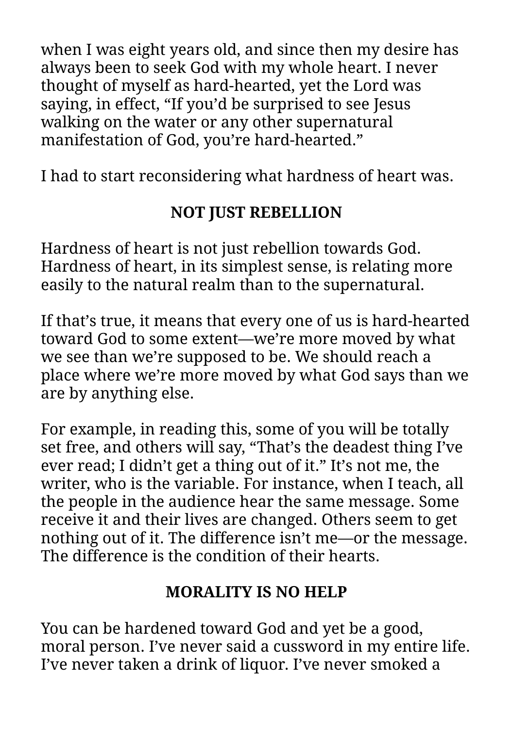when I was eight years old, and since then my desire has always been to seek God with my whole heart. I never thought of myself as hard-hearted, yet the Lord was saying, in effect, “If you’d be surprised to see Jesus walking on the water or any other supernatural manifestation of God, you’re hard-hearted.”

I had to start reconsidering what hardness of heart was.

## NOT JUST REBELLION

Hardness of heart is not just rebellion towards God. Hardness of heart, in its simplest sense, is relating more easily to the natural realm than to the supernatural.

If that’s true, it means that every one of us is hard-hearted toward God to some extent—we’re more moved by what we see than we’re supposed to be. We should reach a place where we’re more moved by what God says than we are by anything else.

For example, in reading this, some of you will be totally set free, and others will say, “That’s the deadest thing I’ve ever read; I didn’t get a thing out of it.” It’s not me, the writer, who is the variable. For instance, when I teach, all the people in the audience hear the same message. Some receive it and their lives are changed. Others seem to get nothing out of it. The difference isn’t me—or the message. The difference is the condition of their hearts.

## MORALITY IS NO HELP

You can be hardened toward God and yet be a good, moral person. I’ve never said a cussword in my entire life. I’ve never taken a drink of liquor. I’ve never smoked a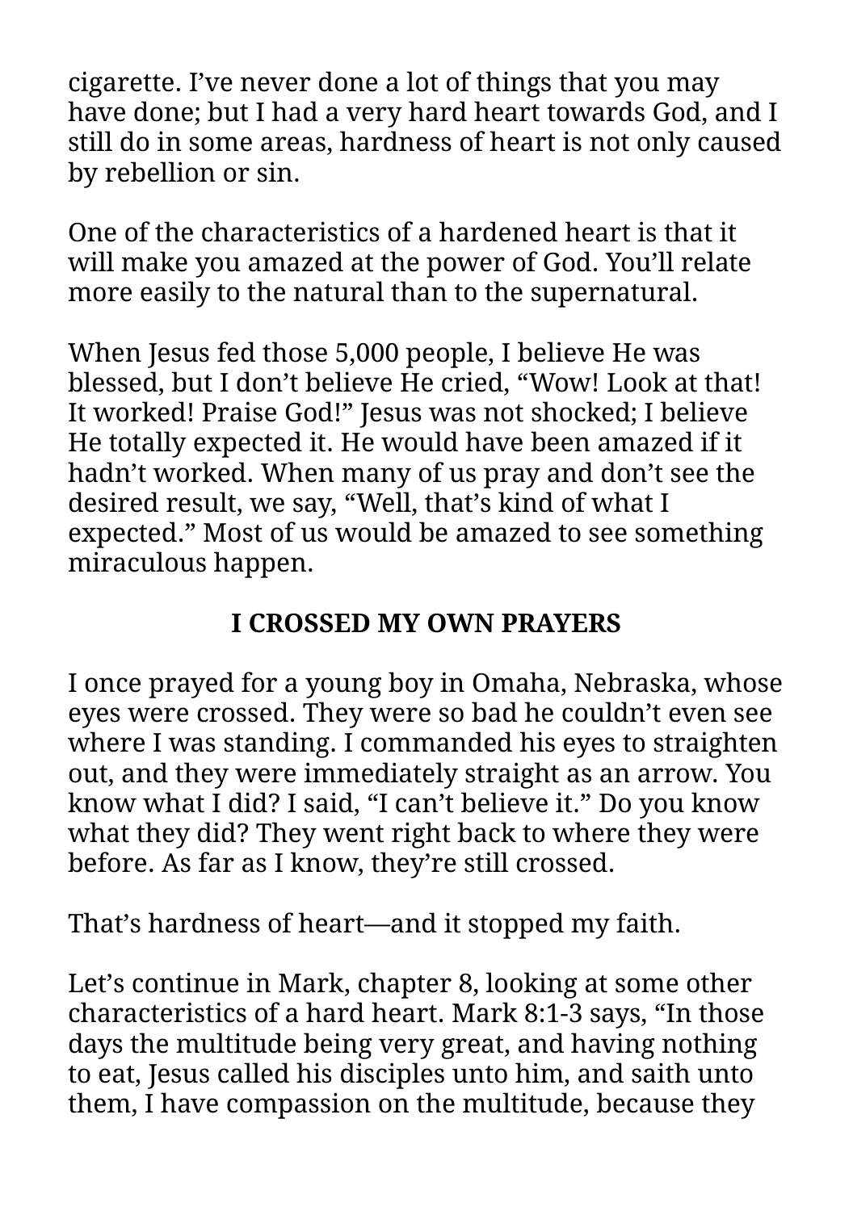cigarette. I've never done a lot of things that you may have done; but I had a very hard heart towards God, and I still do in some areas, hardness of heart is not only caused by rebellion or sin.

One of the characteristics of a hardened heart is that it will make you amazed at the power of God. You'll relate more easily to the natural than to the supernatural.

When Jesus fed those 5,000 people, I believe He was blessed, but I don't believe He cried, "Wow! Look at that! It worked! Praise God!" Jesus was not shocked; I believe He totally expected it. He would have been amazed if it hadn't worked. When many of us pray and don't see the desired result, we say, "Well, that's kind of what I expected." Most of us would be amazed to see something miraculous happen.

## I CROSSED MY OWN PRAYERS

I once prayed for a young boy in Omaha, Nebraska, whose eyes were crossed. They were so bad he couldn't even see where I was standing. I commanded his eyes to straighten out, and they were immediately straight as an arrow. You know what I did? I said, "I can't believe it." Do you know what they did? They went right back to where they were before. As far as I know, they're still crossed.

That's hardness of heart—and it stopped my faith.

Let's continue in Mark, chapter 8, looking at some other characteristics of a hard heart. Mark 8:1-3 says, "In those days the multitude being very great, and having nothing to eat, Jesus called his disciples unto him, and saith unto them, I have compassion on the multitude, because they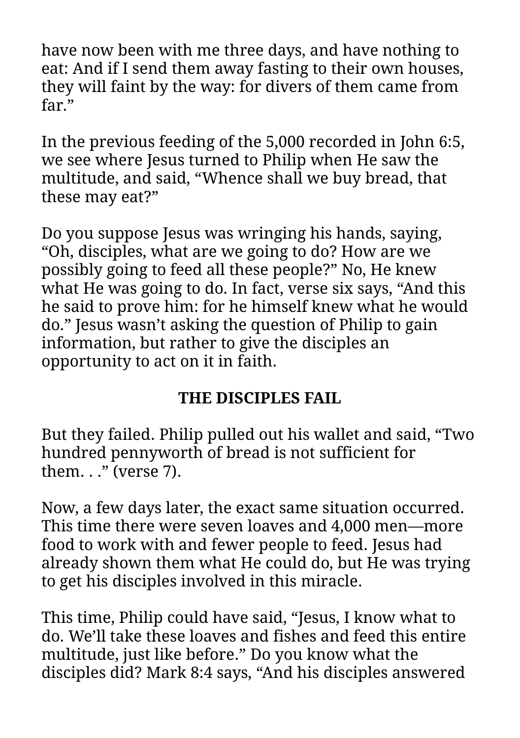have now been with me three days, and have nothing to eat: And if I send them away fasting to their own houses, they will faint by the way: for divers of them came from far."

In the previous feeding of the 5,000 recorded in John 6:5, we see where Jesus turned to Philip when He saw the multitude, and said, "Whence shall we buy bread, that these may eat?"

Do you suppose Jesus was wringing his hands, saying, "Oh, disciples, what are we going to do? How are we possibly going to feed all these people?" No, He knew what He was going to do. In fact, verse six says, "And this he said to prove him: for he himself knew what he would do." Jesus wasn't asking the question of Philip to gain information, but rather to give the disciples an opportunity to act on it in faith.

## THE DISCIPLES FAIL

But they failed. Philip pulled out his wallet and said, "Two hundred pennyworth of bread is not sufficient for them. . ." (verse 7).

Now, a few days later, the exact same situation occurred. This time there were seven loaves and 4,000 men—more food to work with and fewer people to feed. Jesus had already shown them what He could do, but He was trying to get his disciples involved in this miracle.

This time, Philip could have said, "Jesus, I know what to do. We'll take these loaves and fishes and feed this entire multitude, just like before." Do you know what the disciples did? Mark 8:4 says, "And his disciples answered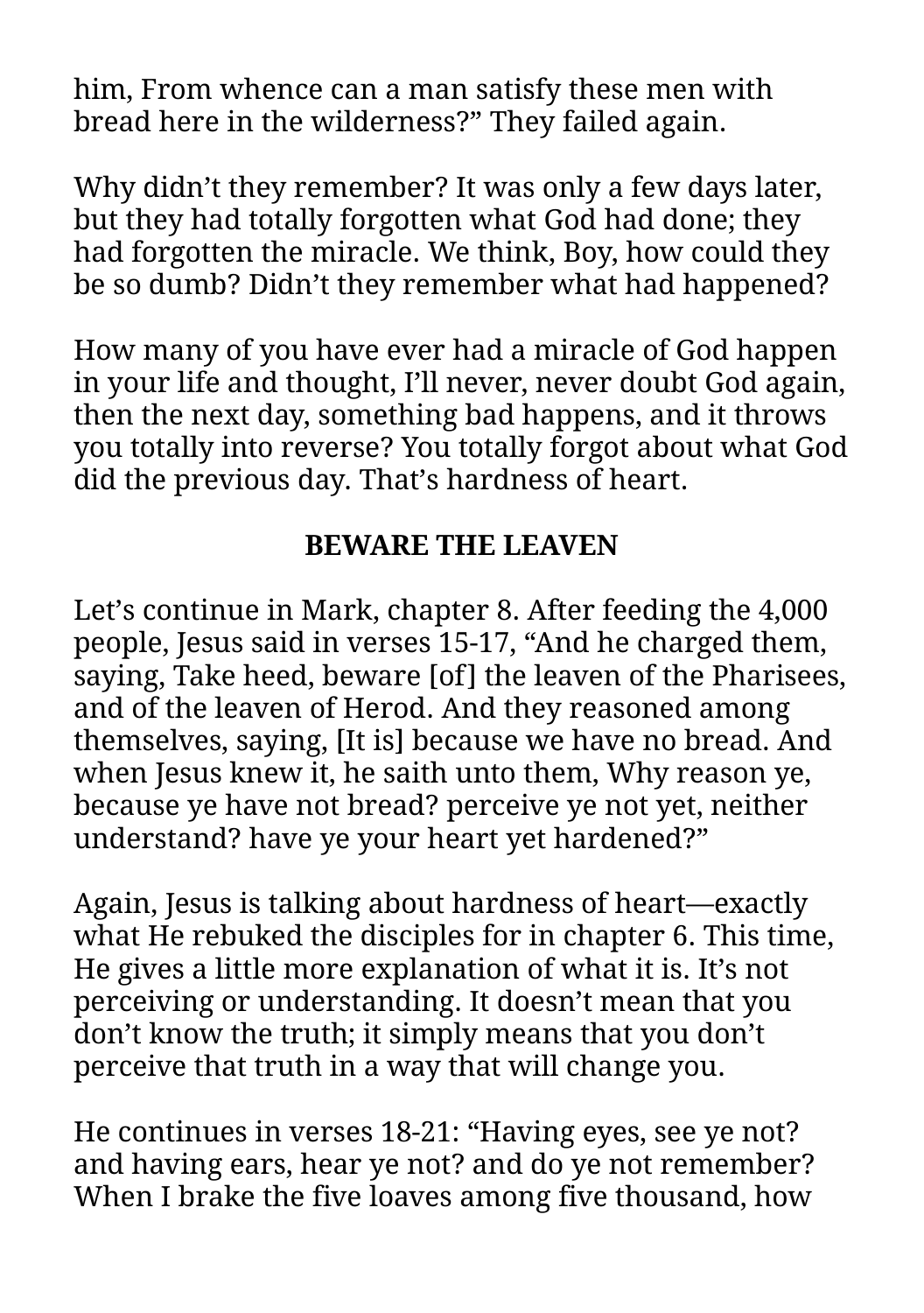him, From whence can a man satisfy these men with bread here in the wilderness?" They failed again.

Why didn't they remember? It was only a few days later, but they had totally forgotten what God had done; they had forgotten the miracle. We think, Boy, how could they be so dumb? Didn't they remember what had happened?

How many of you have ever had a miracle of God happen in your life and thought, I'll never, never doubt God again, then the next day, something bad happens, and it throws you totally into reverse? You totally forgot about what God did the previous day. That's hardness of heart.

## BEWARE THE LEAVEN

Let's continue in Mark, chapter 8. After feeding the 4,000 people, Jesus said in verses 15-17, "And he charged them, saying, Take heed, beware [of] the leaven of the Pharisees, and of the leaven of Herod. And they reasoned among themselves, saying, [It is] because we have no bread. And when Jesus knew it, he saith unto them, Why reason ye, because ye have not bread? perceive ye not yet, neither understand? have ye your heart yet hardened?"

Again, Jesus is talking about hardness of heart—exactly what He rebuked the disciples for in chapter 6. This time, He gives a little more explanation of what it is. It's not perceiving or understanding. It doesn't mean that you don't know the truth; it simply means that you don't perceive that truth in a way that will change you.

He continues in verses 18-21: "Having eyes, see ye not? and having ears, hear ye not? and do ye not remember? When I brake the five loaves among five thousand, how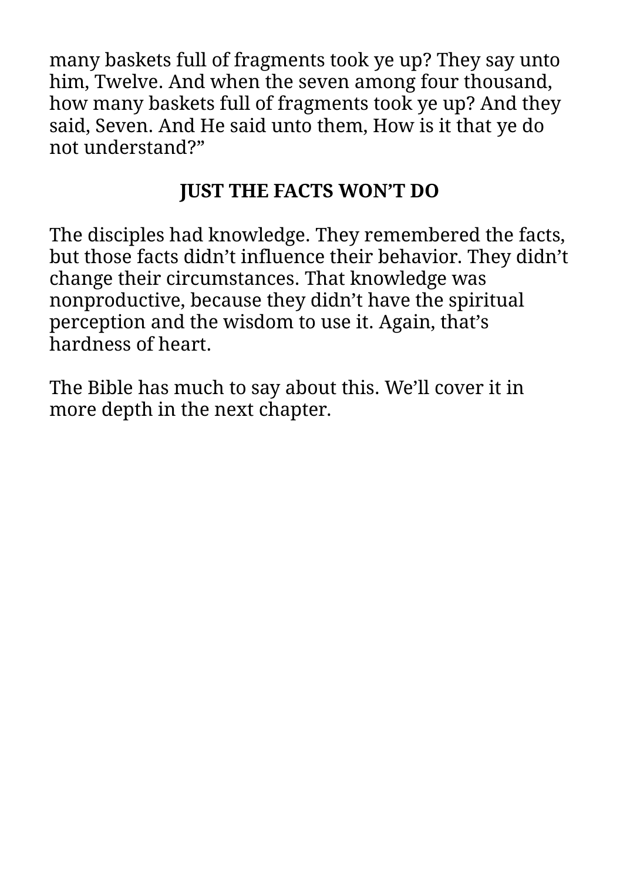many baskets full of fragments took ye up? They say unto him, Twelve. And when the seven among four thousand, how many baskets full of fragments took ye up? And they said, Seven. And He said unto them, How is it that ye do not understand?"

## JUST THE FACTS WON'T DO

The disciples had knowledge. They remembered the facts, but those facts didn't influence their behavior. They didn't change their circumstances. That knowledge was nonproductive, because they didn't have the spiritual perception and the wisdom to use it. Again, that's hardness of heart.

The Bible has much to say about this. We'll cover it in more depth in the next chapter.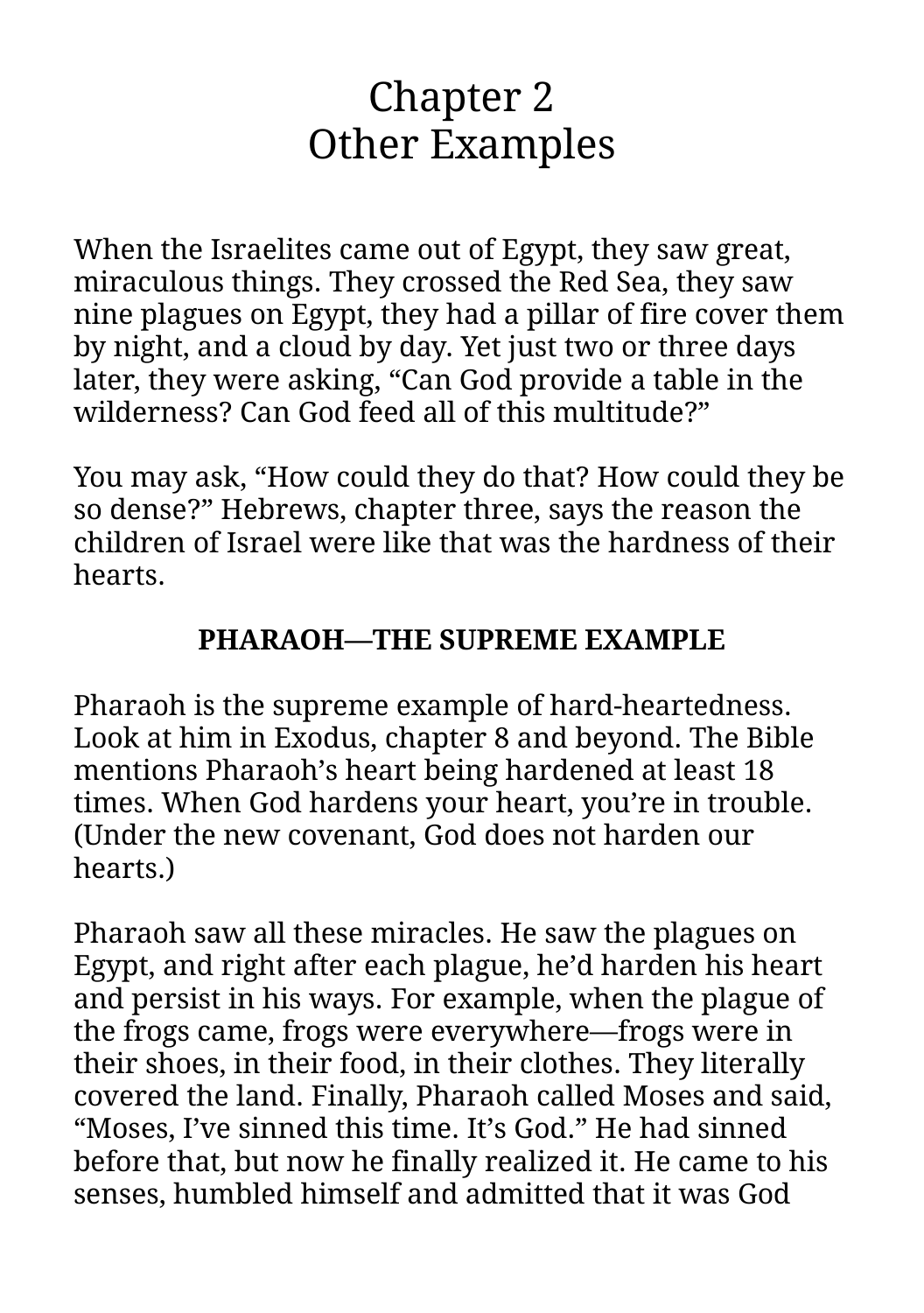# Chapter 2
# Other Examples

When the Israelites came out of Egypt, they saw great, miraculous things. They crossed the Red Sea, they saw nine plagues on Egypt, they had a pillar of fire cover them by night, and a cloud by day. Yet just two or three days later, they were asking, "Can God provide a table in the wilderness? Can God feed all of this multitude?"

You may ask, "How could they do that? How could they be so dense?" Hebrews, chapter three, says the reason the children of Israel were like that was the hardness of their hearts.

**PHARAOH—THE SUPREME EXAMPLE**

Pharaoh is the supreme example of hard-heartedness. Look at him in Exodus, chapter 8 and beyond. The Bible mentions Pharaoh's heart being hardened at least 18 times. When God hardens your heart, you're in trouble. (Under the new covenant, God does not harden our hearts.)

Pharaoh saw all these miracles. He saw the plagues on Egypt, and right after each plague, he'd harden his heart and persist in his ways. For example, when the plague of the frogs came, frogs were everywhere—frogs were in their shoes, in their food, in their clothes. They literally covered the land. Finally, Pharaoh called Moses and said, "Moses, I've sinned this time. It's God." He had sinned before that, but now he finally realized it. He came to his senses, humbled himself and admitted that it was God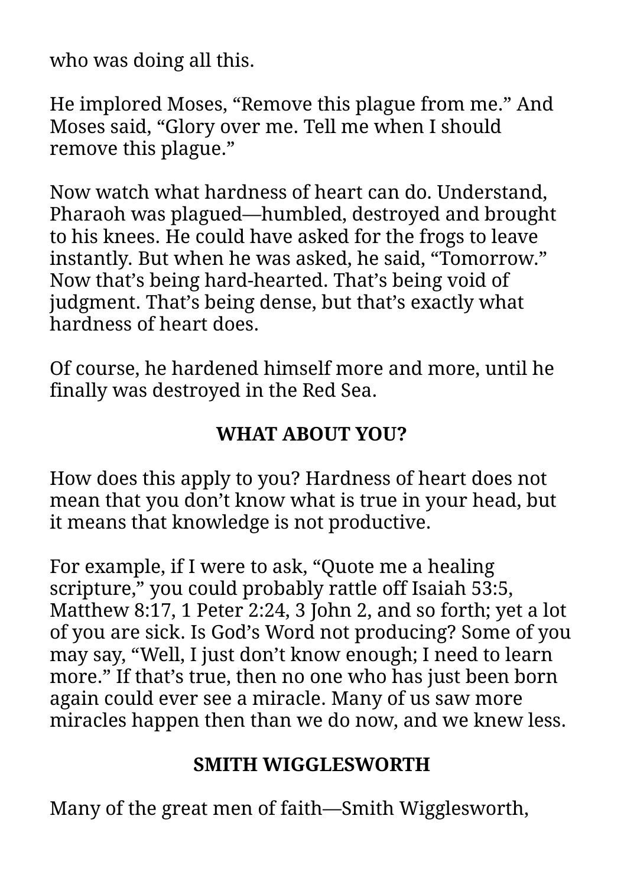who was doing all this.

He implored Moses, “Remove this plague from me.” And Moses said, “Glory over me. Tell me when I should remove this plague.”

Now watch what hardness of heart can do. Understand, Pharaoh was plagued—humbled, destroyed and brought to his knees. He could have asked for the frogs to leave instantly. But when he was asked, he said, “Tomorrow.” Now that’s being hard-hearted. That’s being void of judgment. That’s being dense, but that’s exactly what hardness of heart does.

Of course, he hardened himself more and more, until he finally was destroyed in the Red Sea.

## WHAT ABOUT YOU?

How does this apply to you? Hardness of heart does not mean that you don’t know what is true in your head, but it means that knowledge is not productive.

For example, if I were to ask, “Quote me a healing scripture,” you could probably rattle off Isaiah 53:5, Matthew 8:17, 1 Peter 2:24, 3 John 2, and so forth; yet a lot of you are sick. Is God’s Word not producing? Some of you may say, “Well, I just don’t know enough; I need to learn more.” If that’s true, then no one who has just been born again could ever see a miracle. Many of us saw more miracles happen then than we do now, and we knew less.

## SMITH WIGGLESWORTH

Many of the great men of faith—Smith Wigglesworth,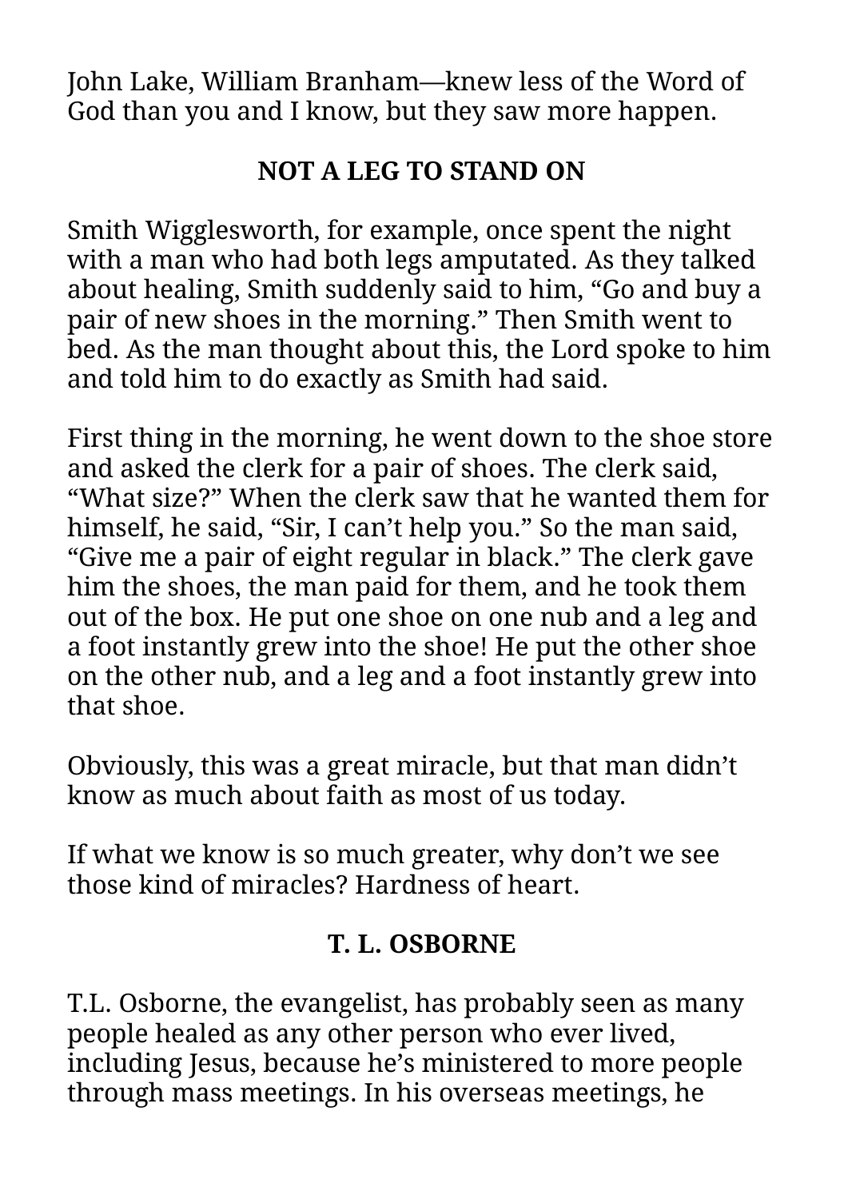John Lake, William Branham—knew less of the Word of God than you and I know, but they saw more happen.

## NOT A LEG TO STAND ON

Smith Wigglesworth, for example, once spent the night with a man who had both legs amputated. As they talked about healing, Smith suddenly said to him, "Go and buy a pair of new shoes in the morning." Then Smith went to bed. As the man thought about this, the Lord spoke to him and told him to do exactly as Smith had said.

First thing in the morning, he went down to the shoe store and asked the clerk for a pair of shoes. The clerk said, "What size?" When the clerk saw that he wanted them for himself, he said, "Sir, I can't help you." So the man said, "Give me a pair of eight regular in black." The clerk gave him the shoes, the man paid for them, and he took them out of the box. He put one shoe on one nub and a leg and a foot instantly grew into the shoe! He put the other shoe on the other nub, and a leg and a foot instantly grew into that shoe.

Obviously, this was a great miracle, but that man didn't know as much about faith as most of us today.

If what we know is so much greater, why don't we see those kind of miracles? Hardness of heart.

## T. L. OSBORNE

T.L. Osborne, the evangelist, has probably seen as many people healed as any other person who ever lived, including Jesus, because he's ministered to more people through mass meetings. In his overseas meetings, he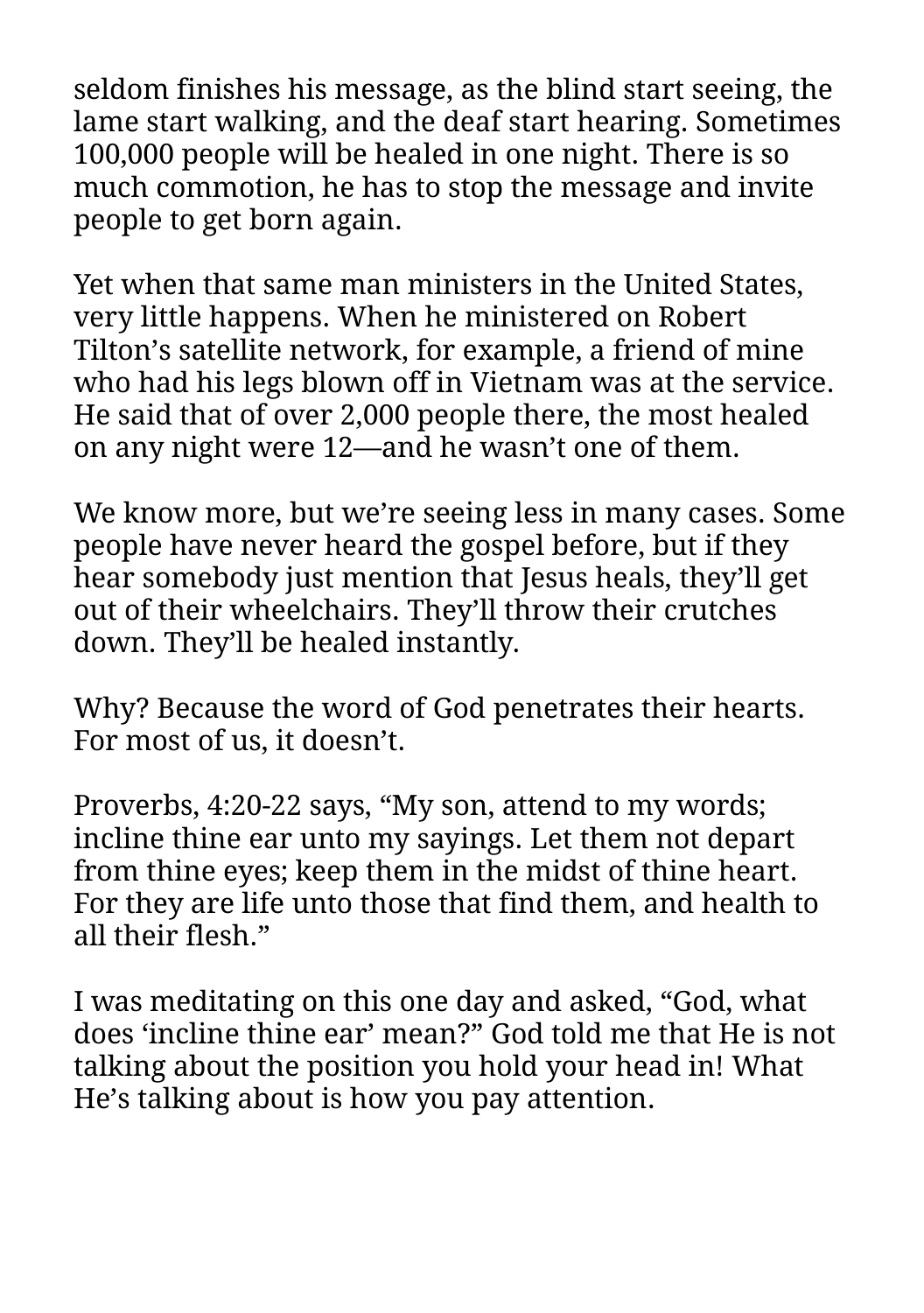seldom finishes his message, as the blind start seeing, the lame start walking, and the deaf start hearing. Sometimes 100,000 people will be healed in one night. There is so much commotion, he has to stop the message and invite people to get born again.

Yet when that same man ministers in the United States, very little happens. When he ministered on Robert Tilton's satellite network, for example, a friend of mine who had his legs blown off in Vietnam was at the service. He said that of over 2,000 people there, the most healed on any night were 12—and he wasn't one of them.

We know more, but we're seeing less in many cases. Some people have never heard the gospel before, but if they hear somebody just mention that Jesus heals, they'll get out of their wheelchairs. They'll throw their crutches down. They'll be healed instantly.

Why? Because the word of God penetrates their hearts. For most of us, it doesn't.

Proverbs, 4:20-22 says, "My son, attend to my words; incline thine ear unto my sayings. Let them not depart from thine eyes; keep them in the midst of thine heart. For they are life unto those that find them, and health to all their flesh."

I was meditating on this one day and asked, "God, what does 'incline thine ear' mean?" God told me that He is not talking about the position you hold your head in! What He's talking about is how you pay attention.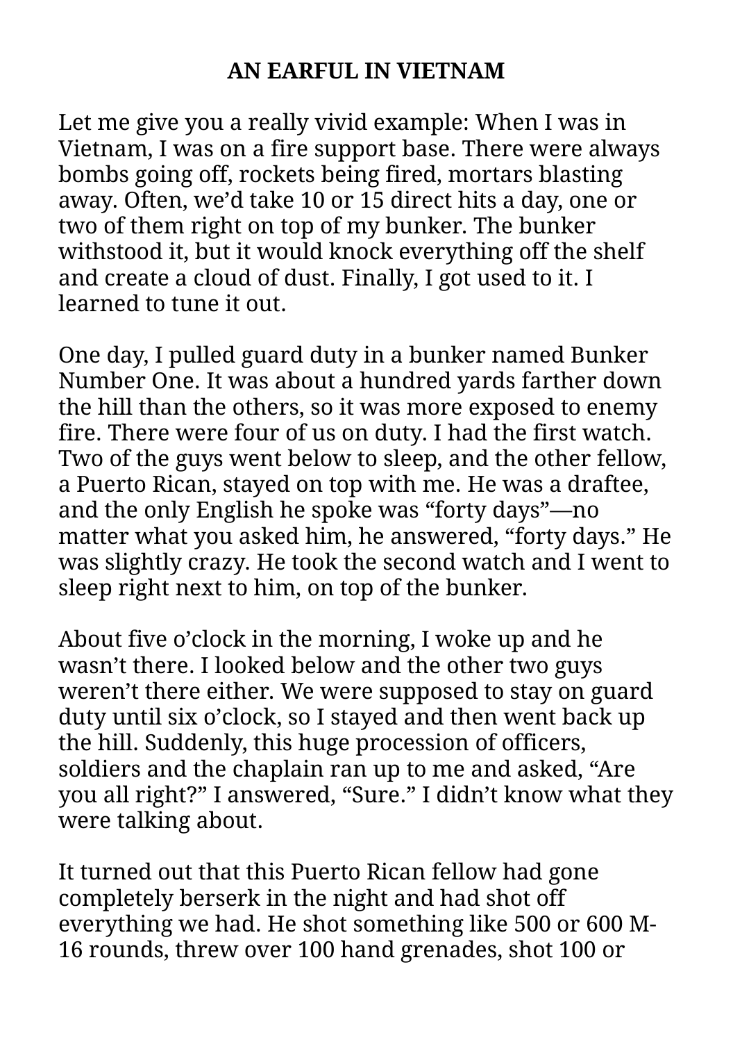**AN EARFUL IN VIETNAM**

Let me give you a really vivid example: When I was in Vietnam, I was on a fire support base. There were always bombs going off, rockets being fired, mortars blasting away. Often, we'd take 10 or 15 direct hits a day, one or two of them right on top of my bunker. The bunker withstood it, but it would knock everything off the shelf and create a cloud of dust. Finally, I got used to it. I learned to tune it out.

One day, I pulled guard duty in a bunker named Bunker Number One. It was about a hundred yards farther down the hill than the others, so it was more exposed to enemy fire. There were four of us on duty. I had the first watch. Two of the guys went below to sleep, and the other fellow, a Puerto Rican, stayed on top with me. He was a draftee, and the only English he spoke was "forty days"—no matter what you asked him, he answered, "forty days." He was slightly crazy. He took the second watch and I went to sleep right next to him, on top of the bunker.

About five o'clock in the morning, I woke up and he wasn't there. I looked below and the other two guys weren't there either. We were supposed to stay on guard duty until six o'clock, so I stayed and then went back up the hill. Suddenly, this huge procession of officers, soldiers and the chaplain ran up to me and asked, "Are you all right?" I answered, "Sure." I didn't know what they were talking about.

It turned out that this Puerto Rican fellow had gone completely berserk in the night and had shot off everything we had. He shot something like 500 or 600 M-16 rounds, threw over 100 hand grenades, shot 100 or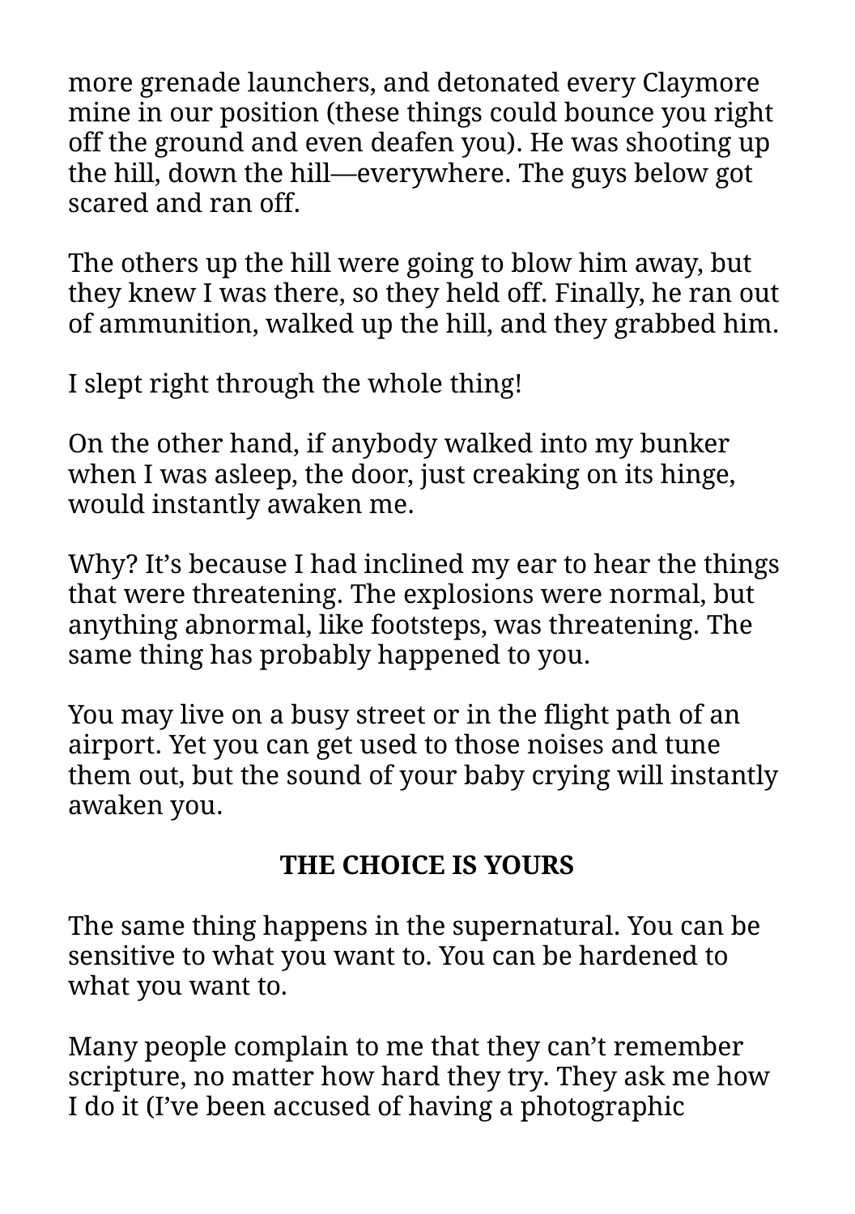more grenade launchers, and detonated every Claymore mine in our position (these things could bounce you right off the ground and even deafen you). He was shooting up the hill, down the hill—everywhere. The guys below got scared and ran off.

The others up the hill were going to blow him away, but they knew I was there, so they held off. Finally, he ran out of ammunition, walked up the hill, and they grabbed him.

I slept right through the whole thing!

On the other hand, if anybody walked into my bunker when I was asleep, the door, just creaking on its hinge, would instantly awaken me.

Why? It's because I had inclined my ear to hear the things that were threatening. The explosions were normal, but anything abnormal, like footsteps, was threatening. The same thing has probably happened to you.

You may live on a busy street or in the flight path of an airport. Yet you can get used to those noises and tune them out, but the sound of your baby crying will instantly awaken you.

## THE CHOICE IS YOURS

The same thing happens in the supernatural. You can be sensitive to what you want to. You can be hardened to what you want to.

Many people complain to me that they can't remember scripture, no matter how hard they try. They ask me how I do it (I've been accused of having a photographic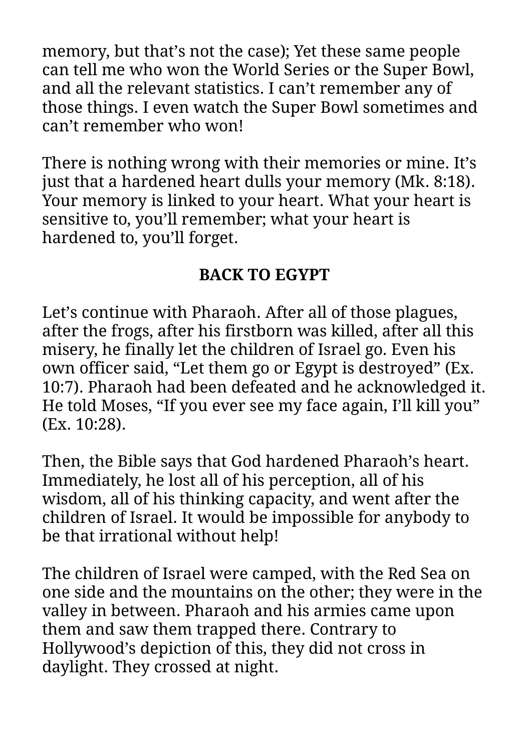memory, but that's not the case); Yet these same people can tell me who won the World Series or the Super Bowl, and all the relevant statistics. I can't remember any of those things. I even watch the Super Bowl sometimes and can't remember who won!

There is nothing wrong with their memories or mine. It's just that a hardened heart dulls your memory (Mk. 8:18). Your memory is linked to your heart. What your heart is sensitive to, you'll remember; what your heart is hardened to, you'll forget.

## BACK TO EGYPT

Let's continue with Pharaoh. After all of those plagues, after the frogs, after his firstborn was killed, after all this misery, he finally let the children of Israel go. Even his own officer said, "Let them go or Egypt is destroyed" (Ex. 10:7). Pharaoh had been defeated and he acknowledged it. He told Moses, "If you ever see my face again, I'll kill you" (Ex. 10:28).

Then, the Bible says that God hardened Pharaoh's heart. Immediately, he lost all of his perception, all of his wisdom, all of his thinking capacity, and went after the children of Israel. It would be impossible for anybody to be that irrational without help!

The children of Israel were camped, with the Red Sea on one side and the mountains on the other; they were in the valley in between. Pharaoh and his armies came upon them and saw them trapped there. Contrary to Hollywood's depiction of this, they did not cross in daylight. They crossed at night.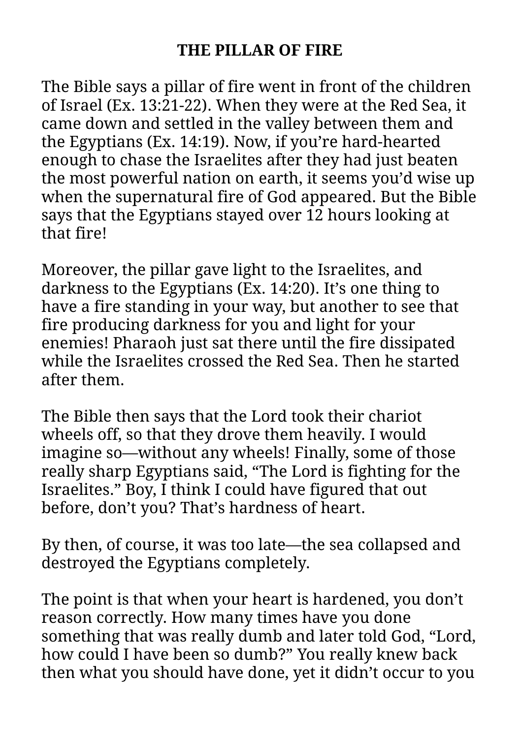# THE PILLAR OF FIRE

The Bible says a pillar of fire went in front of the children of Israel (Ex. 13:21-22). When they were at the Red Sea, it came down and settled in the valley between them and the Egyptians (Ex. 14:19). Now, if you're hard-hearted enough to chase the Israelites after they had just beaten the most powerful nation on earth, it seems you'd wise up when the supernatural fire of God appeared. But the Bible says that the Egyptians stayed over 12 hours looking at that fire!

Moreover, the pillar gave light to the Israelites, and darkness to the Egyptians (Ex. 14:20). It's one thing to have a fire standing in your way, but another to see that fire producing darkness for you and light for your enemies! Pharaoh just sat there until the fire dissipated while the Israelites crossed the Red Sea. Then he started after them.

The Bible then says that the Lord took their chariot wheels off, so that they drove them heavily. I would imagine so—without any wheels! Finally, some of those really sharp Egyptians said, "The Lord is fighting for the Israelites." Boy, I think I could have figured that out before, don't you? That's hardness of heart.

By then, of course, it was too late—the sea collapsed and destroyed the Egyptians completely.

The point is that when your heart is hardened, you don't reason correctly. How many times have you done something that was really dumb and later told God, "Lord, how could I have been so dumb?" You really knew back then what you should have done, yet it didn't occur to you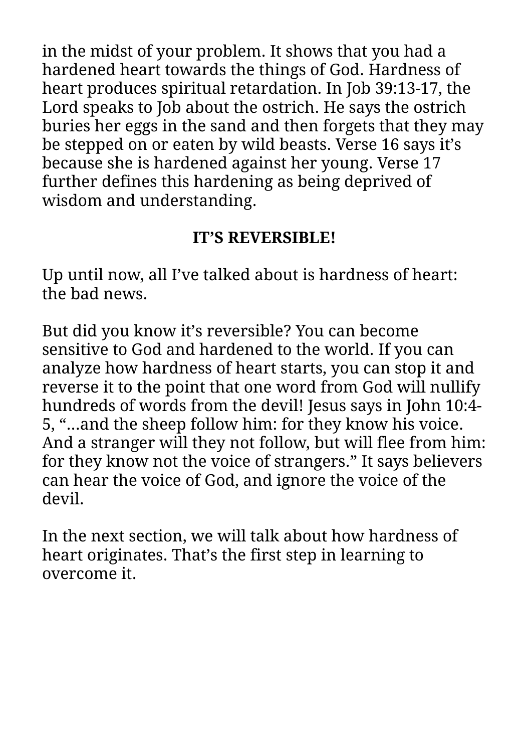in the midst of your problem. It shows that you had a hardened heart towards the things of God. Hardness of heart produces spiritual retardation. In Job 39:13-17, the Lord speaks to Job about the ostrich. He says the ostrich buries her eggs in the sand and then forgets that they may be stepped on or eaten by wild beasts. Verse 16 says it's because she is hardened against her young. Verse 17 further defines this hardening as being deprived of wisdom and understanding.

## IT'S REVERSIBLE!

Up until now, all I've talked about is hardness of heart: the bad news.

But did you know it's reversible? You can become sensitive to God and hardened to the world. If you can analyze how hardness of heart starts, you can stop it and reverse it to the point that one word from God will nullify hundreds of words from the devil! Jesus says in John 10:4-5, "…and the sheep follow him: for they know his voice. And a stranger will they not follow, but will flee from him: for they know not the voice of strangers." It says believers can hear the voice of God, and ignore the voice of the devil.

In the next section, we will talk about how hardness of heart originates. That's the first step in learning to overcome it.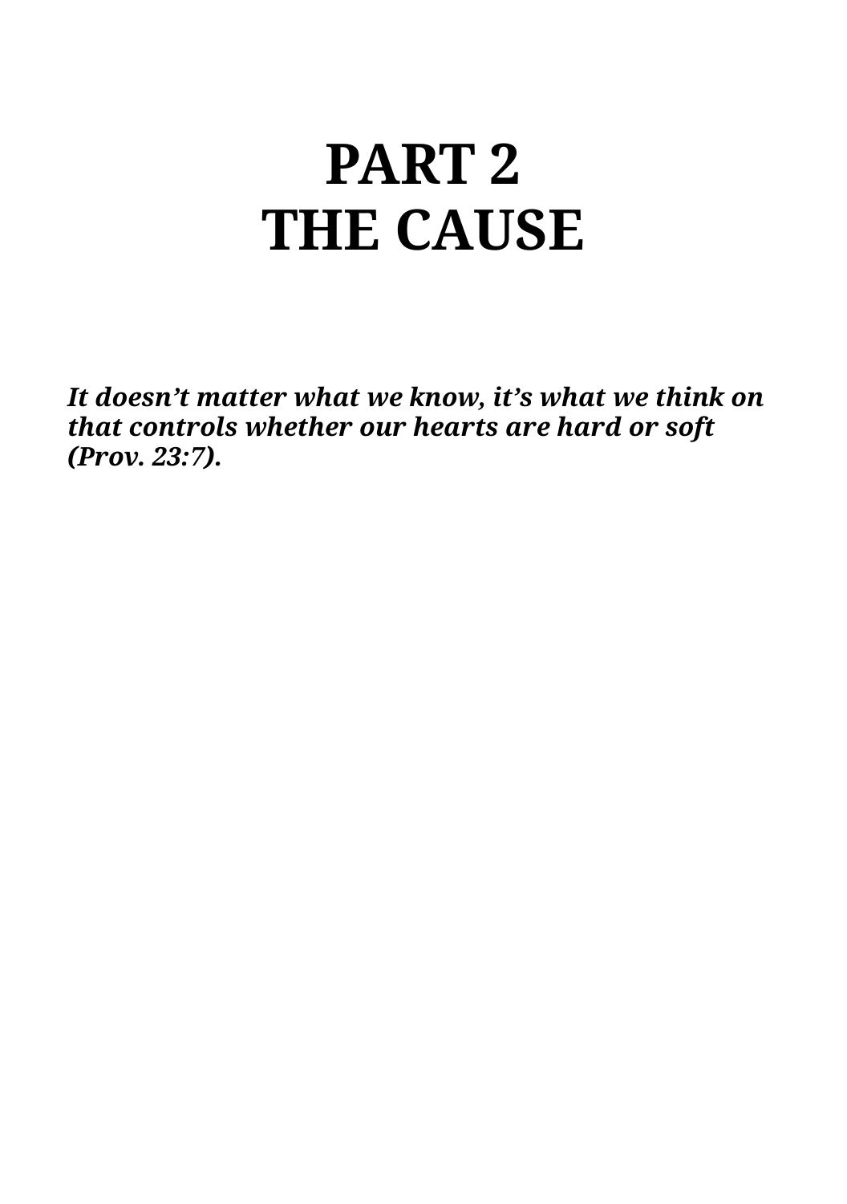# PART 2
# THE CAUSE

***It doesn't matter what we know, it's what we think on that controls whether our hearts are hard or soft (Prov. 23:7).***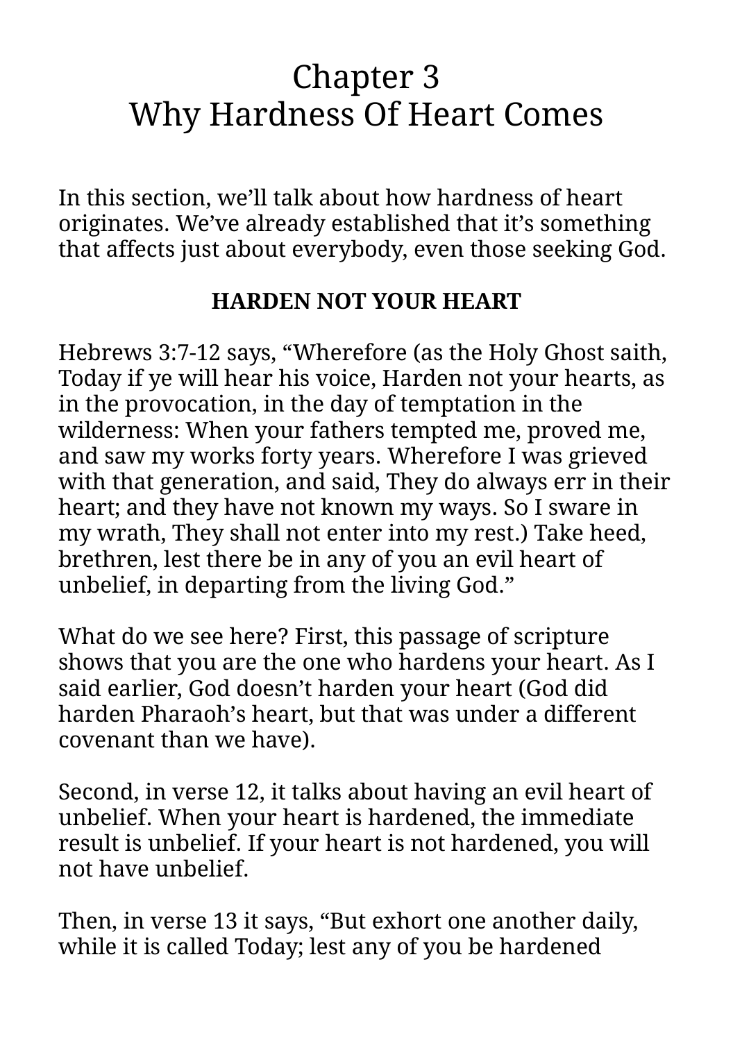# Chapter 3
# Why Hardness Of Heart Comes

In this section, we'll talk about how hardness of heart originates. We've already established that it's something that affects just about everybody, even those seeking God.

**HARDEN NOT YOUR HEART**

Hebrews 3:7-12 says, "Wherefore (as the Holy Ghost saith, Today if ye will hear his voice, Harden not your hearts, as in the provocation, in the day of temptation in the wilderness: When your fathers tempted me, proved me, and saw my works forty years. Wherefore I was grieved with that generation, and said, They do always err in their heart; and they have not known my ways. So I sware in my wrath, They shall not enter into my rest.) Take heed, brethren, lest there be in any of you an evil heart of unbelief, in departing from the living God."

What do we see here? First, this passage of scripture shows that you are the one who hardens your heart. As I said earlier, God doesn't harden your heart (God did harden Pharaoh's heart, but that was under a different covenant than we have).

Second, in verse 12, it talks about having an evil heart of unbelief. When your heart is hardened, the immediate result is unbelief. If your heart is not hardened, you will not have unbelief.

Then, in verse 13 it says, "But exhort one another daily, while it is called Today; lest any of you be hardened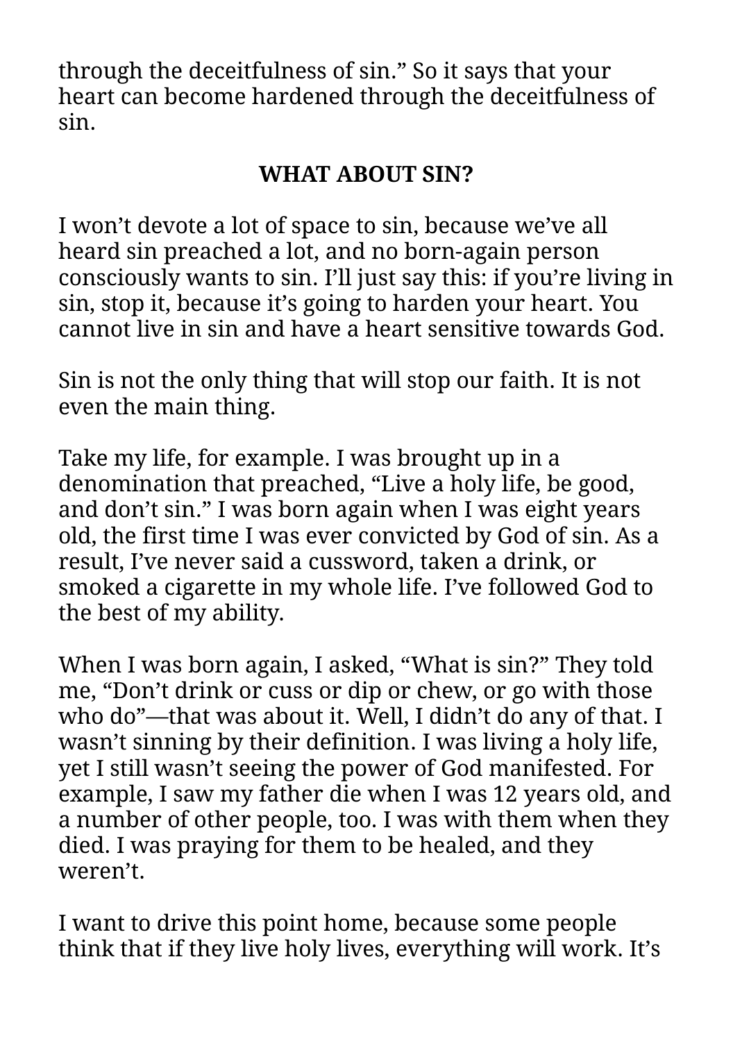through the deceitfulness of sin." So it says that your heart can become hardened through the deceitfulness of sin.

## WHAT ABOUT SIN?

I won't devote a lot of space to sin, because we've all heard sin preached a lot, and no born-again person consciously wants to sin. I'll just say this: if you're living in sin, stop it, because it's going to harden your heart. You cannot live in sin and have a heart sensitive towards God.

Sin is not the only thing that will stop our faith. It is not even the main thing.

Take my life, for example. I was brought up in a denomination that preached, "Live a holy life, be good, and don't sin." I was born again when I was eight years old, the first time I was ever convicted by God of sin. As a result, I've never said a cussword, taken a drink, or smoked a cigarette in my whole life. I've followed God to the best of my ability.

When I was born again, I asked, "What is sin?" They told me, "Don't drink or cuss or dip or chew, or go with those who do"—that was about it. Well, I didn't do any of that. I wasn't sinning by their definition. I was living a holy life, yet I still wasn't seeing the power of God manifested. For example, I saw my father die when I was 12 years old, and a number of other people, too. I was with them when they died. I was praying for them to be healed, and they weren't.

I want to drive this point home, because some people think that if they live holy lives, everything will work. It's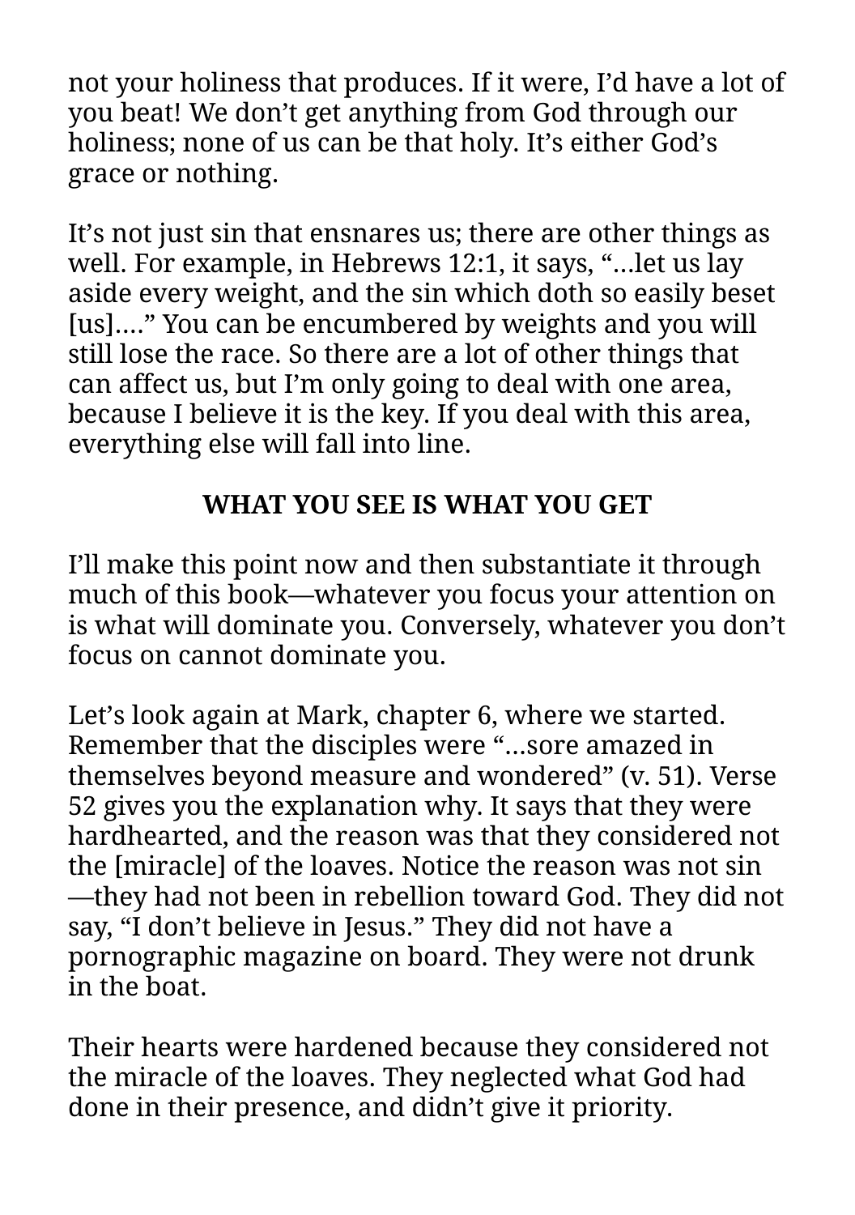not your holiness that produces. If it were, I'd have a lot of you beat! We don't get anything from God through our holiness; none of us can be that holy. It's either God's grace or nothing.

It's not just sin that ensnares us; there are other things as well. For example, in Hebrews 12:1, it says, "…let us lay aside every weight, and the sin which doth so easily beset [us]…." You can be encumbered by weights and you will still lose the race. So there are a lot of other things that can affect us, but I'm only going to deal with one area, because I believe it is the key. If you deal with this area, everything else will fall into line.

## WHAT YOU SEE IS WHAT YOU GET

I'll make this point now and then substantiate it through much of this book—whatever you focus your attention on is what will dominate you. Conversely, whatever you don't focus on cannot dominate you.

Let's look again at Mark, chapter 6, where we started. Remember that the disciples were "…sore amazed in themselves beyond measure and wondered" (v. 51). Verse 52 gives you the explanation why. It says that they were hardhearted, and the reason was that they considered not the [miracle] of the loaves. Notice the reason was not sin—they had not been in rebellion toward God. They did not say, "I don't believe in Jesus." They did not have a pornographic magazine on board. They were not drunk in the boat.

Their hearts were hardened because they considered not the miracle of the loaves. They neglected what God had done in their presence, and didn't give it priority.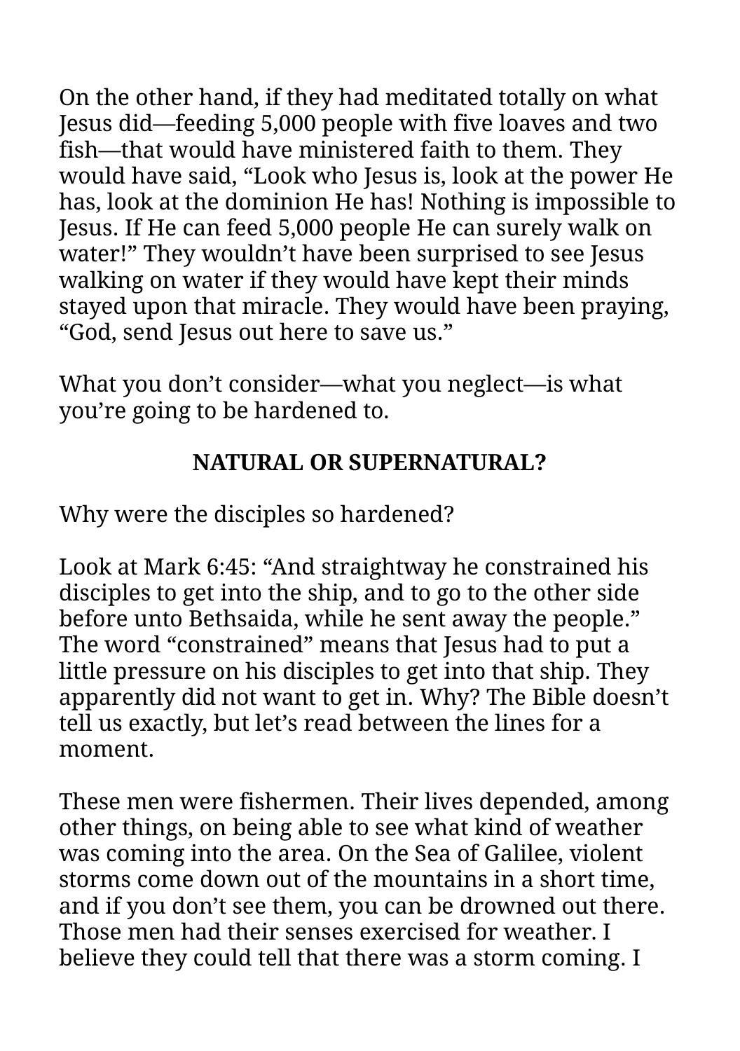On the other hand, if they had meditated totally on what Jesus did—feeding 5,000 people with five loaves and two fish—that would have ministered faith to them. They would have said, “Look who Jesus is, look at the power He has, look at the dominion He has! Nothing is impossible to Jesus. If He can feed 5,000 people He can surely walk on water!” They wouldn’t have been surprised to see Jesus walking on water if they would have kept their minds stayed upon that miracle. They would have been praying, “God, send Jesus out here to save us.”

What you don’t consider—what you neglect—is what you’re going to be hardened to.

## NATURAL OR SUPERNATURAL?

Why were the disciples so hardened?

Look at Mark 6:45: “And straightway he constrained his disciples to get into the ship, and to go to the other side before unto Bethsaida, while he sent away the people.” The word “constrained” means that Jesus had to put a little pressure on his disciples to get into that ship. They apparently did not want to get in. Why? The Bible doesn’t tell us exactly, but let’s read between the lines for a moment.

These men were fishermen. Their lives depended, among other things, on being able to see what kind of weather was coming into the area. On the Sea of Galilee, violent storms come down out of the mountains in a short time, and if you don’t see them, you can be drowned out there. Those men had their senses exercised for weather. I believe they could tell that there was a storm coming. I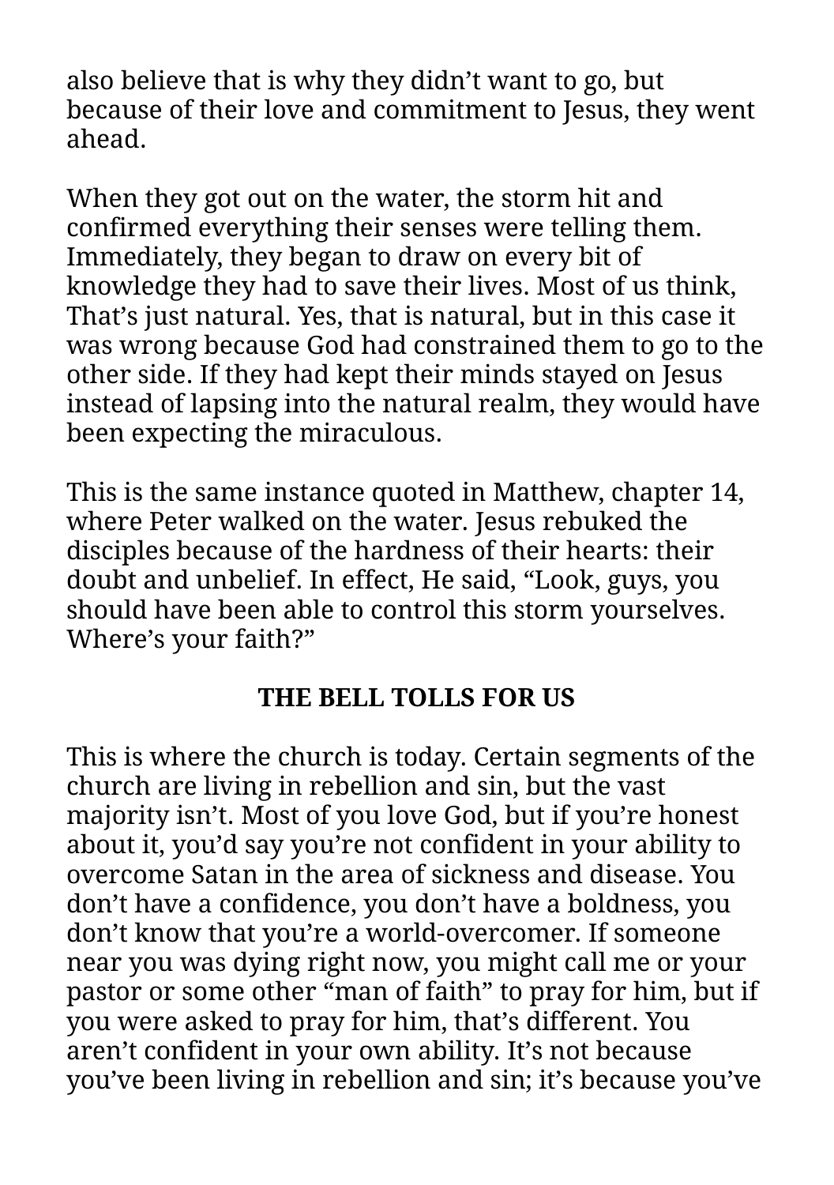also believe that is why they didn't want to go, but because of their love and commitment to Jesus, they went ahead.

When they got out on the water, the storm hit and confirmed everything their senses were telling them. Immediately, they began to draw on every bit of knowledge they had to save their lives. Most of us think, That's just natural. Yes, that is natural, but in this case it was wrong because God had constrained them to go to the other side. If they had kept their minds stayed on Jesus instead of lapsing into the natural realm, they would have been expecting the miraculous.

This is the same instance quoted in Matthew, chapter 14, where Peter walked on the water. Jesus rebuked the disciples because of the hardness of their hearts: their doubt and unbelief. In effect, He said, "Look, guys, you should have been able to control this storm yourselves. Where's your faith?"

## THE BELL TOLLS FOR US

This is where the church is today. Certain segments of the church are living in rebellion and sin, but the vast majority isn't. Most of you love God, but if you're honest about it, you'd say you're not confident in your ability to overcome Satan in the area of sickness and disease. You don't have a confidence, you don't have a boldness, you don't know that you're a world-overcomer. If someone near you was dying right now, you might call me or your pastor or some other "man of faith" to pray for him, but if you were asked to pray for him, that's different. You aren't confident in your own ability. It's not because you've been living in rebellion and sin; it's because you've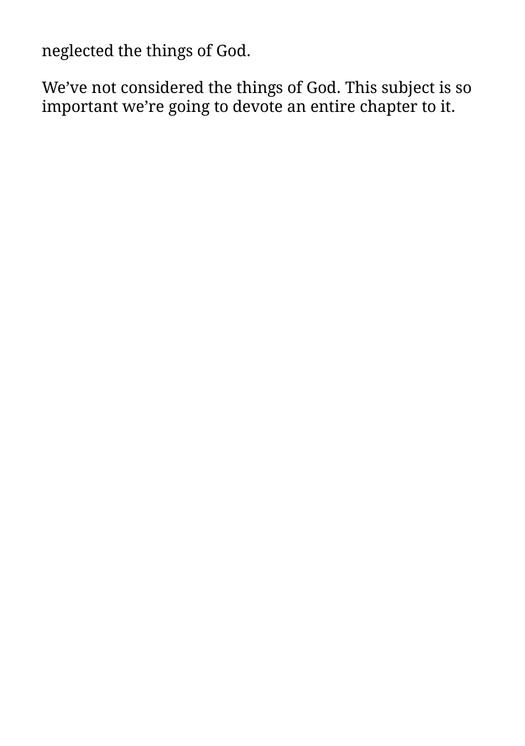neglected the things of God.

We’ve not considered the things of God. This subject is so important we’re going to devote an entire chapter to it.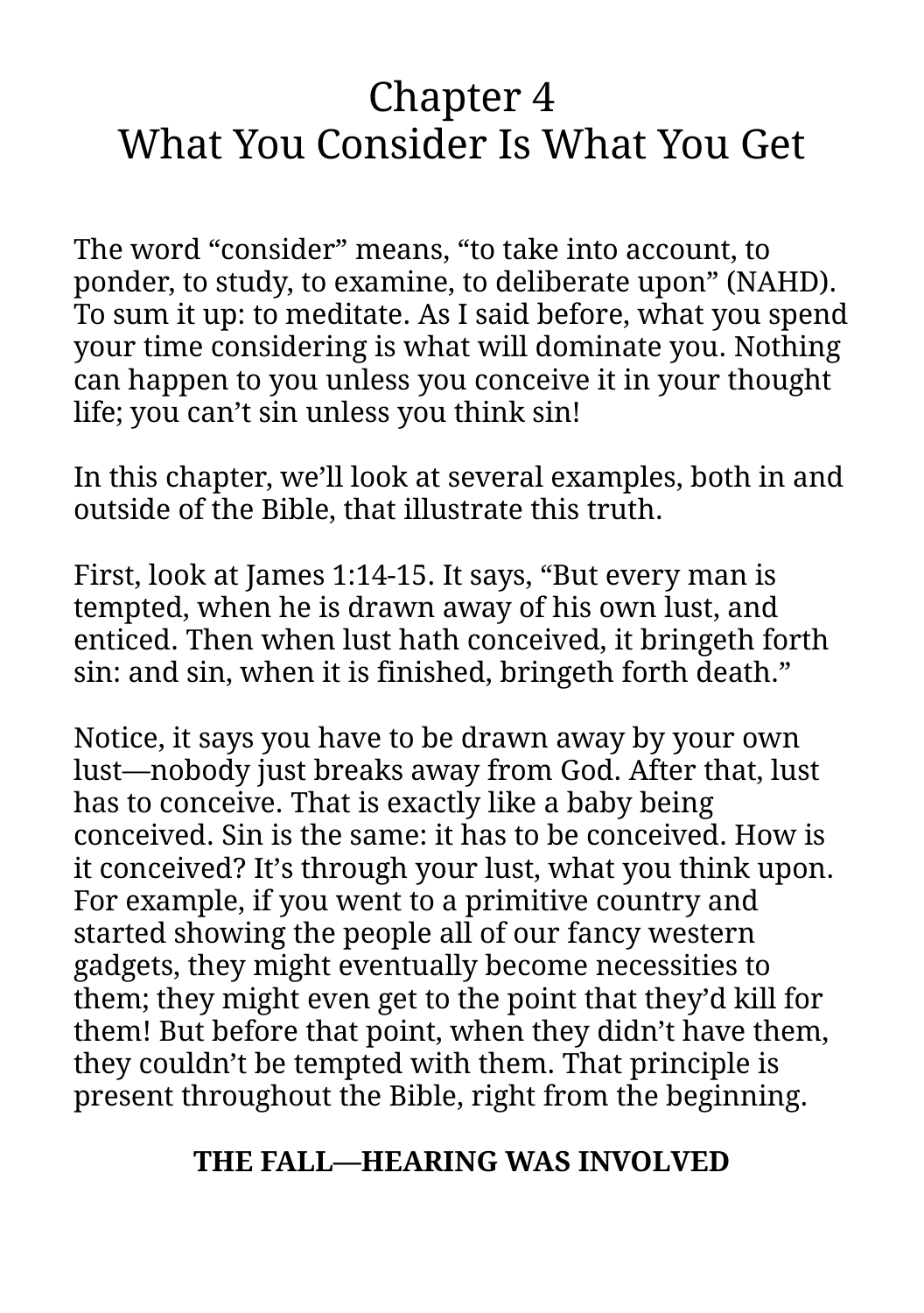# Chapter 4
# What You Consider Is What You Get

The word "consider" means, "to take into account, to ponder, to study, to examine, to deliberate upon" (NAHD). To sum it up: to meditate. As I said before, what you spend your time considering is what will dominate you. Nothing can happen to you unless you conceive it in your thought life; you can't sin unless you think sin!

In this chapter, we'll look at several examples, both in and outside of the Bible, that illustrate this truth.

First, look at James 1:14-15. It says, "But every man is tempted, when he is drawn away of his own lust, and enticed. Then when lust hath conceived, it bringeth forth sin: and sin, when it is finished, bringeth forth death."

Notice, it says you have to be drawn away by your own lust—nobody just breaks away from God. After that, lust has to conceive. That is exactly like a baby being conceived. Sin is the same: it has to be conceived. How is it conceived? It's through your lust, what you think upon. For example, if you went to a primitive country and started showing the people all of our fancy western gadgets, they might eventually become necessities to them; they might even get to the point that they'd kill for them! But before that point, when they didn't have them, they couldn't be tempted with them. That principle is present throughout the Bible, right from the beginning.

**THE FALL—HEARING WAS INVOLVED**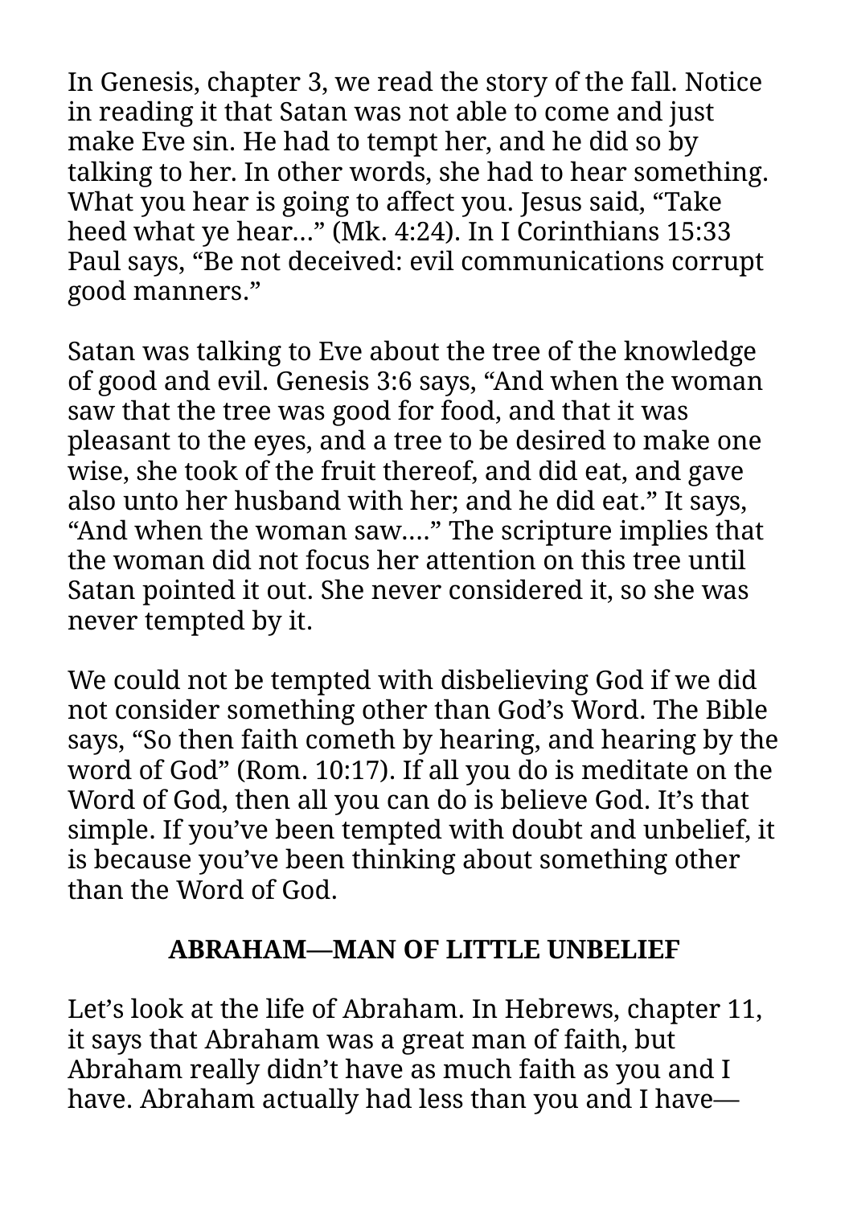In Genesis, chapter 3, we read the story of the fall. Notice in reading it that Satan was not able to come and just make Eve sin. He had to tempt her, and he did so by talking to her. In other words, she had to hear something. What you hear is going to affect you. Jesus said, "Take heed what ye hear..." (Mk. 4:24). In I Corinthians 15:33 Paul says, "Be not deceived: evil communications corrupt good manners."

Satan was talking to Eve about the tree of the knowledge of good and evil. Genesis 3:6 says, "And when the woman saw that the tree was good for food, and that it was pleasant to the eyes, and a tree to be desired to make one wise, she took of the fruit thereof, and did eat, and gave also unto her husband with her; and he did eat." It says, "And when the woman saw...." The scripture implies that the woman did not focus her attention on this tree until Satan pointed it out. She never considered it, so she was never tempted by it.

We could not be tempted with disbelieving God if we did not consider something other than God's Word. The Bible says, "So then faith cometh by hearing, and hearing by the word of God" (Rom. 10:17). If all you do is meditate on the Word of God, then all you can do is believe God. It's that simple. If you've been tempted with doubt and unbelief, it is because you've been thinking about something other than the Word of God.

## ABRAHAM—MAN OF LITTLE UNBELIEF

Let's look at the life of Abraham. In Hebrews, chapter 11, it says that Abraham was a great man of faith, but Abraham really didn't have as much faith as you and I have. Abraham actually had less than you and I have—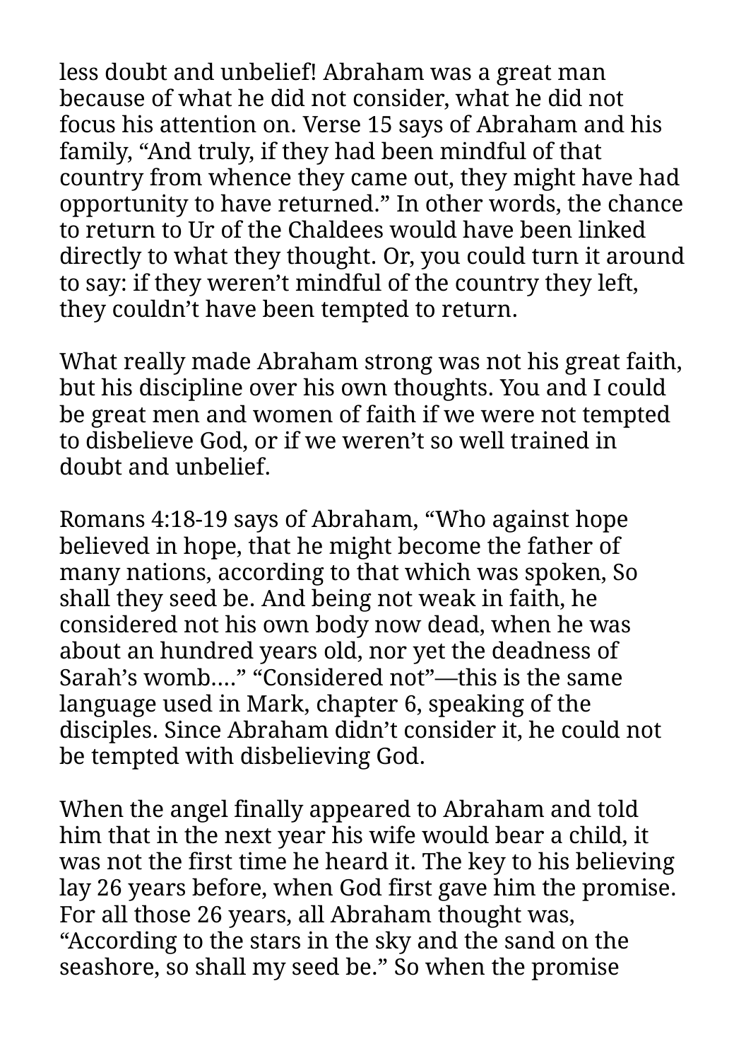less doubt and unbelief! Abraham was a great man because of what he did not consider, what he did not focus his attention on. Verse 15 says of Abraham and his family, “And truly, if they had been mindful of that country from whence they came out, they might have had opportunity to have returned.” In other words, the chance to return to Ur of the Chaldees would have been linked directly to what they thought. Or, you could turn it around to say: if they weren’t mindful of the country they left, they couldn’t have been tempted to return.

What really made Abraham strong was not his great faith, but his discipline over his own thoughts. You and I could be great men and women of faith if we were not tempted to disbelieve God, or if we weren’t so well trained in doubt and unbelief.

Romans 4:18-19 says of Abraham, “Who against hope believed in hope, that he might become the father of many nations, according to that which was spoken, So shall they seed be. And being not weak in faith, he considered not his own body now dead, when he was about an hundred years old, nor yet the deadness of Sarah’s womb....” “Considered not”—this is the same language used in Mark, chapter 6, speaking of the disciples. Since Abraham didn’t consider it, he could not be tempted with disbelieving God.

When the angel finally appeared to Abraham and told him that in the next year his wife would bear a child, it was not the first time he heard it. The key to his believing lay 26 years before, when God first gave him the promise. For all those 26 years, all Abraham thought was, “According to the stars in the sky and the sand on the seashore, so shall my seed be.” So when the promise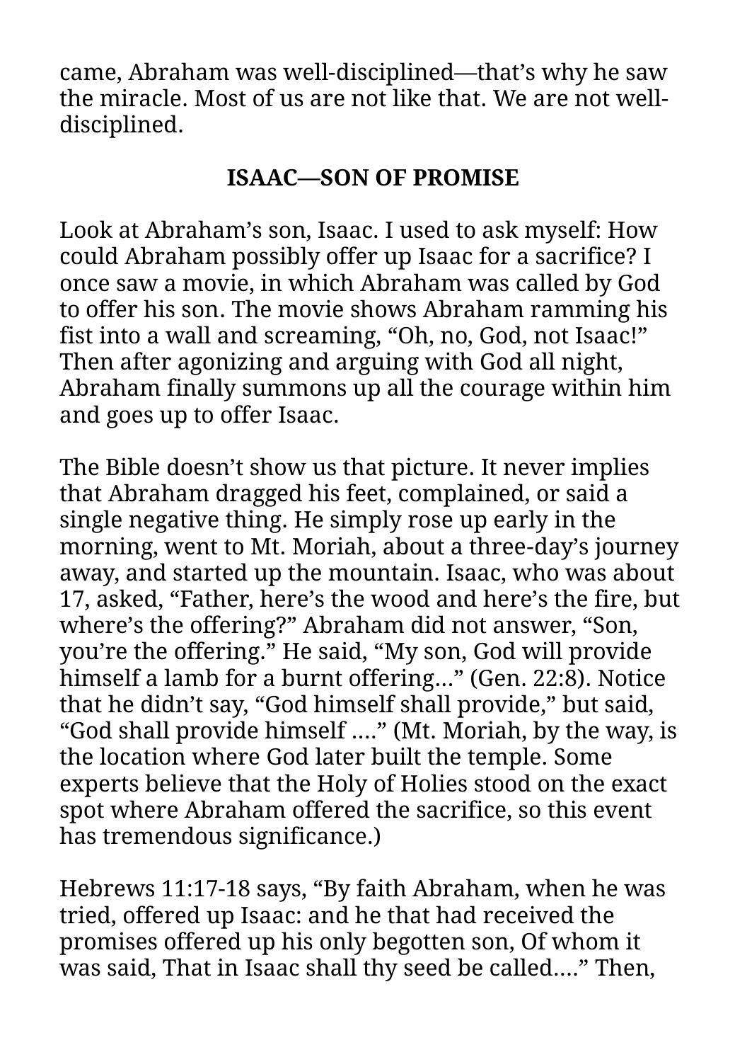came, Abraham was well-disciplined—that's why he saw the miracle. Most of us are not like that. We are not well-disciplined.

## ISAAC—SON OF PROMISE

Look at Abraham's son, Isaac. I used to ask myself: How could Abraham possibly offer up Isaac for a sacrifice? I once saw a movie, in which Abraham was called by God to offer his son. The movie shows Abraham ramming his fist into a wall and screaming, "Oh, no, God, not Isaac!" Then after agonizing and arguing with God all night, Abraham finally summons up all the courage within him and goes up to offer Isaac.

The Bible doesn't show us that picture. It never implies that Abraham dragged his feet, complained, or said a single negative thing. He simply rose up early in the morning, went to Mt. Moriah, about a three-day's journey away, and started up the mountain. Isaac, who was about 17, asked, "Father, here's the wood and here's the fire, but where's the offering?" Abraham did not answer, "Son, you're the offering." He said, "My son, God will provide himself a lamb for a burnt offering..." (Gen. 22:8). Notice that he didn't say, "God himself shall provide," but said, "God shall provide himself ...." (Mt. Moriah, by the way, is the location where God later built the temple. Some experts believe that the Holy of Holies stood on the exact spot where Abraham offered the sacrifice, so this event has tremendous significance.)

Hebrews 11:17-18 says, "By faith Abraham, when he was tried, offered up Isaac: and he that had received the promises offered up his only begotten son, Of whom it was said, That in Isaac shall thy seed be called...." Then,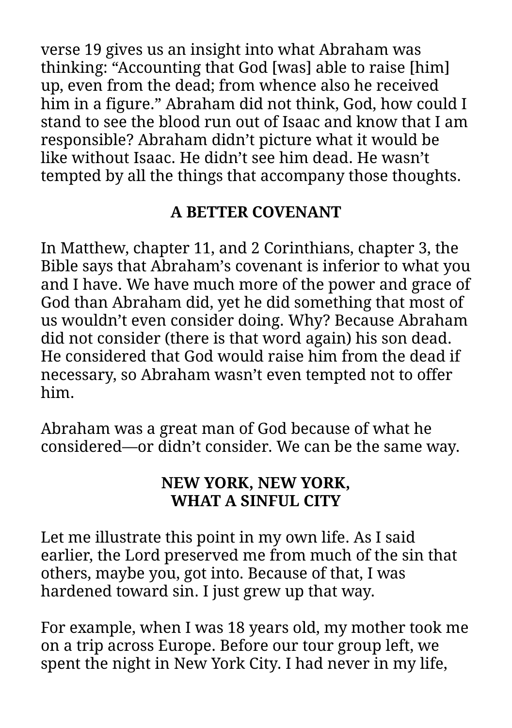verse 19 gives us an insight into what Abraham was thinking: “Accounting that God [was] able to raise [him] up, even from the dead; from whence also he received him in a figure.” Abraham did not think, God, how could I stand to see the blood run out of Isaac and know that I am responsible? Abraham didn’t picture what it would be like without Isaac. He didn’t see him dead. He wasn’t tempted by all the things that accompany those thoughts.

## A BETTER COVENANT

In Matthew, chapter 11, and 2 Corinthians, chapter 3, the Bible says that Abraham’s covenant is inferior to what you and I have. We have much more of the power and grace of God than Abraham did, yet he did something that most of us wouldn’t even consider doing. Why? Because Abraham did not consider (there is that word again) his son dead. He considered that God would raise him from the dead if necessary, so Abraham wasn’t even tempted not to offer him.

Abraham was a great man of God because of what he considered—or didn’t consider. We can be the same way.

## NEW YORK, NEW YORK, WHAT A SINFUL CITY

Let me illustrate this point in my own life. As I said earlier, the Lord preserved me from much of the sin that others, maybe you, got into. Because of that, I was hardened toward sin. I just grew up that way.

For example, when I was 18 years old, my mother took me on a trip across Europe. Before our tour group left, we spent the night in New York City. I had never in my life,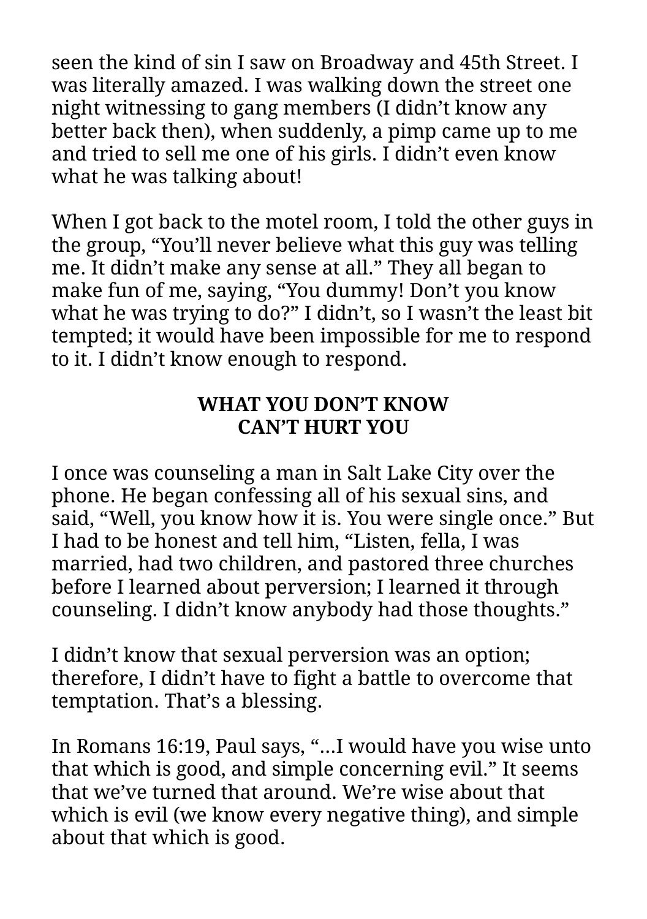seen the kind of sin I saw on Broadway and 45th Street. I was literally amazed. I was walking down the street one night witnessing to gang members (I didn't know any better back then), when suddenly, a pimp came up to me and tried to sell me one of his girls. I didn't even know what he was talking about!

When I got back to the motel room, I told the other guys in the group, "You'll never believe what this guy was telling me. It didn't make any sense at all." They all began to make fun of me, saying, "You dummy! Don't you know what he was trying to do?" I didn't, so I wasn't the least bit tempted; it would have been impossible for me to respond to it. I didn't know enough to respond.

## WHAT YOU DON'T KNOW CAN'T HURT YOU

I once was counseling a man in Salt Lake City over the phone. He began confessing all of his sexual sins, and said, "Well, you know how it is. You were single once." But I had to be honest and tell him, "Listen, fella, I was married, had two children, and pastored three churches before I learned about perversion; I learned it through counseling. I didn't know anybody had those thoughts."

I didn't know that sexual perversion was an option; therefore, I didn't have to fight a battle to overcome that temptation. That's a blessing.

In Romans 16:19, Paul says, "…I would have you wise unto that which is good, and simple concerning evil." It seems that we've turned that around. We're wise about that which is evil (we know every negative thing), and simple about that which is good.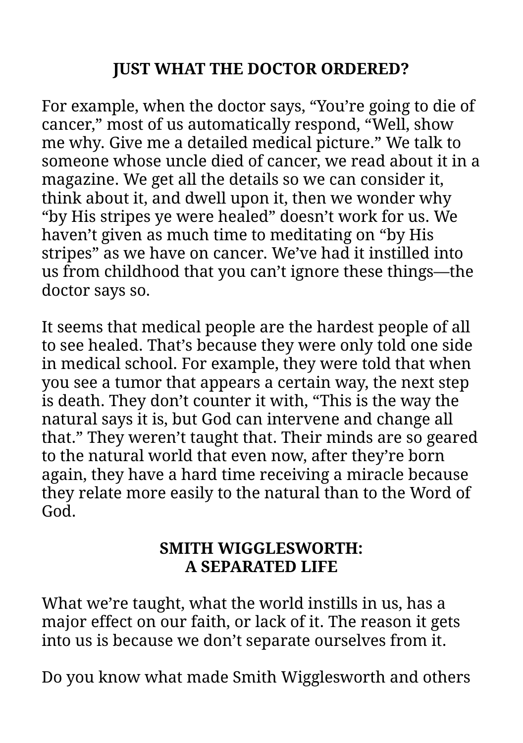## JUST WHAT THE DOCTOR ORDERED?

For example, when the doctor says, “You’re going to die of cancer,” most of us automatically respond, “Well, show me why. Give me a detailed medical picture.” We talk to someone whose uncle died of cancer, we read about it in a magazine. We get all the details so we can consider it, think about it, and dwell upon it, then we wonder why “by His stripes ye were healed” doesn’t work for us. We haven’t given as much time to meditating on “by His stripes” as we have on cancer. We’ve had it instilled into us from childhood that you can’t ignore these things—the doctor says so.

It seems that medical people are the hardest people of all to see healed. That’s because they were only told one side in medical school. For example, they were told that when you see a tumor that appears a certain way, the next step is death. They don’t counter it with, “This is the way the natural says it is, but God can intervene and change all that.” They weren’t taught that. Their minds are so geared to the natural world that even now, after they’re born again, they have a hard time receiving a miracle because they relate more easily to the natural than to the Word of God.

## SMITH WIGGLESWORTH: A SEPARATED LIFE

What we’re taught, what the world instills in us, has a major effect on our faith, or lack of it. The reason it gets into us is because we don’t separate ourselves from it.

Do you know what made Smith Wigglesworth and others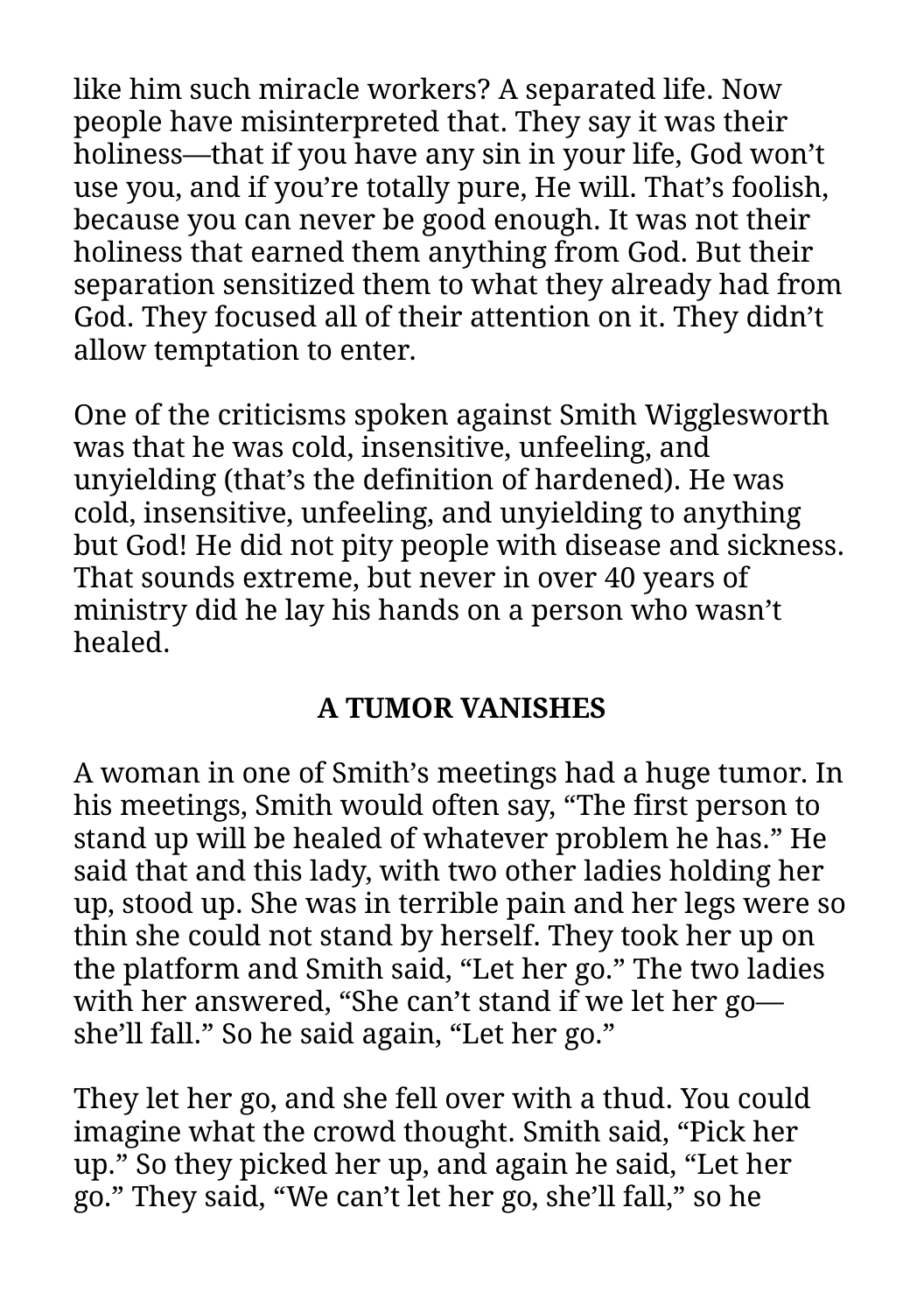like him such miracle workers? A separated life. Now people have misinterpreted that. They say it was their holiness—that if you have any sin in your life, God won't use you, and if you're totally pure, He will. That's foolish, because you can never be good enough. It was not their holiness that earned them anything from God. But their separation sensitized them to what they already had from God. They focused all of their attention on it. They didn't allow temptation to enter.

One of the criticisms spoken against Smith Wigglesworth was that he was cold, insensitive, unfeeling, and unyielding (that's the definition of hardened). He was cold, insensitive, unfeeling, and unyielding to anything but God! He did not pity people with disease and sickness. That sounds extreme, but never in over 40 years of ministry did he lay his hands on a person who wasn't healed.

## A TUMOR VANISHES

A woman in one of Smith's meetings had a huge tumor. In his meetings, Smith would often say, "The first person to stand up will be healed of whatever problem he has." He said that and this lady, with two other ladies holding her up, stood up. She was in terrible pain and her legs were so thin she could not stand by herself. They took her up on the platform and Smith said, "Let her go." The two ladies with her answered, "She can't stand if we let her go—she'll fall." So he said again, "Let her go."

They let her go, and she fell over with a thud. You could imagine what the crowd thought. Smith said, "Pick her up." So they picked her up, and again he said, "Let her go." They said, "We can't let her go, she'll fall," so he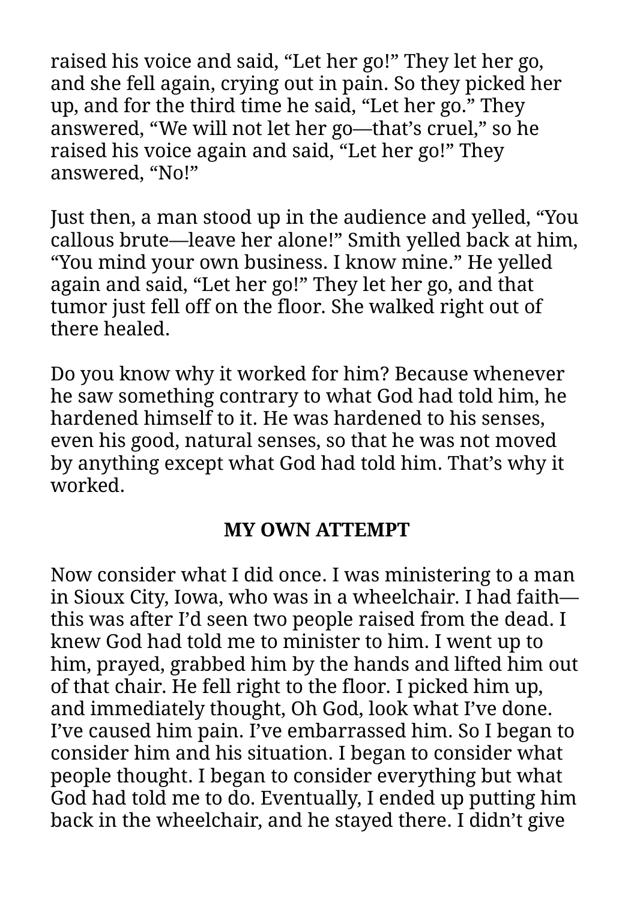raised his voice and said, "Let her go!" They let her go, and she fell again, crying out in pain. So they picked her up, and for the third time he said, "Let her go." They answered, "We will not let her go—that's cruel," so he raised his voice again and said, "Let her go!" They answered, "No!"

Just then, a man stood up in the audience and yelled, "You callous brute—leave her alone!" Smith yelled back at him, "You mind your own business. I know mine." He yelled again and said, "Let her go!" They let her go, and that tumor just fell off on the floor. She walked right out of there healed.

Do you know why it worked for him? Because whenever he saw something contrary to what God had told him, he hardened himself to it. He was hardened to his senses, even his good, natural senses, so that he was not moved by anything except what God had told him. That's why it worked.

## MY OWN ATTEMPT

Now consider what I did once. I was ministering to a man in Sioux City, Iowa, who was in a wheelchair. I had faith—this was after I'd seen two people raised from the dead. I knew God had told me to minister to him. I went up to him, prayed, grabbed him by the hands and lifted him out of that chair. He fell right to the floor. I picked him up, and immediately thought, Oh God, look what I've done. I've caused him pain. I've embarrassed him. So I began to consider him and his situation. I began to consider what people thought. I began to consider everything but what God had told me to do. Eventually, I ended up putting him back in the wheelchair, and he stayed there. I didn't give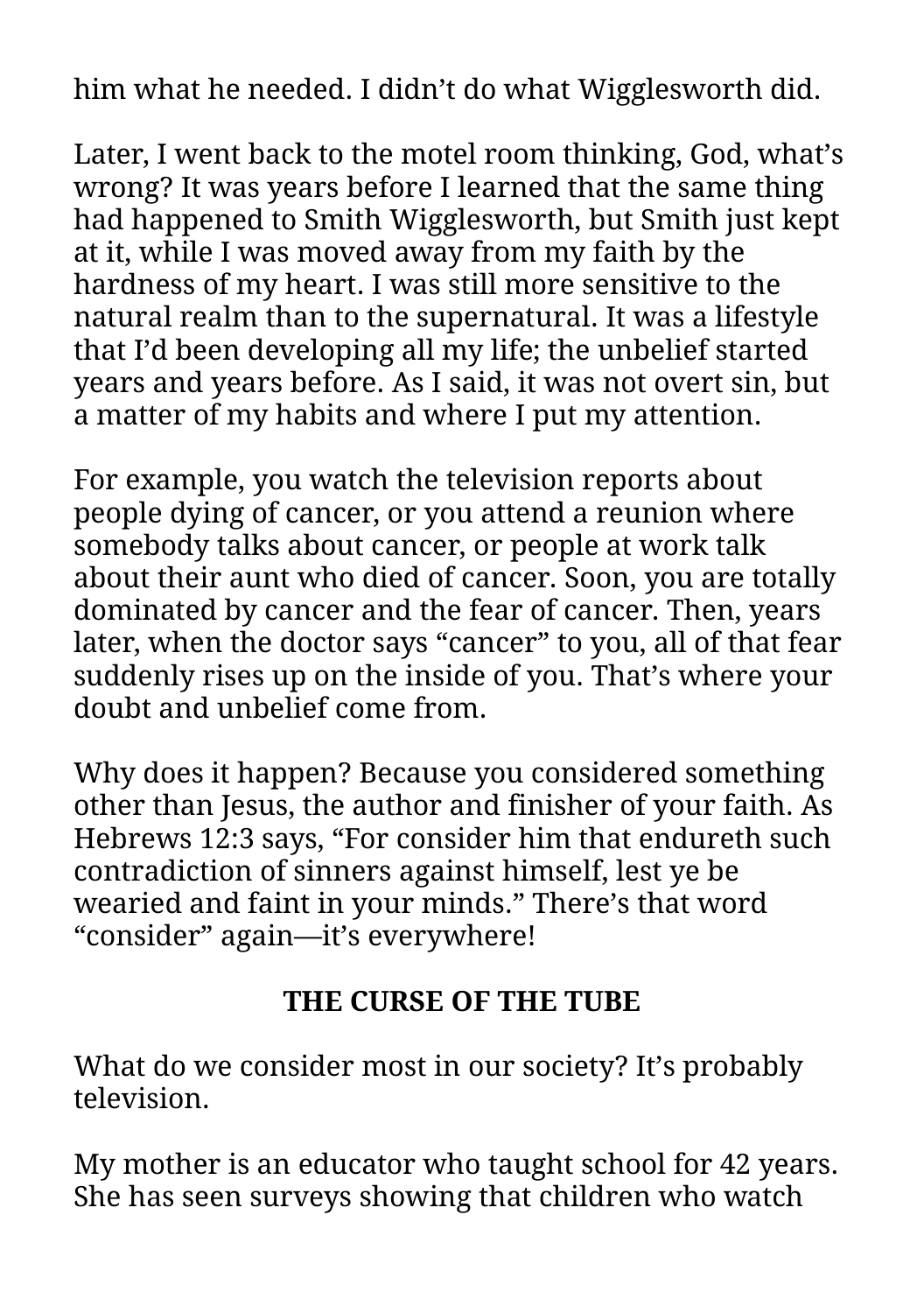him what he needed. I didn’t do what Wigglesworth did.

Later, I went back to the motel room thinking, God, what’s wrong? It was years before I learned that the same thing had happened to Smith Wigglesworth, but Smith just kept at it, while I was moved away from my faith by the hardness of my heart. I was still more sensitive to the natural realm than to the supernatural. It was a lifestyle that I’d been developing all my life; the unbelief started years and years before. As I said, it was not overt sin, but a matter of my habits and where I put my attention.

For example, you watch the television reports about people dying of cancer, or you attend a reunion where somebody talks about cancer, or people at work talk about their aunt who died of cancer. Soon, you are totally dominated by cancer and the fear of cancer. Then, years later, when the doctor says “cancer” to you, all of that fear suddenly rises up on the inside of you. That’s where your doubt and unbelief come from.

Why does it happen? Because you considered something other than Jesus, the author and finisher of your faith. As Hebrews 12:3 says, “For consider him that endureth such contradiction of sinners against himself, lest ye be wearied and faint in your minds.” There’s that word “consider” again—it’s everywhere!

## THE CURSE OF THE TUBE

What do we consider most in our society? It’s probably television.

My mother is an educator who taught school for 42 years. She has seen surveys showing that children who watch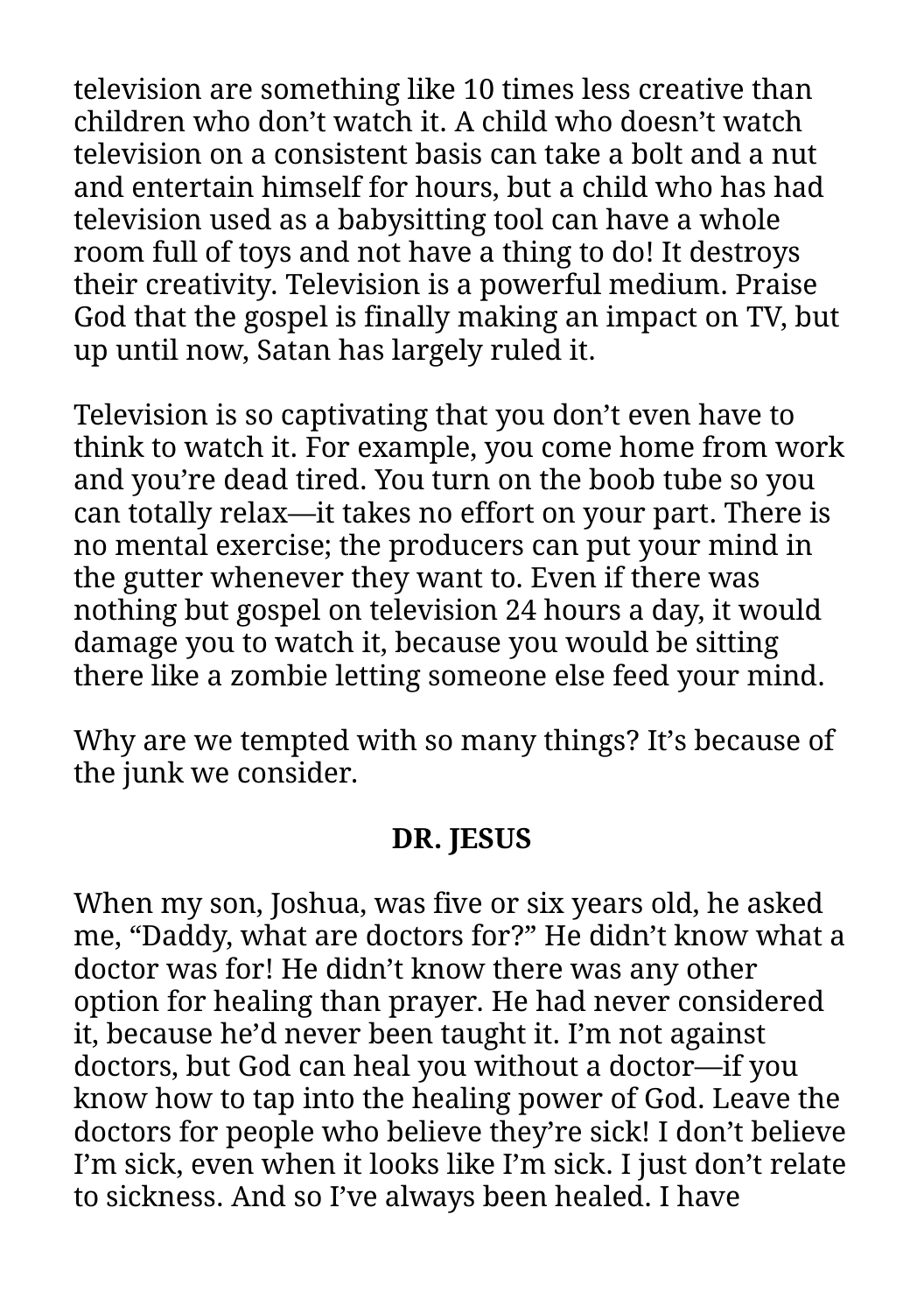television are something like 10 times less creative than children who don't watch it. A child who doesn't watch television on a consistent basis can take a bolt and a nut and entertain himself for hours, but a child who has had television used as a babysitting tool can have a whole room full of toys and not have a thing to do! It destroys their creativity. Television is a powerful medium. Praise God that the gospel is finally making an impact on TV, but up until now, Satan has largely ruled it.

Television is so captivating that you don't even have to think to watch it. For example, you come home from work and you're dead tired. You turn on the boob tube so you can totally relax—it takes no effort on your part. There is no mental exercise; the producers can put your mind in the gutter whenever they want to. Even if there was nothing but gospel on television 24 hours a day, it would damage you to watch it, because you would be sitting there like a zombie letting someone else feed your mind.

Why are we tempted with so many things? It's because of the junk we consider.

## DR. JESUS

When my son, Joshua, was five or six years old, he asked me, "Daddy, what are doctors for?" He didn't know what a doctor was for! He didn't know there was any other option for healing than prayer. He had never considered it, because he'd never been taught it. I'm not against doctors, but God can heal you without a doctor—if you know how to tap into the healing power of God. Leave the doctors for people who believe they're sick! I don't believe I'm sick, even when it looks like I'm sick. I just don't relate to sickness. And so I've always been healed. I have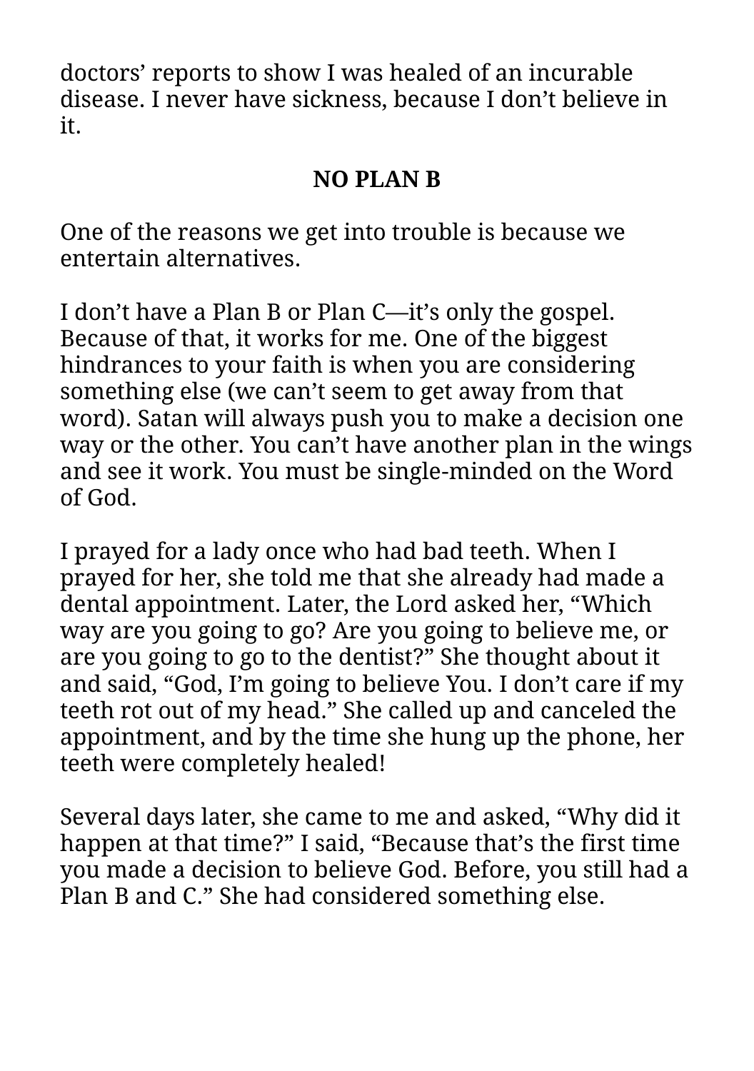doctors' reports to show I was healed of an incurable disease. I never have sickness, because I don't believe in it.

## NO PLAN B

One of the reasons we get into trouble is because we entertain alternatives.

I don't have a Plan B or Plan C—it's only the gospel. Because of that, it works for me. One of the biggest hindrances to your faith is when you are considering something else (we can't seem to get away from that word). Satan will always push you to make a decision one way or the other. You can't have another plan in the wings and see it work. You must be single-minded on the Word of God.

I prayed for a lady once who had bad teeth. When I prayed for her, she told me that she already had made a dental appointment. Later, the Lord asked her, "Which way are you going to go? Are you going to believe me, or are you going to go to the dentist?" She thought about it and said, "God, I'm going to believe You. I don't care if my teeth rot out of my head." She called up and canceled the appointment, and by the time she hung up the phone, her teeth were completely healed!

Several days later, she came to me and asked, "Why did it happen at that time?" I said, "Because that's the first time you made a decision to believe God. Before, you still had a Plan B and C." She had considered something else.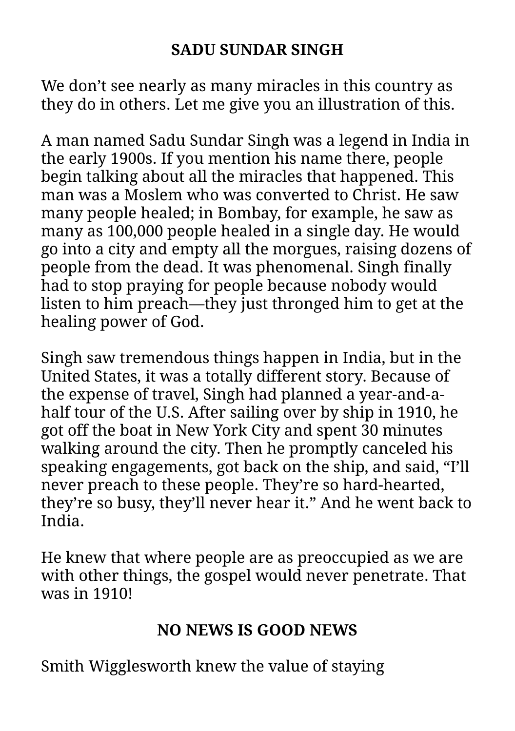## SADU SUNDAR SINGH

We don't see nearly as many miracles in this country as they do in others. Let me give you an illustration of this.

A man named Sadu Sundar Singh was a legend in India in the early 1900s. If you mention his name there, people begin talking about all the miracles that happened. This man was a Moslem who was converted to Christ. He saw many people healed; in Bombay, for example, he saw as many as 100,000 people healed in a single day. He would go into a city and empty all the morgues, raising dozens of people from the dead. It was phenomenal. Singh finally had to stop praying for people because nobody would listen to him preach—they just thronged him to get at the healing power of God.

Singh saw tremendous things happen in India, but in the United States, it was a totally different story. Because of the expense of travel, Singh had planned a year-and-a-half tour of the U.S. After sailing over by ship in 1910, he got off the boat in New York City and spent 30 minutes walking around the city. Then he promptly canceled his speaking engagements, got back on the ship, and said, "I'll never preach to these people. They're so hard-hearted, they're so busy, they'll never hear it." And he went back to India.

He knew that where people are as preoccupied as we are with other things, the gospel would never penetrate. That was in 1910!

## NO NEWS IS GOOD NEWS

Smith Wigglesworth knew the value of staying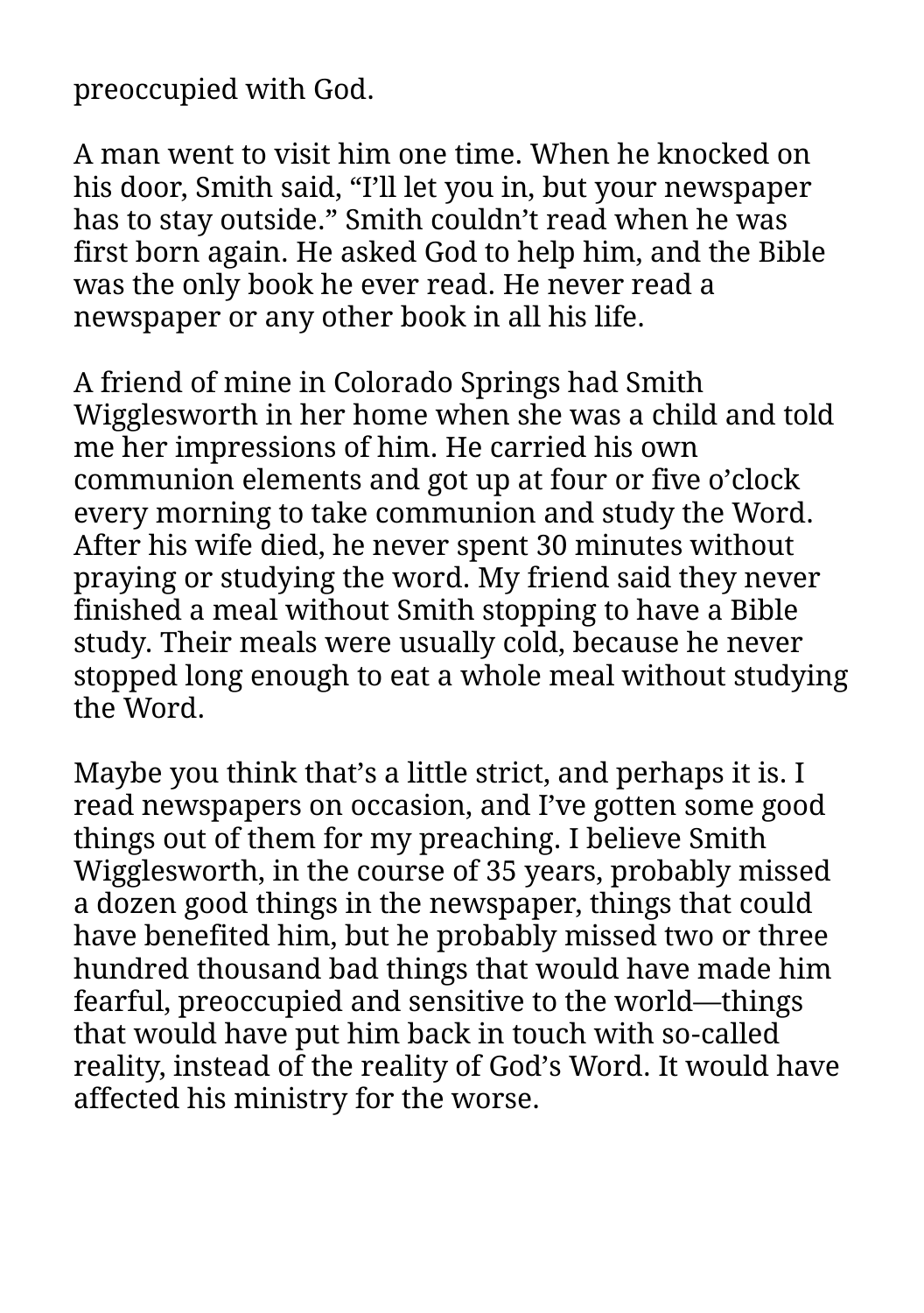preoccupied with God.

A man went to visit him one time. When he knocked on his door, Smith said, “I’ll let you in, but your newspaper has to stay outside.” Smith couldn’t read when he was first born again. He asked God to help him, and the Bible was the only book he ever read. He never read a newspaper or any other book in all his life.

A friend of mine in Colorado Springs had Smith Wigglesworth in her home when she was a child and told me her impressions of him. He carried his own communion elements and got up at four or five o’clock every morning to take communion and study the Word. After his wife died, he never spent 30 minutes without praying or studying the word. My friend said they never finished a meal without Smith stopping to have a Bible study. Their meals were usually cold, because he never stopped long enough to eat a whole meal without studying the Word.

Maybe you think that’s a little strict, and perhaps it is. I read newspapers on occasion, and I’ve gotten some good things out of them for my preaching. I believe Smith Wigglesworth, in the course of 35 years, probably missed a dozen good things in the newspaper, things that could have benefited him, but he probably missed two or three hundred thousand bad things that would have made him fearful, preoccupied and sensitive to the world—things that would have put him back in touch with so-called reality, instead of the reality of God’s Word. It would have affected his ministry for the worse.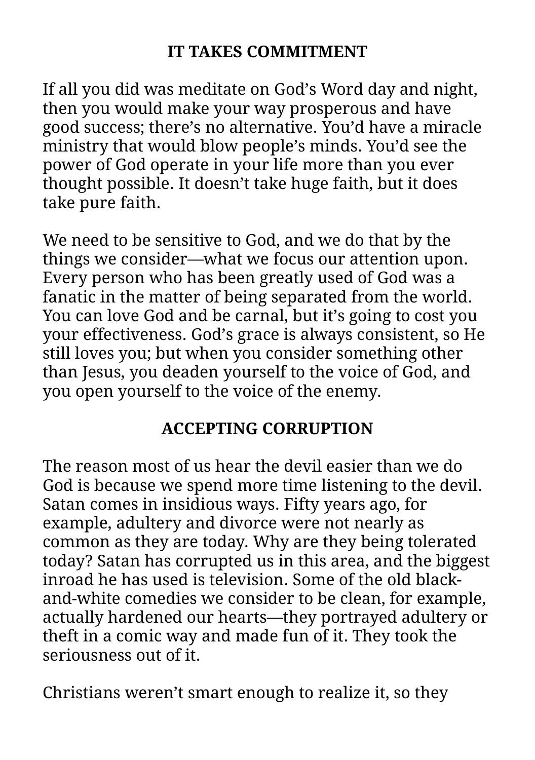## IT TAKES COMMITMENT

If all you did was meditate on God's Word day and night, then you would make your way prosperous and have good success; there's no alternative. You'd have a miracle ministry that would blow people's minds. You'd see the power of God operate in your life more than you ever thought possible. It doesn't take huge faith, but it does take pure faith.

We need to be sensitive to God, and we do that by the things we consider—what we focus our attention upon. Every person who has been greatly used of God was a fanatic in the matter of being separated from the world. You can love God and be carnal, but it's going to cost you your effectiveness. God's grace is always consistent, so He still loves you; but when you consider something other than Jesus, you deaden yourself to the voice of God, and you open yourself to the voice of the enemy.

## ACCEPTING CORRUPTION

The reason most of us hear the devil easier than we do God is because we spend more time listening to the devil. Satan comes in insidious ways. Fifty years ago, for example, adultery and divorce were not nearly as common as they are today. Why are they being tolerated today? Satan has corrupted us in this area, and the biggest inroad he has used is television. Some of the old black-and-white comedies we consider to be clean, for example, actually hardened our hearts—they portrayed adultery or theft in a comic way and made fun of it. They took the seriousness out of it.

Christians weren't smart enough to realize it, so they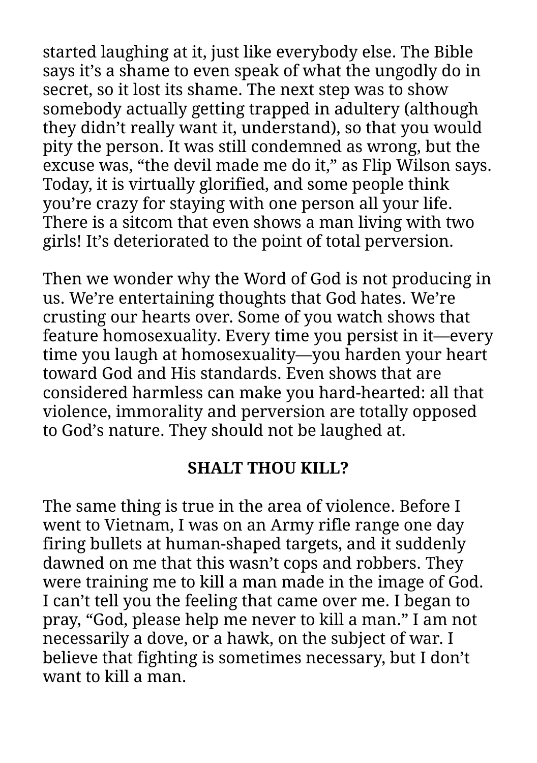started laughing at it, just like everybody else. The Bible says it's a shame to even speak of what the ungodly do in secret, so it lost its shame. The next step was to show somebody actually getting trapped in adultery (although they didn't really want it, understand), so that you would pity the person. It was still condemned as wrong, but the excuse was, "the devil made me do it," as Flip Wilson says. Today, it is virtually glorified, and some people think you're crazy for staying with one person all your life. There is a sitcom that even shows a man living with two girls! It's deteriorated to the point of total perversion.

Then we wonder why the Word of God is not producing in us. We're entertaining thoughts that God hates. We're crusting our hearts over. Some of you watch shows that feature homosexuality. Every time you persist in it—every time you laugh at homosexuality—you harden your heart toward God and His standards. Even shows that are considered harmless can make you hard-hearted: all that violence, immorality and perversion are totally opposed to God's nature. They should not be laughed at.

## SHALT THOU KILL?

The same thing is true in the area of violence. Before I went to Vietnam, I was on an Army rifle range one day firing bullets at human-shaped targets, and it suddenly dawned on me that this wasn't cops and robbers. They were training me to kill a man made in the image of God. I can't tell you the feeling that came over me. I began to pray, "God, please help me never to kill a man." I am not necessarily a dove, or a hawk, on the subject of war. I believe that fighting is sometimes necessary, but I don't want to kill a man.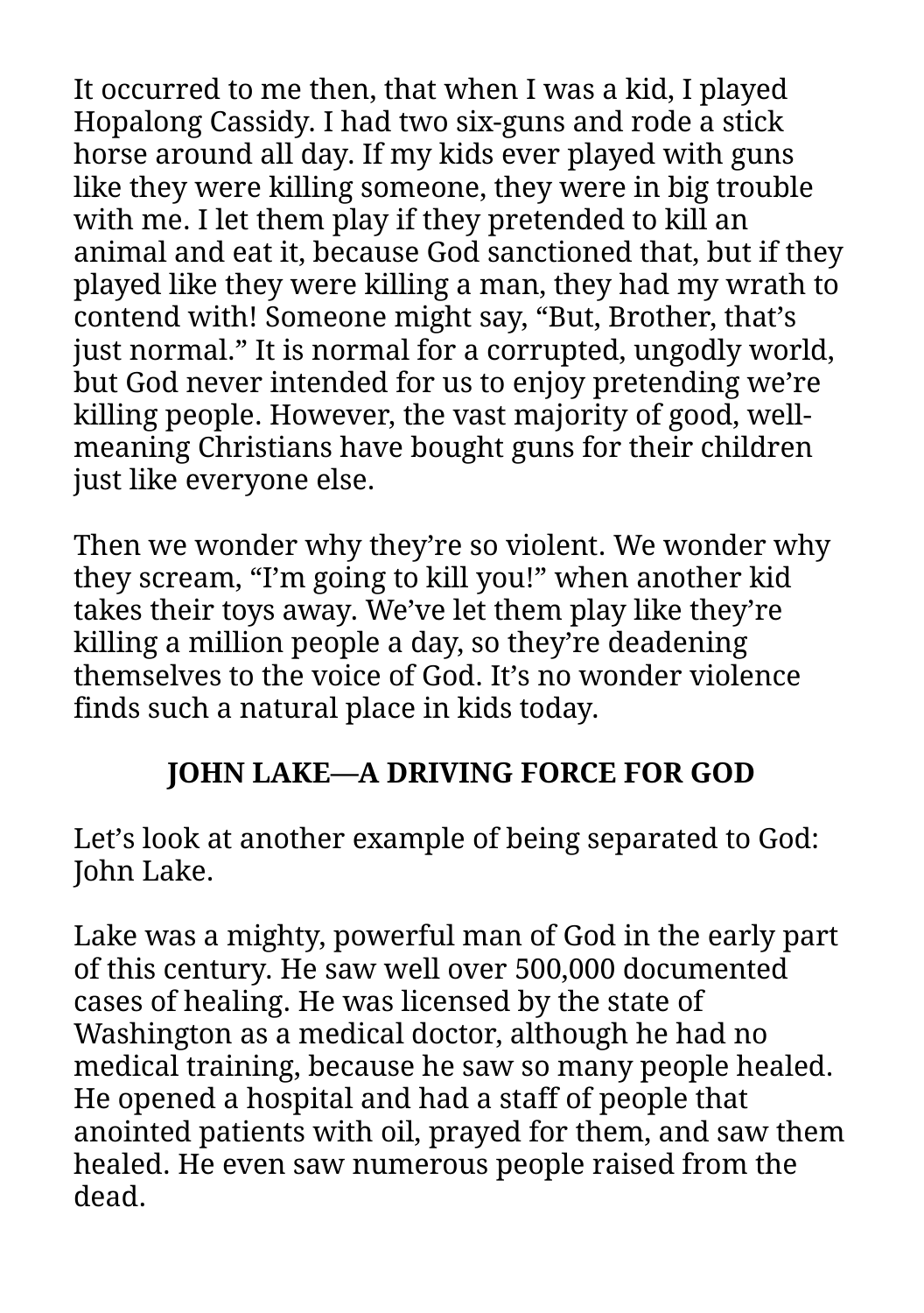It occurred to me then, that when I was a kid, I played Hopalong Cassidy. I had two six-guns and rode a stick horse around all day. If my kids ever played with guns like they were killing someone, they were in big trouble with me. I let them play if they pretended to kill an animal and eat it, because God sanctioned that, but if they played like they were killing a man, they had my wrath to contend with! Someone might say, "But, Brother, that's just normal." It is normal for a corrupted, ungodly world, but God never intended for us to enjoy pretending we're killing people. However, the vast majority of good, well-meaning Christians have bought guns for their children just like everyone else.

Then we wonder why they're so violent. We wonder why they scream, "I'm going to kill you!" when another kid takes their toys away. We've let them play like they're killing a million people a day, so they're deadening themselves to the voice of God. It's no wonder violence finds such a natural place in kids today.

## JOHN LAKE—A DRIVING FORCE FOR GOD

Let's look at another example of being separated to God: John Lake.

Lake was a mighty, powerful man of God in the early part of this century. He saw well over 500,000 documented cases of healing. He was licensed by the state of Washington as a medical doctor, although he had no medical training, because he saw so many people healed. He opened a hospital and had a staff of people that anointed patients with oil, prayed for them, and saw them healed. He even saw numerous people raised from the dead.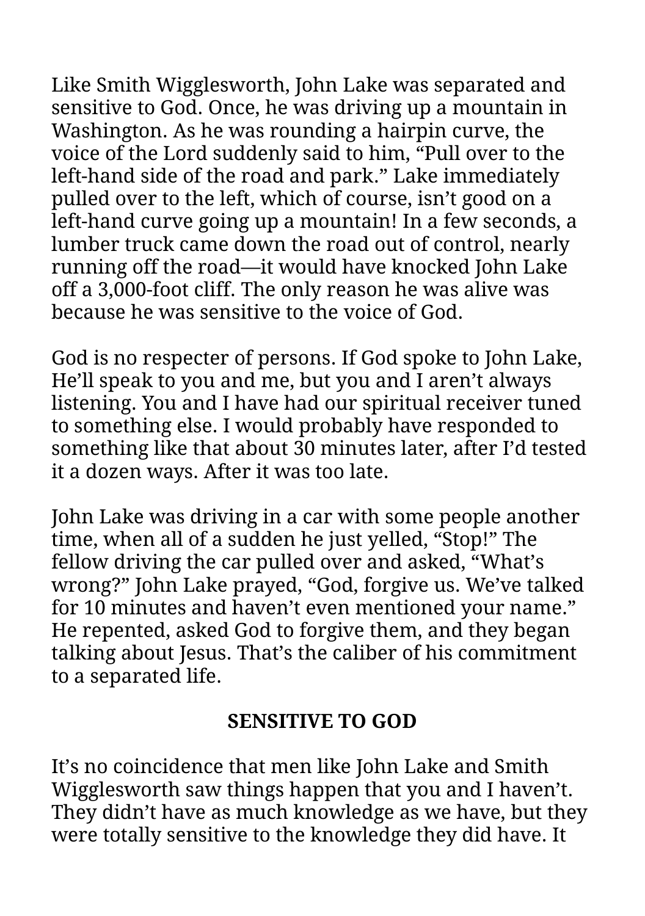Like Smith Wigglesworth, John Lake was separated and sensitive to God. Once, he was driving up a mountain in Washington. As he was rounding a hairpin curve, the voice of the Lord suddenly said to him, “Pull over to the left-hand side of the road and park.” Lake immediately pulled over to the left, which of course, isn’t good on a left-hand curve going up a mountain! In a few seconds, a lumber truck came down the road out of control, nearly running off the road—it would have knocked John Lake off a 3,000-foot cliff. The only reason he was alive was because he was sensitive to the voice of God.

God is no respecter of persons. If God spoke to John Lake, He’ll speak to you and me, but you and I aren’t always listening. You and I have had our spiritual receiver tuned to something else. I would probably have responded to something like that about 30 minutes later, after I’d tested it a dozen ways. After it was too late.

John Lake was driving in a car with some people another time, when all of a sudden he just yelled, “Stop!” The fellow driving the car pulled over and asked, “What’s wrong?” John Lake prayed, “God, forgive us. We’ve talked for 10 minutes and haven’t even mentioned your name.” He repented, asked God to forgive them, and they began talking about Jesus. That’s the caliber of his commitment to a separated life.

## SENSITIVE TO GOD

It’s no coincidence that men like John Lake and Smith Wigglesworth saw things happen that you and I haven’t. They didn’t have as much knowledge as we have, but they were totally sensitive to the knowledge they did have. It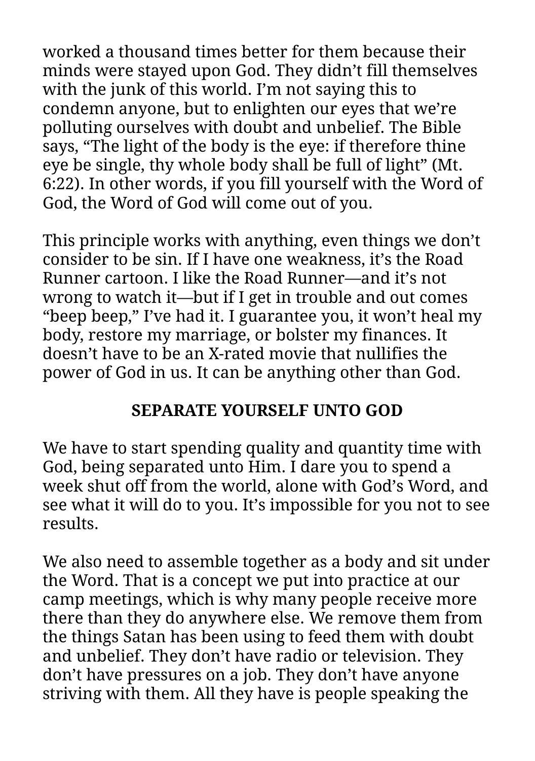worked a thousand times better for them because their minds were stayed upon God. They didn't fill themselves with the junk of this world. I'm not saying this to condemn anyone, but to enlighten our eyes that we're polluting ourselves with doubt and unbelief. The Bible says, "The light of the body is the eye: if therefore thine eye be single, thy whole body shall be full of light" (Mt. 6:22). In other words, if you fill yourself with the Word of God, the Word of God will come out of you.

This principle works with anything, even things we don't consider to be sin. If I have one weakness, it's the Road Runner cartoon. I like the Road Runner—and it's not wrong to watch it—but if I get in trouble and out comes "beep beep," I've had it. I guarantee you, it won't heal my body, restore my marriage, or bolster my finances. It doesn't have to be an X-rated movie that nullifies the power of God in us. It can be anything other than God.

## SEPARATE YOURSELF UNTO GOD

We have to start spending quality and quantity time with God, being separated unto Him. I dare you to spend a week shut off from the world, alone with God's Word, and see what it will do to you. It's impossible for you not to see results.

We also need to assemble together as a body and sit under the Word. That is a concept we put into practice at our camp meetings, which is why many people receive more there than they do anywhere else. We remove them from the things Satan has been using to feed them with doubt and unbelief. They don't have radio or television. They don't have pressures on a job. They don't have anyone striving with them. All they have is people speaking the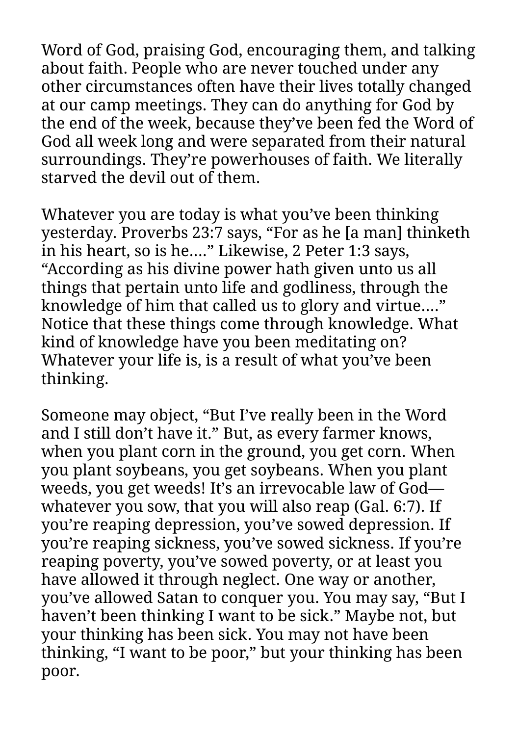Word of God, praising God, encouraging them, and talking about faith. People who are never touched under any other circumstances often have their lives totally changed at our camp meetings. They can do anything for God by the end of the week, because they've been fed the Word of God all week long and were separated from their natural surroundings. They're powerhouses of faith. We literally starved the devil out of them.

Whatever you are today is what you've been thinking yesterday. Proverbs 23:7 says, "For as he [a man] thinketh in his heart, so is he...." Likewise, 2 Peter 1:3 says, "According as his divine power hath given unto us all things that pertain unto life and godliness, through the knowledge of him that called us to glory and virtue...." Notice that these things come through knowledge. What kind of knowledge have you been meditating on? Whatever your life is, is a result of what you've been thinking.

Someone may object, "But I've really been in the Word and I still don't have it." But, as every farmer knows, when you plant corn in the ground, you get corn. When you plant soybeans, you get soybeans. When you plant weeds, you get weeds! It's an irrevocable law of God—whatever you sow, that you will also reap (Gal. 6:7). If you're reaping depression, you've sowed depression. If you're reaping sickness, you've sowed sickness. If you're reaping poverty, you've sowed poverty, or at least you have allowed it through neglect. One way or another, you've allowed Satan to conquer you. You may say, "But I haven't been thinking I want to be sick." Maybe not, but your thinking has been sick. You may not have been thinking, "I want to be poor," but your thinking has been poor.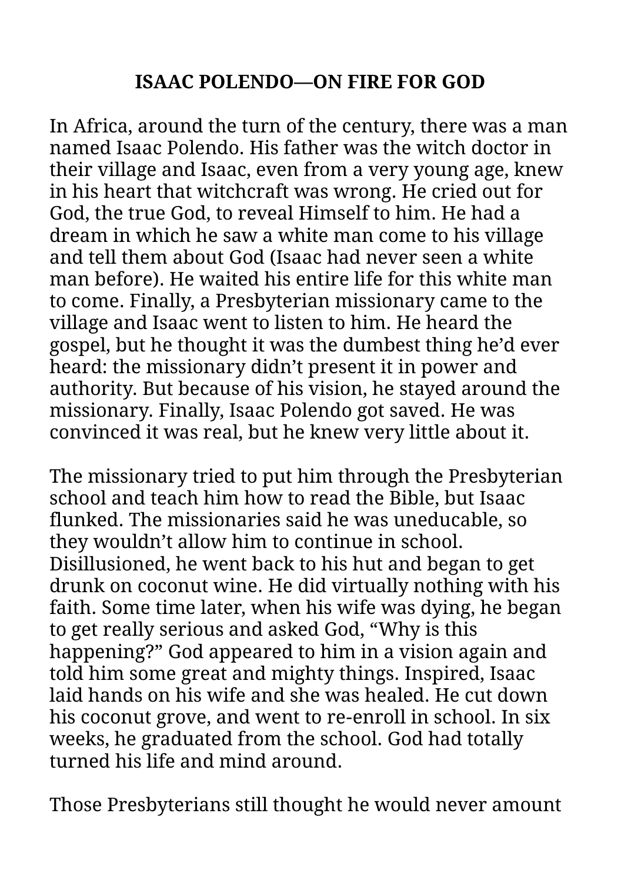## ISAAC POLENDO—ON FIRE FOR GOD

In Africa, around the turn of the century, there was a man named Isaac Polendo. His father was the witch doctor in their village and Isaac, even from a very young age, knew in his heart that witchcraft was wrong. He cried out for God, the true God, to reveal Himself to him. He had a dream in which he saw a white man come to his village and tell them about God (Isaac had never seen a white man before). He waited his entire life for this white man to come. Finally, a Presbyterian missionary came to the village and Isaac went to listen to him. He heard the gospel, but he thought it was the dumbest thing he'd ever heard: the missionary didn't present it in power and authority. But because of his vision, he stayed around the missionary. Finally, Isaac Polendo got saved. He was convinced it was real, but he knew very little about it.

The missionary tried to put him through the Presbyterian school and teach him how to read the Bible, but Isaac flunked. The missionaries said he was uneducable, so they wouldn't allow him to continue in school. Disillusioned, he went back to his hut and began to get drunk on coconut wine. He did virtually nothing with his faith. Some time later, when his wife was dying, he began to get really serious and asked God, "Why is this happening?" God appeared to him in a vision again and told him some great and mighty things. Inspired, Isaac laid hands on his wife and she was healed. He cut down his coconut grove, and went to re-enroll in school. In six weeks, he graduated from the school. God had totally turned his life and mind around.

Those Presbyterians still thought he would never amount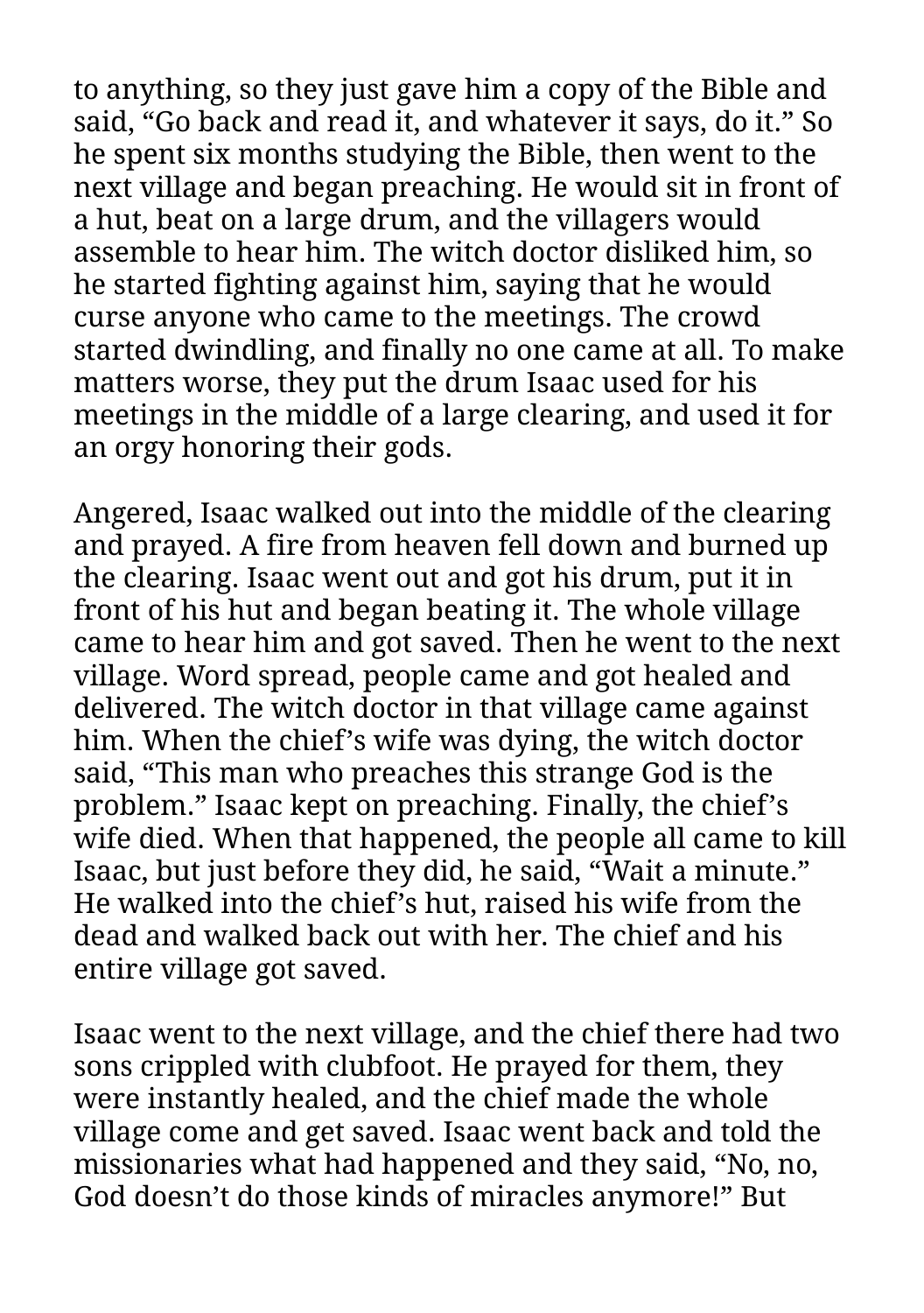to anything, so they just gave him a copy of the Bible and said, “Go back and read it, and whatever it says, do it.” So he spent six months studying the Bible, then went to the next village and began preaching. He would sit in front of a hut, beat on a large drum, and the villagers would assemble to hear him. The witch doctor disliked him, so he started fighting against him, saying that he would curse anyone who came to the meetings. The crowd started dwindling, and finally no one came at all. To make matters worse, they put the drum Isaac used for his meetings in the middle of a large clearing, and used it for an orgy honoring their gods.

Angered, Isaac walked out into the middle of the clearing and prayed. A fire from heaven fell down and burned up the clearing. Isaac went out and got his drum, put it in front of his hut and began beating it. The whole village came to hear him and got saved. Then he went to the next village. Word spread, people came and got healed and delivered. The witch doctor in that village came against him. When the chief’s wife was dying, the witch doctor said, “This man who preaches this strange God is the problem.” Isaac kept on preaching. Finally, the chief’s wife died. When that happened, the people all came to kill Isaac, but just before they did, he said, “Wait a minute.” He walked into the chief’s hut, raised his wife from the dead and walked back out with her. The chief and his entire village got saved.

Isaac went to the next village, and the chief there had two sons crippled with clubfoot. He prayed for them, they were instantly healed, and the chief made the whole village come and get saved. Isaac went back and told the missionaries what had happened and they said, “No, no, God doesn’t do those kinds of miracles anymore!” But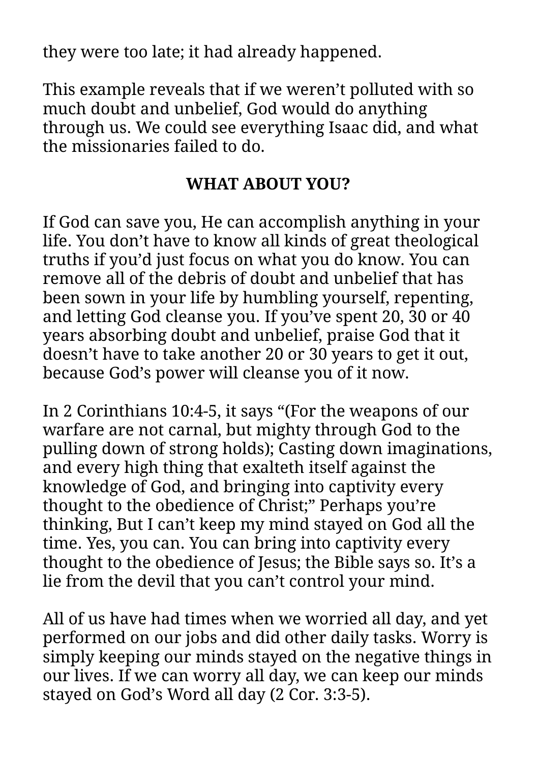they were too late; it had already happened.

This example reveals that if we weren't polluted with so much doubt and unbelief, God would do anything through us. We could see everything Isaac did, and what the missionaries failed to do.

## WHAT ABOUT YOU?

If God can save you, He can accomplish anything in your life. You don't have to know all kinds of great theological truths if you'd just focus on what you do know. You can remove all of the debris of doubt and unbelief that has been sown in your life by humbling yourself, repenting, and letting God cleanse you. If you've spent 20, 30 or 40 years absorbing doubt and unbelief, praise God that it doesn't have to take another 20 or 30 years to get it out, because God's power will cleanse you of it now.

In 2 Corinthians 10:4-5, it says "(For the weapons of our warfare are not carnal, but mighty through God to the pulling down of strong holds); Casting down imaginations, and every high thing that exalteth itself against the knowledge of God, and bringing into captivity every thought to the obedience of Christ;" Perhaps you're thinking, But I can't keep my mind stayed on God all the time. Yes, you can. You can bring into captivity every thought to the obedience of Jesus; the Bible says so. It's a lie from the devil that you can't control your mind.

All of us have had times when we worried all day, and yet performed on our jobs and did other daily tasks. Worry is simply keeping our minds stayed on the negative things in our lives. If we can worry all day, we can keep our minds stayed on God's Word all day (2 Cor. 3:3-5).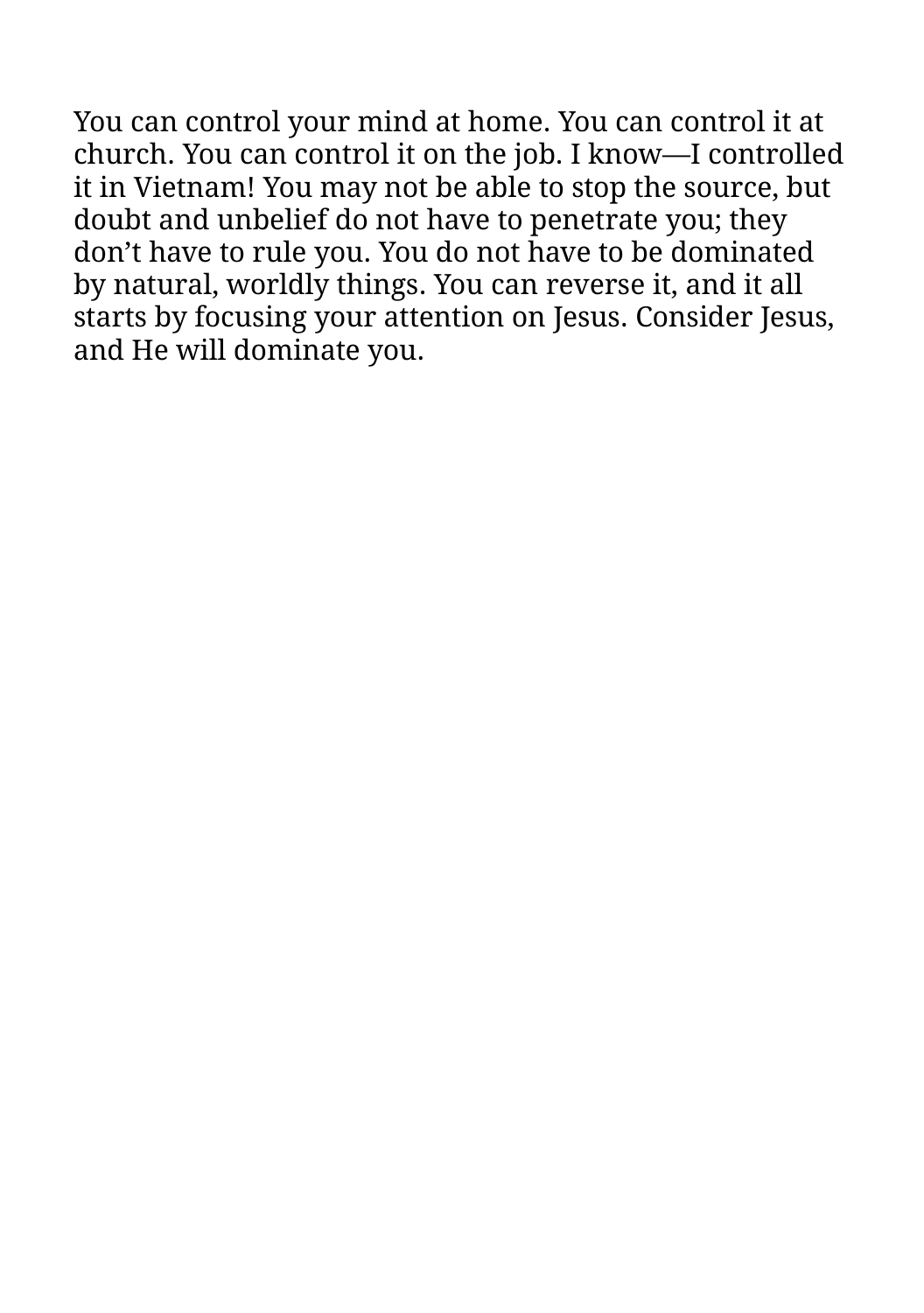You can control your mind at home. You can control it at church. You can control it on the job. I know—I controlled it in Vietnam! You may not be able to stop the source, but doubt and unbelief do not have to penetrate you; they don’t have to rule you. You do not have to be dominated by natural, worldly things. You can reverse it, and it all starts by focusing your attention on Jesus. Consider Jesus, and He will dominate you.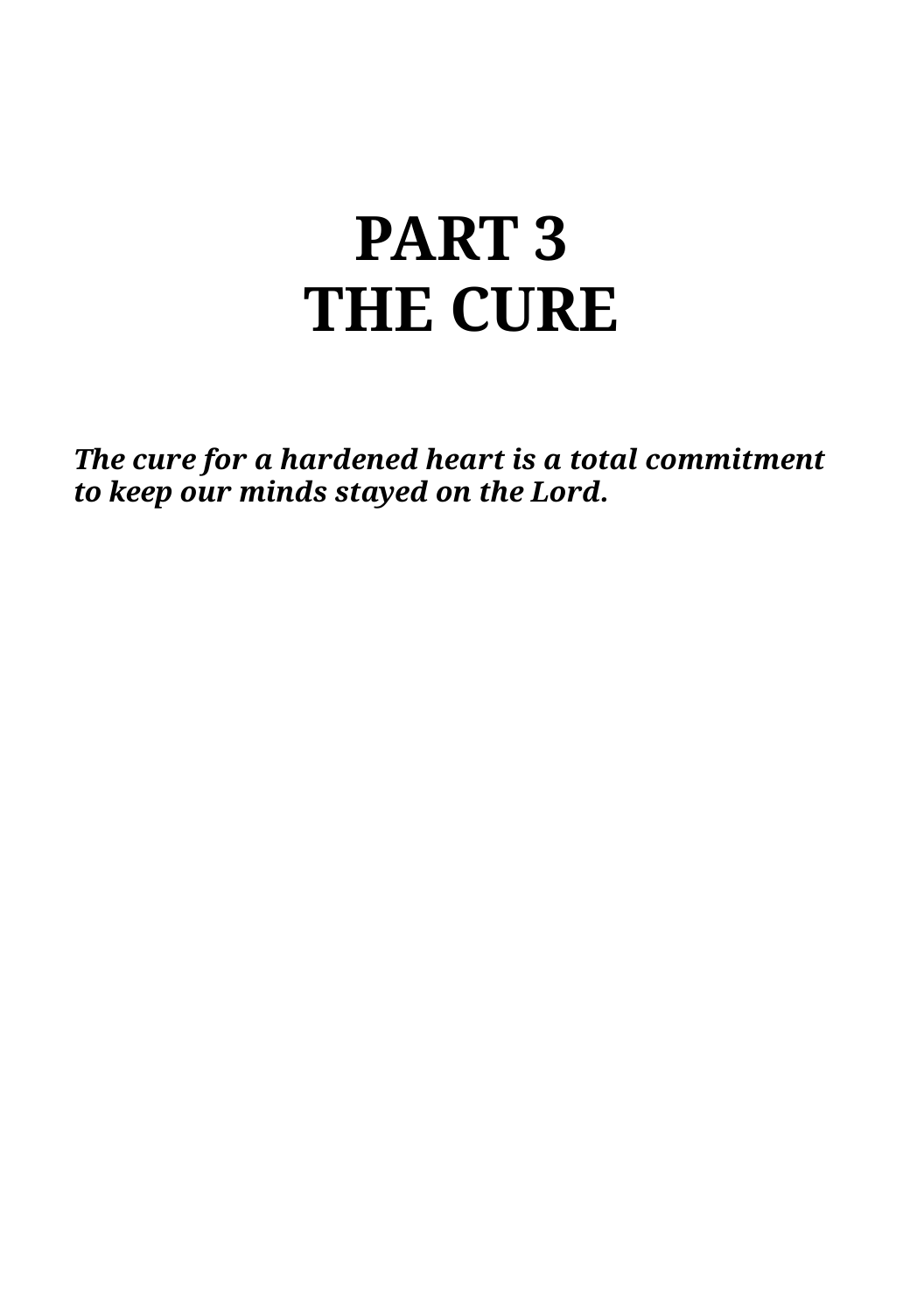# PART 3
# THE CURE

***The cure for a hardened heart is a total commitment to keep our minds stayed on the Lord.***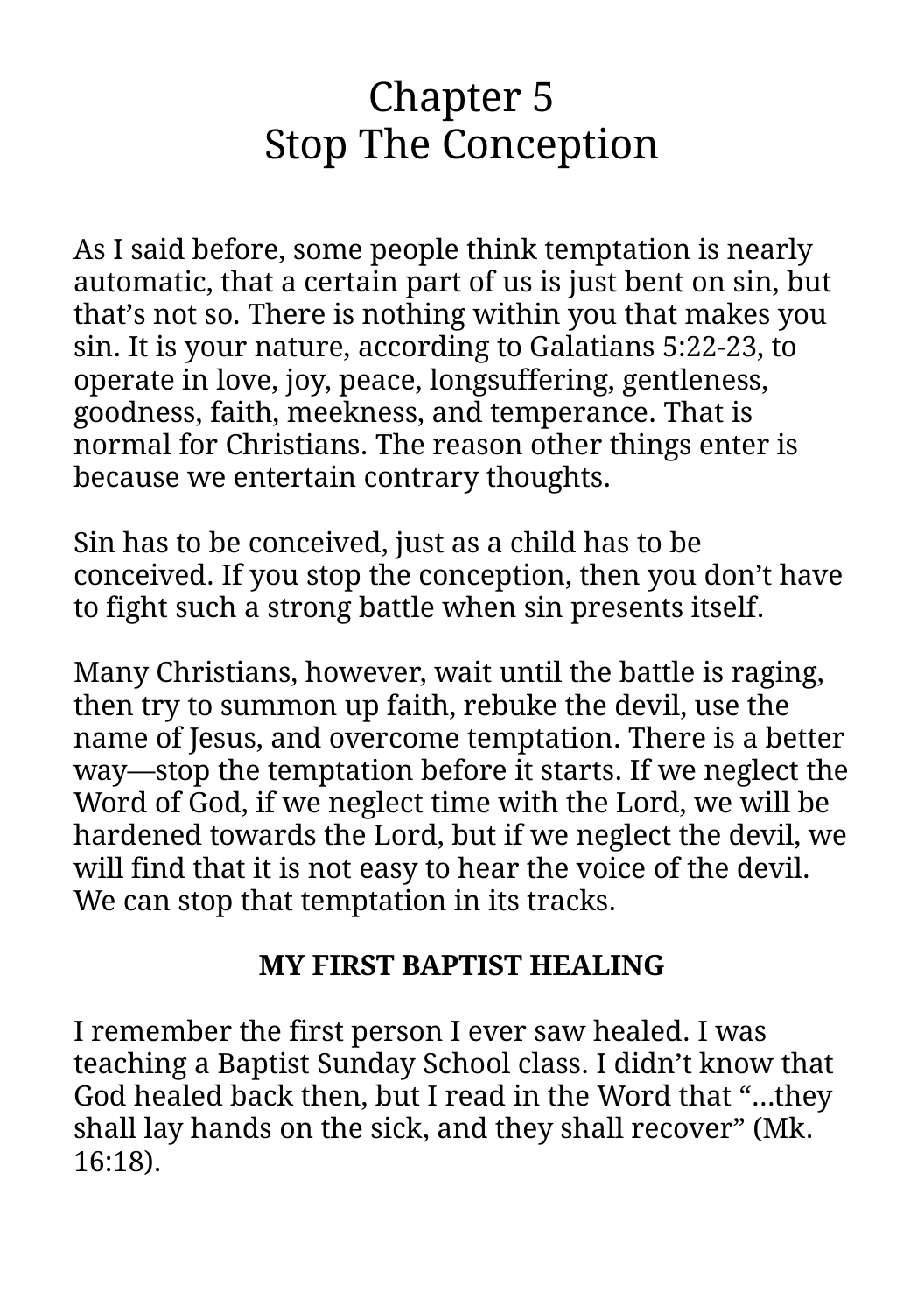# Chapter 5
# Stop The Conception

As I said before, some people think temptation is nearly automatic, that a certain part of us is just bent on sin, but that’s not so. There is nothing within you that makes you sin. It is your nature, according to Galatians 5:22-23, to operate in love, joy, peace, longsuffering, gentleness, goodness, faith, meekness, and temperance. That is normal for Christians. The reason other things enter is because we entertain contrary thoughts.

Sin has to be conceived, just as a child has to be conceived. If you stop the conception, then you don’t have to fight such a strong battle when sin presents itself.

Many Christians, however, wait until the battle is raging, then try to summon up faith, rebuke the devil, use the name of Jesus, and overcome temptation. There is a better way—stop the temptation before it starts. If we neglect the Word of God, if we neglect time with the Lord, we will be hardened towards the Lord, but if we neglect the devil, we will find that it is not easy to hear the voice of the devil. We can stop that temptation in its tracks.

**MY FIRST BAPTIST HEALING**

I remember the first person I ever saw healed. I was teaching a Baptist Sunday School class. I didn’t know that God healed back then, but I read in the Word that “…they shall lay hands on the sick, and they shall recover” (Mk. 16:18).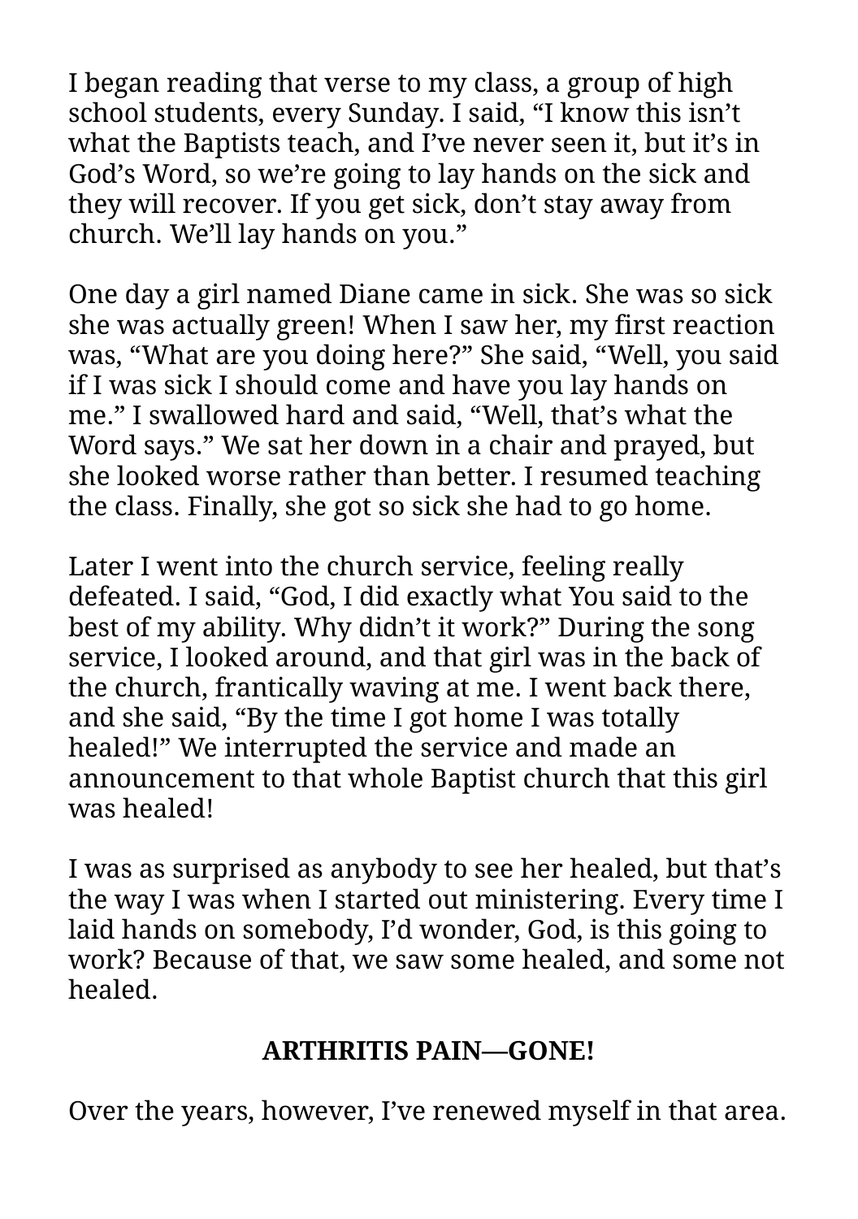I began reading that verse to my class, a group of high school students, every Sunday. I said, "I know this isn't what the Baptists teach, and I've never seen it, but it's in God's Word, so we're going to lay hands on the sick and they will recover. If you get sick, don't stay away from church. We'll lay hands on you."

One day a girl named Diane came in sick. She was so sick she was actually green! When I saw her, my first reaction was, "What are you doing here?" She said, "Well, you said if I was sick I should come and have you lay hands on me." I swallowed hard and said, "Well, that's what the Word says." We sat her down in a chair and prayed, but she looked worse rather than better. I resumed teaching the class. Finally, she got so sick she had to go home.

Later I went into the church service, feeling really defeated. I said, "God, I did exactly what You said to the best of my ability. Why didn't it work?" During the song service, I looked around, and that girl was in the back of the church, frantically waving at me. I went back there, and she said, "By the time I got home I was totally healed!" We interrupted the service and made an announcement to that whole Baptist church that this girl was healed!

I was as surprised as anybody to see her healed, but that's the way I was when I started out ministering. Every time I laid hands on somebody, I'd wonder, God, is this going to work? Because of that, we saw some healed, and some not healed.

## ARTHRITIS PAIN—GONE!

Over the years, however, I've renewed myself in that area.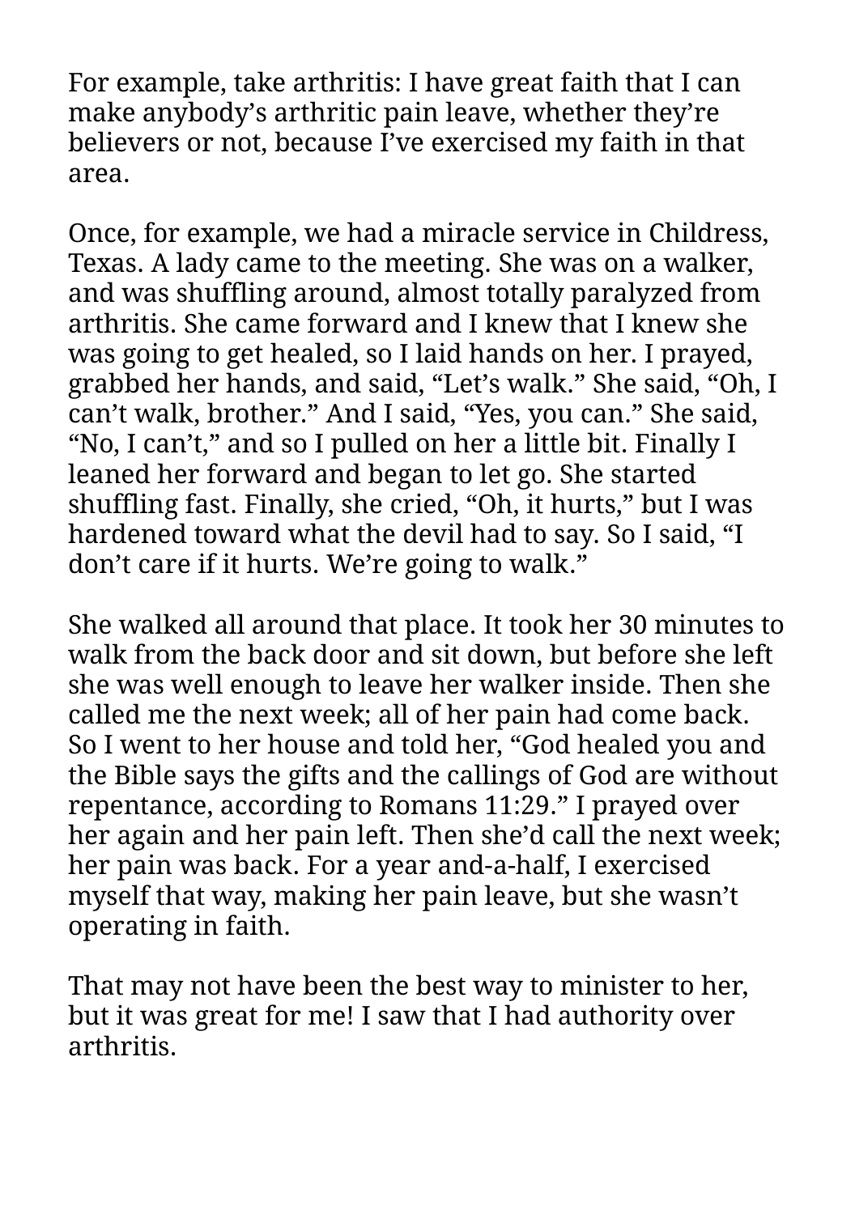For example, take arthritis: I have great faith that I can make anybody's arthritic pain leave, whether they're believers or not, because I've exercised my faith in that area.

Once, for example, we had a miracle service in Childress, Texas. A lady came to the meeting. She was on a walker, and was shuffling around, almost totally paralyzed from arthritis. She came forward and I knew that I knew she was going to get healed, so I laid hands on her. I prayed, grabbed her hands, and said, "Let's walk." She said, "Oh, I can't walk, brother." And I said, "Yes, you can." She said, "No, I can't," and so I pulled on her a little bit. Finally I leaned her forward and began to let go. She started shuffling fast. Finally, she cried, "Oh, it hurts," but I was hardened toward what the devil had to say. So I said, "I don't care if it hurts. We're going to walk."

She walked all around that place. It took her 30 minutes to walk from the back door and sit down, but before she left she was well enough to leave her walker inside. Then she called me the next week; all of her pain had come back. So I went to her house and told her, "God healed you and the Bible says the gifts and the callings of God are without repentance, according to Romans 11:29." I prayed over her again and her pain left. Then she'd call the next week; her pain was back. For a year and-a-half, I exercised myself that way, making her pain leave, but she wasn't operating in faith.

That may not have been the best way to minister to her, but it was great for me! I saw that I had authority over arthritis.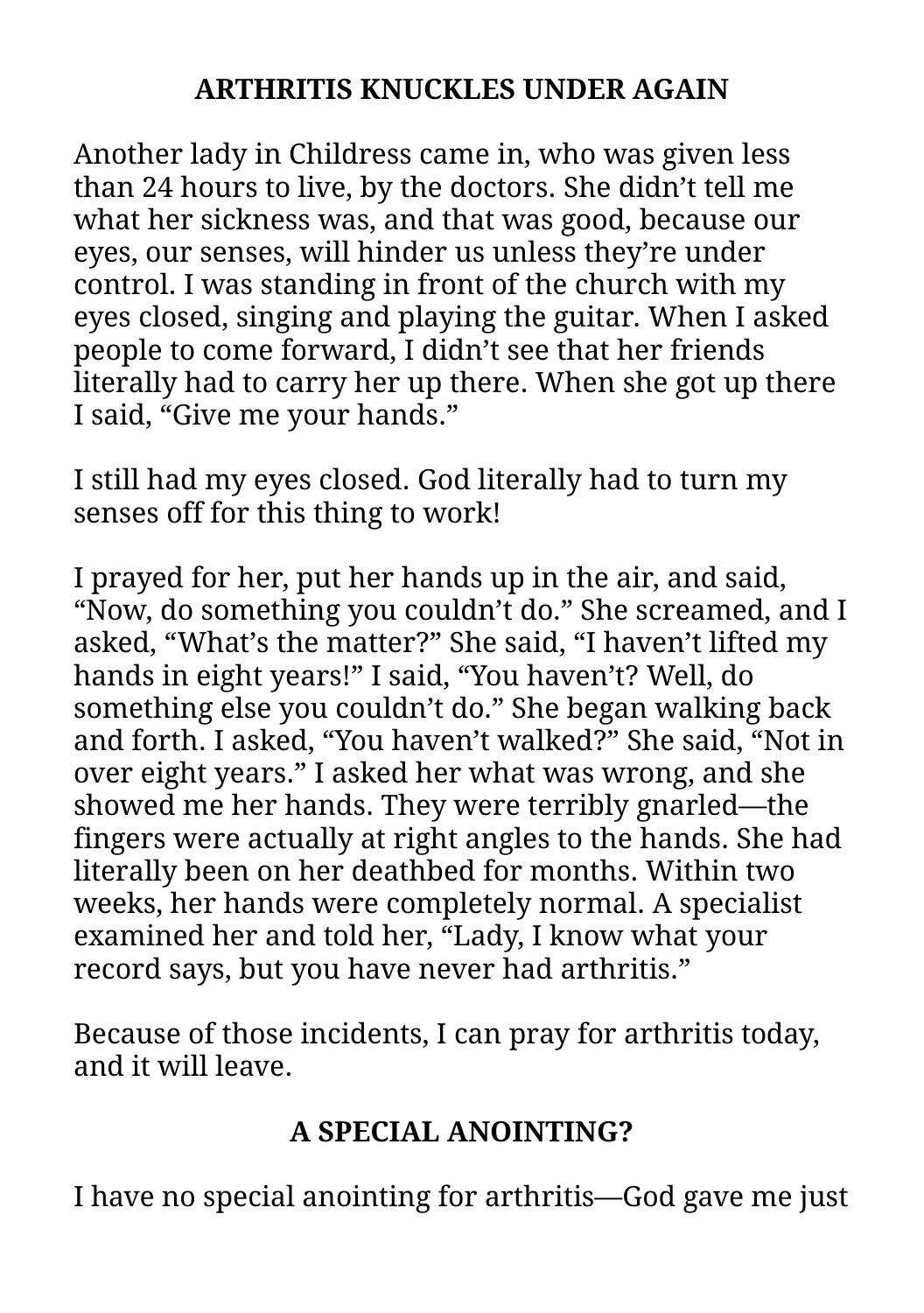## ARTHRITIS KNUCKLES UNDER AGAIN

Another lady in Childress came in, who was given less than 24 hours to live, by the doctors. She didn't tell me what her sickness was, and that was good, because our eyes, our senses, will hinder us unless they're under control. I was standing in front of the church with my eyes closed, singing and playing the guitar. When I asked people to come forward, I didn't see that her friends literally had to carry her up there. When she got up there I said, "Give me your hands."

I still had my eyes closed. God literally had to turn my senses off for this thing to work!

I prayed for her, put her hands up in the air, and said, "Now, do something you couldn't do." She screamed, and I asked, "What's the matter?" She said, "I haven't lifted my hands in eight years!" I said, "You haven't? Well, do something else you couldn't do." She began walking back and forth. I asked, "You haven't walked?" She said, "Not in over eight years." I asked her what was wrong, and she showed me her hands. They were terribly gnarled—the fingers were actually at right angles to the hands. She had literally been on her deathbed for months. Within two weeks, her hands were completely normal. A specialist examined her and told her, "Lady, I know what your record says, but you have never had arthritis."

Because of those incidents, I can pray for arthritis today, and it will leave.

## A SPECIAL ANOINTING?

I have no special anointing for arthritis—God gave me just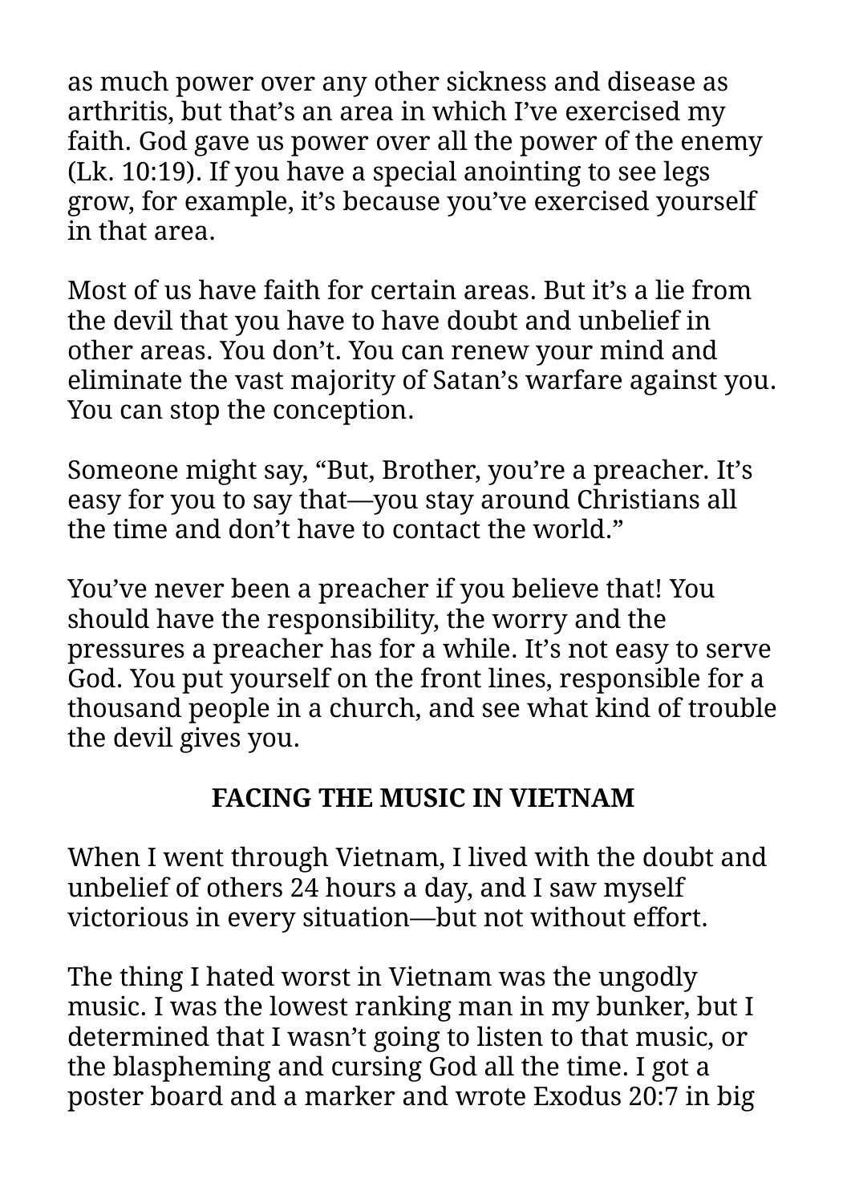as much power over any other sickness and disease as arthritis, but that's an area in which I've exercised my faith. God gave us power over all the power of the enemy (Lk. 10:19). If you have a special anointing to see legs grow, for example, it's because you've exercised yourself in that area.

Most of us have faith for certain areas. But it's a lie from the devil that you have to have doubt and unbelief in other areas. You don't. You can renew your mind and eliminate the vast majority of Satan's warfare against you. You can stop the conception.

Someone might say, "But, Brother, you're a preacher. It's easy for you to say that—you stay around Christians all the time and don't have to contact the world."

You've never been a preacher if you believe that! You should have the responsibility, the worry and the pressures a preacher has for a while. It's not easy to serve God. You put yourself on the front lines, responsible for a thousand people in a church, and see what kind of trouble the devil gives you.

## FACING THE MUSIC IN VIETNAM

When I went through Vietnam, I lived with the doubt and unbelief of others 24 hours a day, and I saw myself victorious in every situation—but not without effort.

The thing I hated worst in Vietnam was the ungodly music. I was the lowest ranking man in my bunker, but I determined that I wasn't going to listen to that music, or the blaspheming and cursing God all the time. I got a poster board and a marker and wrote Exodus 20:7 in big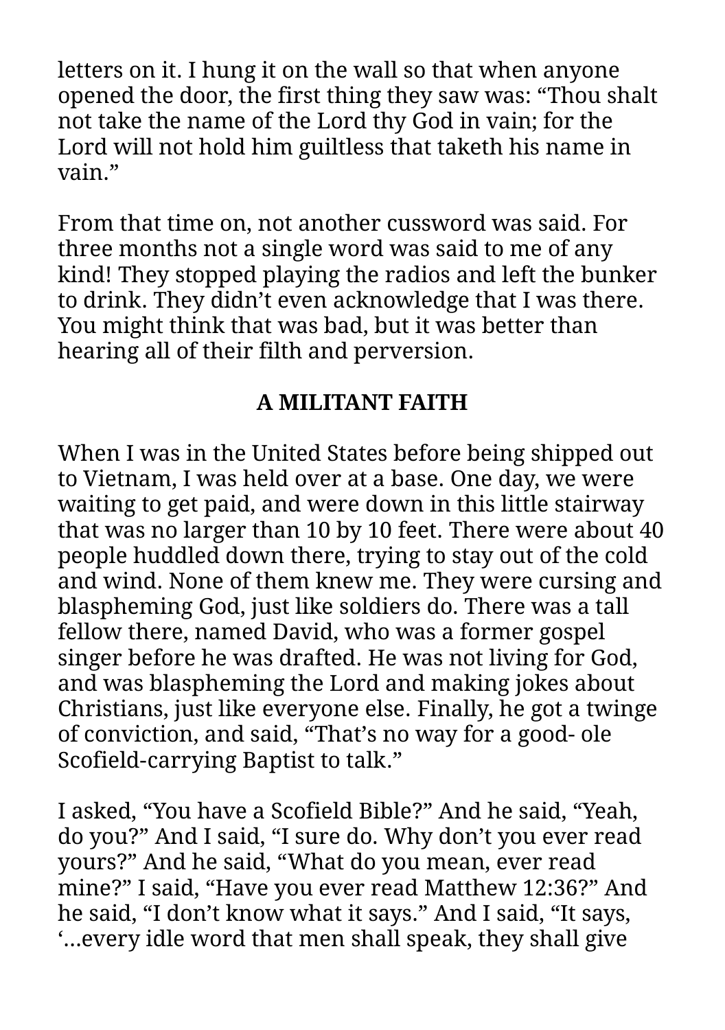letters on it. I hung it on the wall so that when anyone opened the door, the first thing they saw was: “Thou shalt not take the name of the Lord thy God in vain; for the Lord will not hold him guiltless that taketh his name in vain.”

From that time on, not another cussword was said. For three months not a single word was said to me of any kind! They stopped playing the radios and left the bunker to drink. They didn’t even acknowledge that I was there. You might think that was bad, but it was better than hearing all of their filth and perversion.

## A MILITANT FAITH

When I was in the United States before being shipped out to Vietnam, I was held over at a base. One day, we were waiting to get paid, and were down in this little stairway that was no larger than 10 by 10 feet. There were about 40 people huddled down there, trying to stay out of the cold and wind. None of them knew me. They were cursing and blaspheming God, just like soldiers do. There was a tall fellow there, named David, who was a former gospel singer before he was drafted. He was not living for God, and was blaspheming the Lord and making jokes about Christians, just like everyone else. Finally, he got a twinge of conviction, and said, “That’s no way for a good- ole Scofield-carrying Baptist to talk.”

I asked, “You have a Scofield Bible?” And he said, “Yeah, do you?” And I said, “I sure do. Why don’t you ever read yours?” And he said, “What do you mean, ever read mine?” I said, “Have you ever read Matthew 12:36?” And he said, “I don’t know what it says.” And I said, “It says, ‘…every idle word that men shall speak, they shall give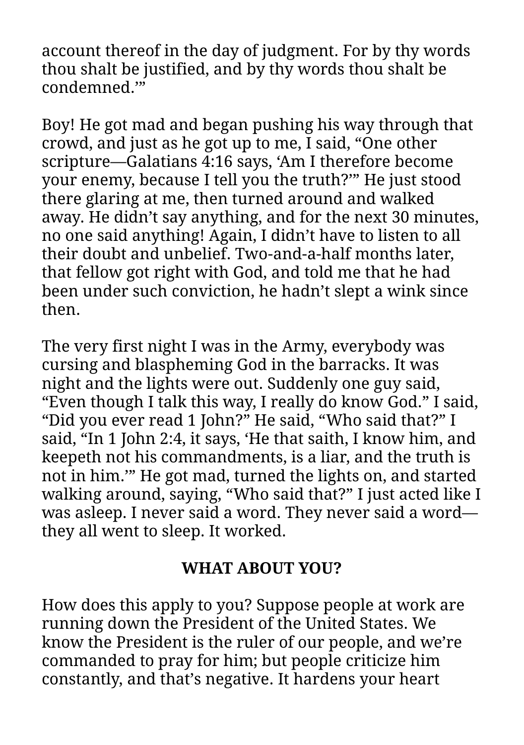account thereof in the day of judgment. For by thy words thou shalt be justified, and by thy words thou shalt be condemned.'"

Boy! He got mad and began pushing his way through that crowd, and just as he got up to me, I said, "One other scripture—Galatians 4:16 says, 'Am I therefore become your enemy, because I tell you the truth?'" He just stood there glaring at me, then turned around and walked away. He didn't say anything, and for the next 30 minutes, no one said anything! Again, I didn't have to listen to all their doubt and unbelief. Two-and-a-half months later, that fellow got right with God, and told me that he had been under such conviction, he hadn't slept a wink since then.

The very first night I was in the Army, everybody was cursing and blaspheming God in the barracks. It was night and the lights were out. Suddenly one guy said, "Even though I talk this way, I really do know God." I said, "Did you ever read 1 John?" He said, "Who said that?" I said, "In 1 John 2:4, it says, 'He that saith, I know him, and keepeth not his commandments, is a liar, and the truth is not in him.'" He got mad, turned the lights on, and started walking around, saying, "Who said that?" I just acted like I was asleep. I never said a word. They never said a word—they all went to sleep. It worked.

## WHAT ABOUT YOU?

How does this apply to you? Suppose people at work are running down the President of the United States. We know the President is the ruler of our people, and we're commanded to pray for him; but people criticize him constantly, and that's negative. It hardens your heart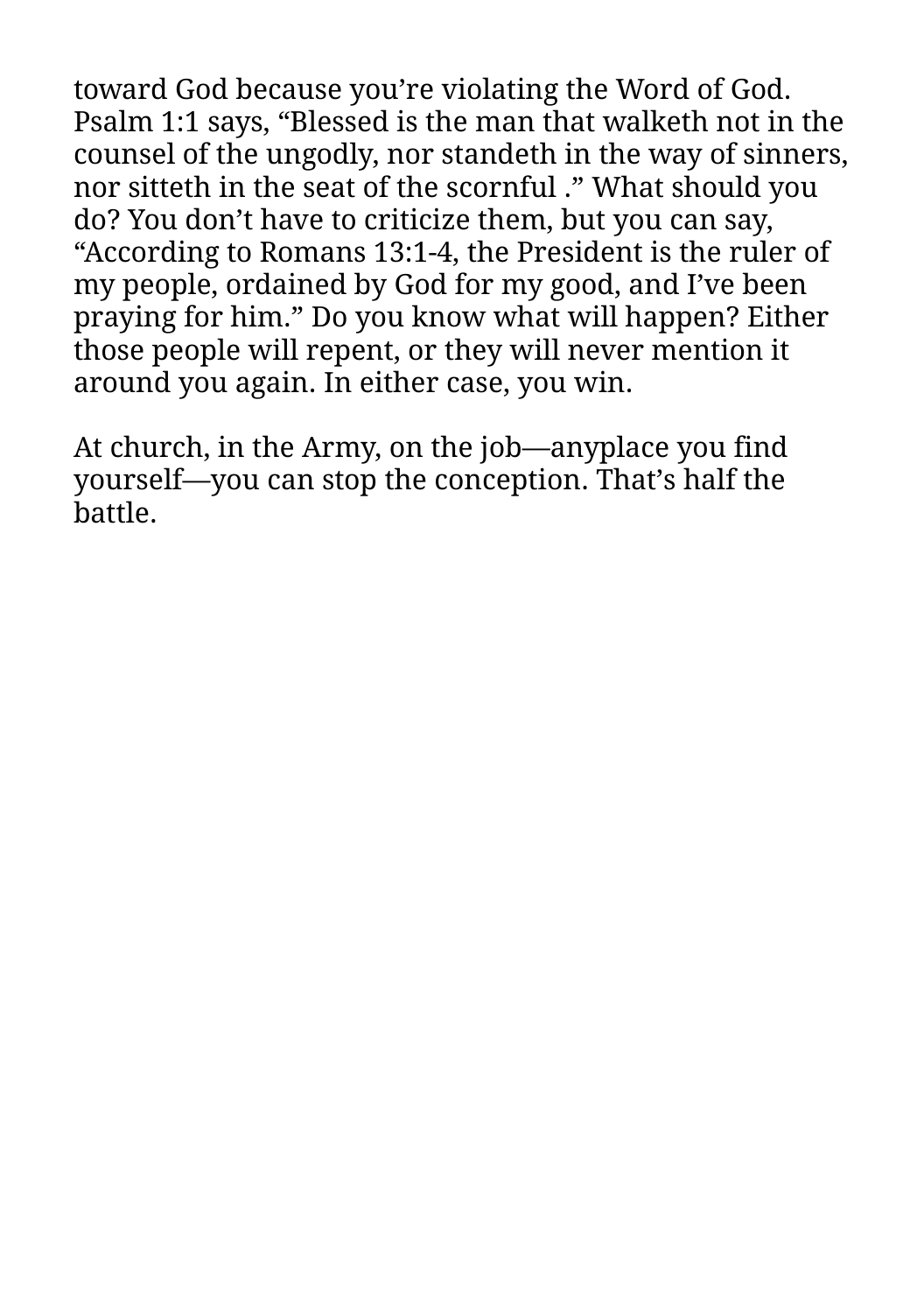toward God because you're violating the Word of God. Psalm 1:1 says, "Blessed is the man that walketh not in the counsel of the ungodly, nor standeth in the way of sinners, nor sitteth in the seat of the scornful ." What should you do? You don't have to criticize them, but you can say, "According to Romans 13:1-4, the President is the ruler of my people, ordained by God for my good, and I've been praying for him." Do you know what will happen? Either those people will repent, or they will never mention it around you again. In either case, you win.

At church, in the Army, on the job—anyplace you find yourself—you can stop the conception. That's half the battle.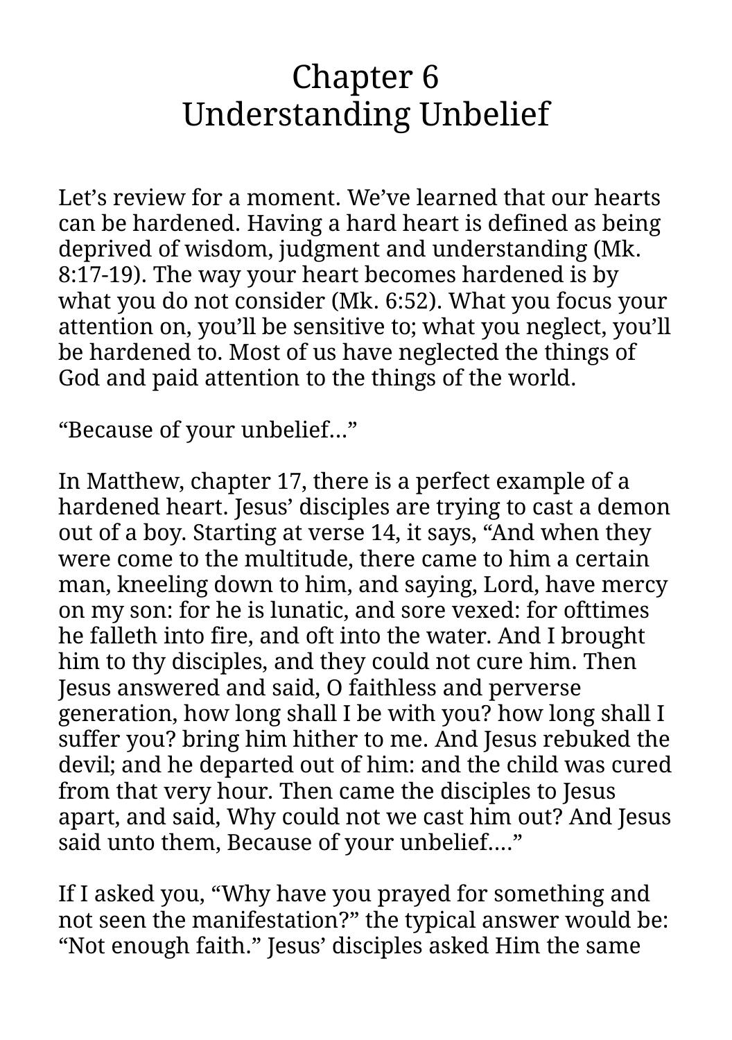# Chapter 6
# Understanding Unbelief

Let's review for a moment. We've learned that our hearts can be hardened. Having a hard heart is defined as being deprived of wisdom, judgment and understanding (Mk. 8:17-19). The way your heart becomes hardened is by what you do not consider (Mk. 6:52). What you focus your attention on, you'll be sensitive to; what you neglect, you'll be hardened to. Most of us have neglected the things of God and paid attention to the things of the world.

"Because of your unbelief…"

In Matthew, chapter 17, there is a perfect example of a hardened heart. Jesus' disciples are trying to cast a demon out of a boy. Starting at verse 14, it says, "And when they were come to the multitude, there came to him a certain man, kneeling down to him, and saying, Lord, have mercy on my son: for he is lunatic, and sore vexed: for ofttimes he falleth into fire, and oft into the water. And I brought him to thy disciples, and they could not cure him. Then Jesus answered and said, O faithless and perverse generation, how long shall I be with you? how long shall I suffer you? bring him hither to me. And Jesus rebuked the devil; and he departed out of him: and the child was cured from that very hour. Then came the disciples to Jesus apart, and said, Why could not we cast him out? And Jesus said unto them, Because of your unbelief…."

If I asked you, "Why have you prayed for something and not seen the manifestation?" the typical answer would be: "Not enough faith." Jesus' disciples asked Him the same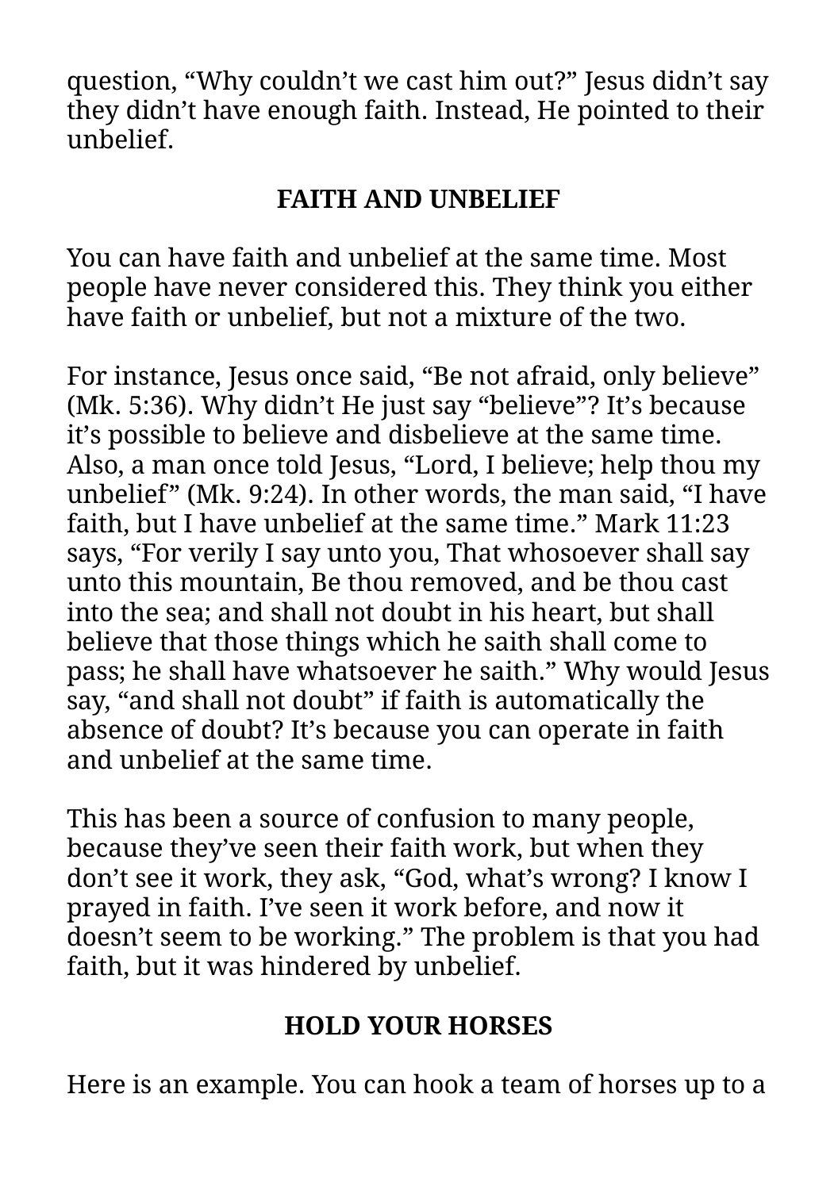question, “Why couldn’t we cast him out?” Jesus didn’t say they didn’t have enough faith. Instead, He pointed to their unbelief.

## FAITH AND UNBELIEF

You can have faith and unbelief at the same time. Most people have never considered this. They think you either have faith or unbelief, but not a mixture of the two.

For instance, Jesus once said, “Be not afraid, only believe” (Mk. 5:36). Why didn’t He just say “believe”? It’s because it’s possible to believe and disbelieve at the same time. Also, a man once told Jesus, “Lord, I believe; help thou my unbelief” (Mk. 9:24). In other words, the man said, “I have faith, but I have unbelief at the same time.” Mark 11:23 says, “For verily I say unto you, That whosoever shall say unto this mountain, Be thou removed, and be thou cast into the sea; and shall not doubt in his heart, but shall believe that those things which he saith shall come to pass; he shall have whatsoever he saith.” Why would Jesus say, “and shall not doubt” if faith is automatically the absence of doubt? It’s because you can operate in faith and unbelief at the same time.

This has been a source of confusion to many people, because they’ve seen their faith work, but when they don’t see it work, they ask, “God, what’s wrong? I know I prayed in faith. I’ve seen it work before, and now it doesn’t seem to be working.” The problem is that you had faith, but it was hindered by unbelief.

## HOLD YOUR HORSES

Here is an example. You can hook a team of horses up to a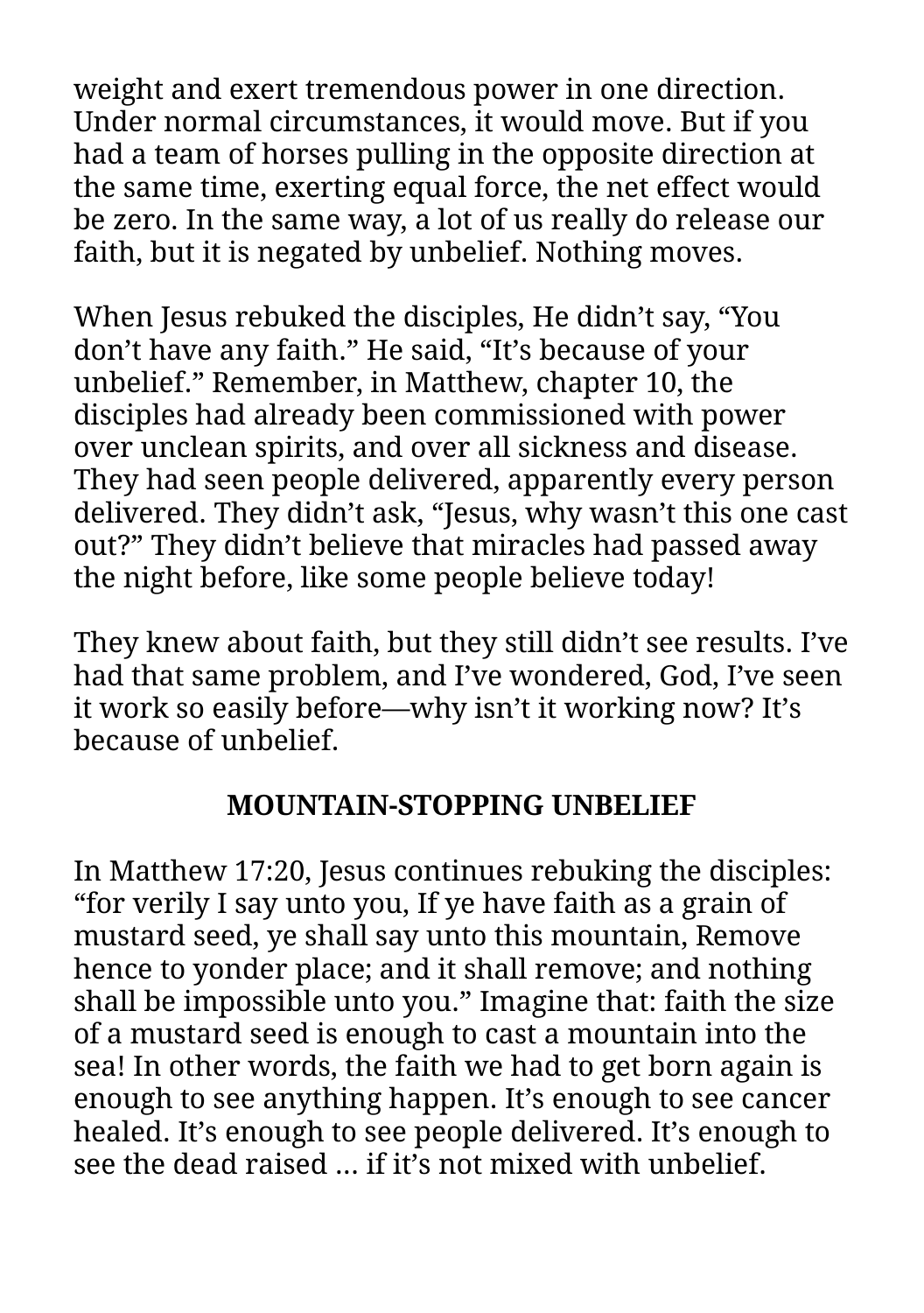weight and exert tremendous power in one direction. Under normal circumstances, it would move. But if you had a team of horses pulling in the opposite direction at the same time, exerting equal force, the net effect would be zero. In the same way, a lot of us really do release our faith, but it is negated by unbelief. Nothing moves.

When Jesus rebuked the disciples, He didn't say, "You don't have any faith." He said, "It's because of your unbelief." Remember, in Matthew, chapter 10, the disciples had already been commissioned with power over unclean spirits, and over all sickness and disease. They had seen people delivered, apparently every person delivered. They didn't ask, "Jesus, why wasn't this one cast out?" They didn't believe that miracles had passed away the night before, like some people believe today!

They knew about faith, but they still didn't see results. I've had that same problem, and I've wondered, God, I've seen it work so easily before—why isn't it working now? It's because of unbelief.

## MOUNTAIN-STOPPING UNBELIEF

In Matthew 17:20, Jesus continues rebuking the disciples: "for verily I say unto you, If ye have faith as a grain of mustard seed, ye shall say unto this mountain, Remove hence to yonder place; and it shall remove; and nothing shall be impossible unto you." Imagine that: faith the size of a mustard seed is enough to cast a mountain into the sea! In other words, the faith we had to get born again is enough to see anything happen. It's enough to see cancer healed. It's enough to see people delivered. It's enough to see the dead raised ... if it's not mixed with unbelief.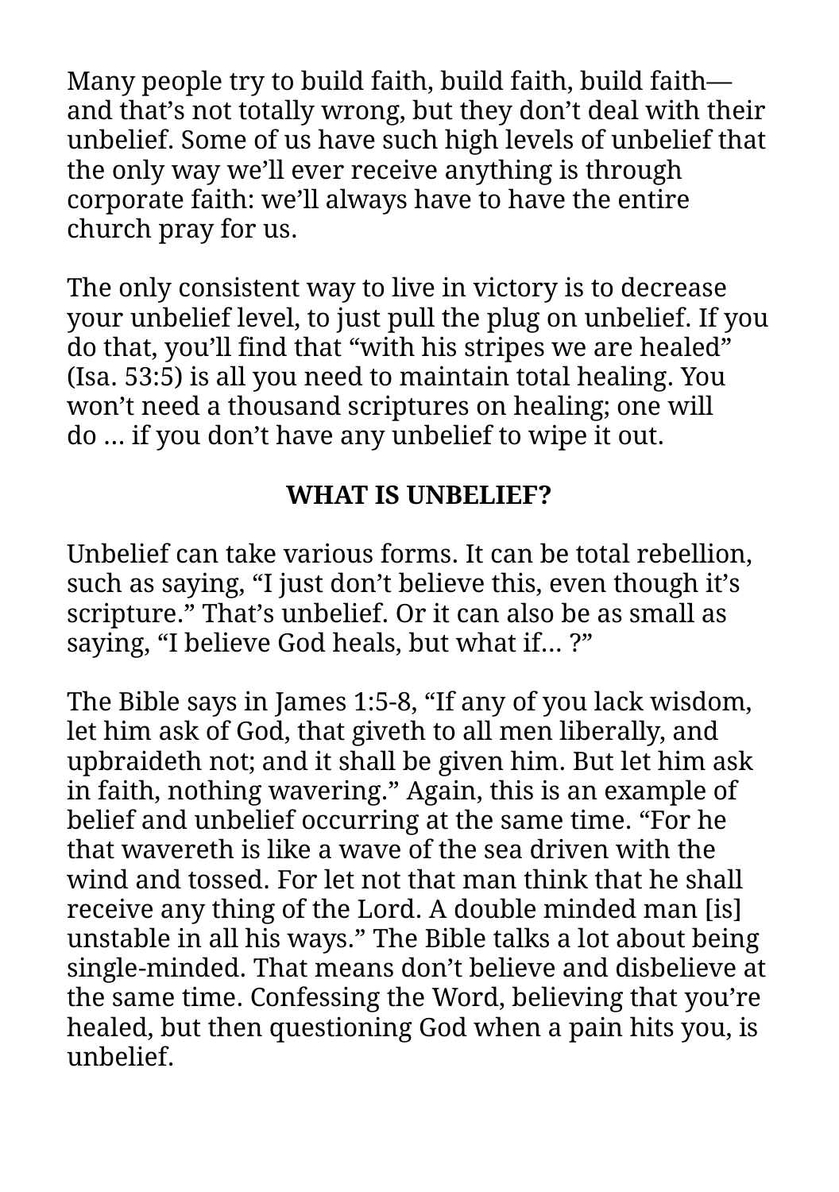Many people try to build faith, build faith, build faith—and that's not totally wrong, but they don't deal with their unbelief. Some of us have such high levels of unbelief that the only way we'll ever receive anything is through corporate faith: we'll always have to have the entire church pray for us.

The only consistent way to live in victory is to decrease your unbelief level, to just pull the plug on unbelief. If you do that, you'll find that "with his stripes we are healed" (Isa. 53:5) is all you need to maintain total healing. You won't need a thousand scriptures on healing; one will do … if you don't have any unbelief to wipe it out.

## WHAT IS UNBELIEF?

Unbelief can take various forms. It can be total rebellion, such as saying, "I just don't believe this, even though it's scripture." That's unbelief. Or it can also be as small as saying, "I believe God heals, but what if… ?"

The Bible says in James 1:5-8, "If any of you lack wisdom, let him ask of God, that giveth to all men liberally, and upbraideth not; and it shall be given him. But let him ask in faith, nothing wavering." Again, this is an example of belief and unbelief occurring at the same time. "For he that wavereth is like a wave of the sea driven with the wind and tossed. For let not that man think that he shall receive any thing of the Lord. A double minded man [is] unstable in all his ways." The Bible talks a lot about being single-minded. That means don't believe and disbelieve at the same time. Confessing the Word, believing that you're healed, but then questioning God when a pain hits you, is unbelief.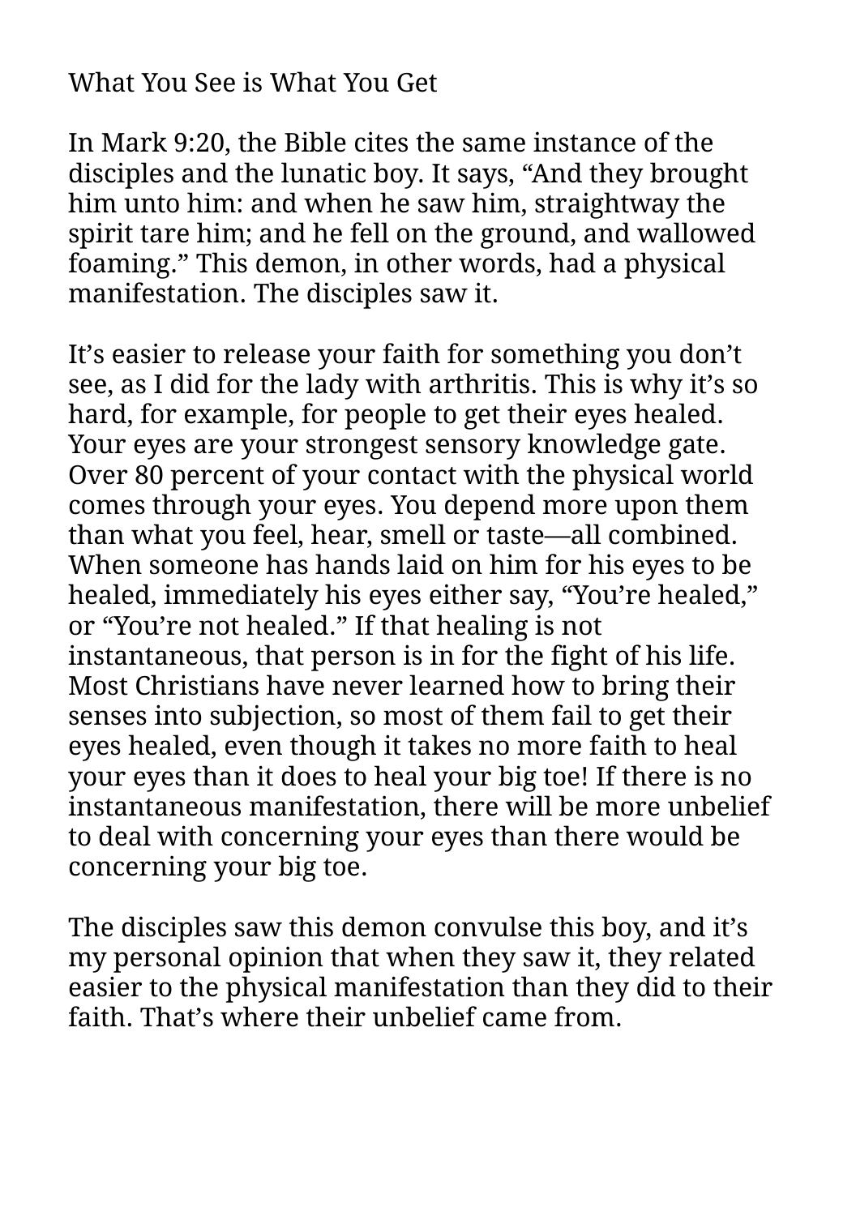## What You See is What You Get

In Mark 9:20, the Bible cites the same instance of the disciples and the lunatic boy. It says, “And they brought him unto him: and when he saw him, straightway the spirit tare him; and he fell on the ground, and wallowed foaming.” This demon, in other words, had a physical manifestation. The disciples saw it.

It’s easier to release your faith for something you don’t see, as I did for the lady with arthritis. This is why it’s so hard, for example, for people to get their eyes healed. Your eyes are your strongest sensory knowledge gate. Over 80 percent of your contact with the physical world comes through your eyes. You depend more upon them than what you feel, hear, smell or taste—all combined. When someone has hands laid on him for his eyes to be healed, immediately his eyes either say, “You’re healed,” or “You’re not healed.” If that healing is not instantaneous, that person is in for the fight of his life. Most Christians have never learned how to bring their senses into subjection, so most of them fail to get their eyes healed, even though it takes no more faith to heal your eyes than it does to heal your big toe! If there is no instantaneous manifestation, there will be more unbelief to deal with concerning your eyes than there would be concerning your big toe.

The disciples saw this demon convulse this boy, and it’s my personal opinion that when they saw it, they related easier to the physical manifestation than they did to their faith. That’s where their unbelief came from.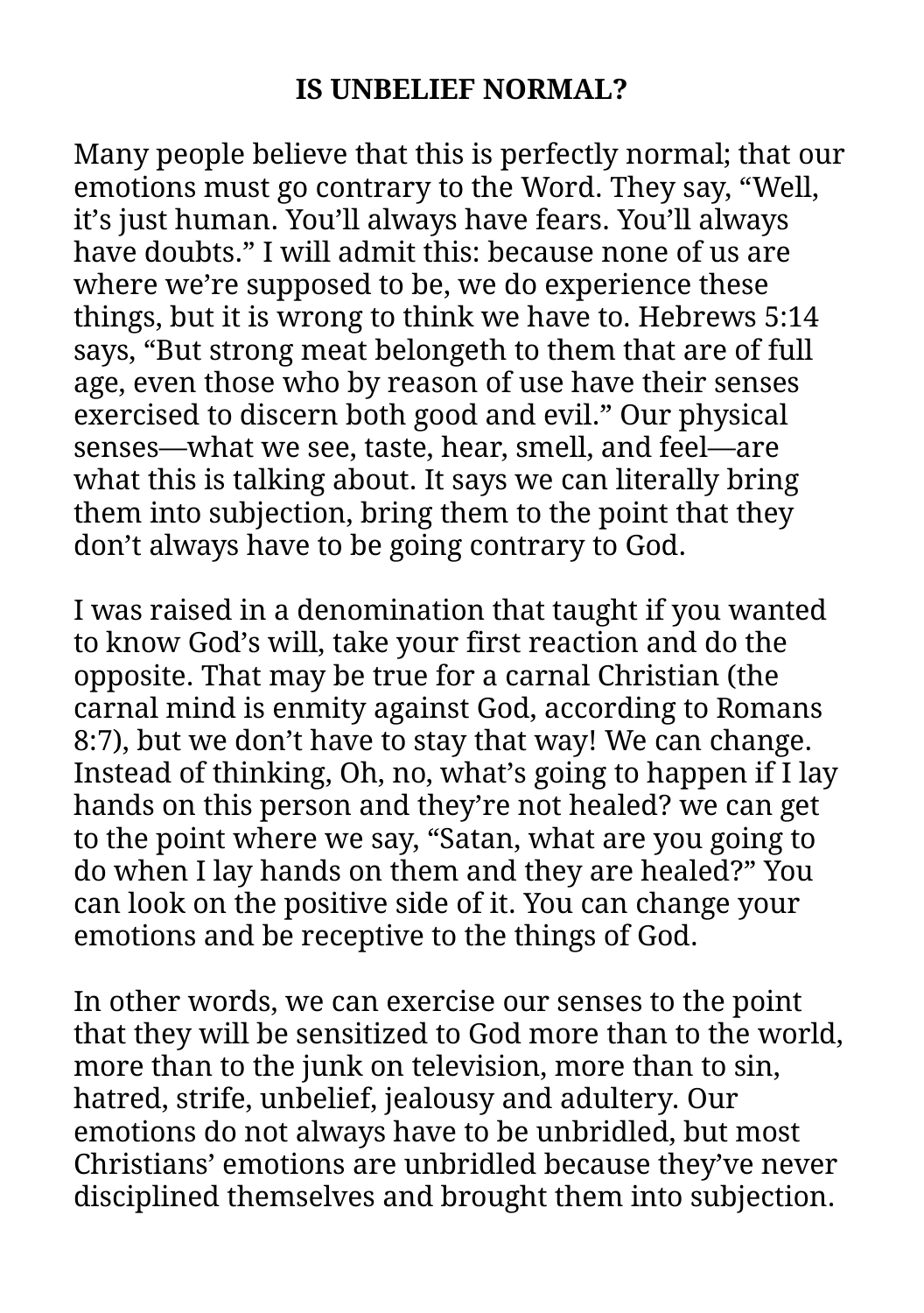## IS UNBELIEF NORMAL?

Many people believe that this is perfectly normal; that our emotions must go contrary to the Word. They say, “Well, it’s just human. You’ll always have fears. You’ll always have doubts.” I will admit this: because none of us are where we’re supposed to be, we do experience these things, but it is wrong to think we have to. Hebrews 5:14 says, “But strong meat belongeth to them that are of full age, even those who by reason of use have their senses exercised to discern both good and evil.” Our physical senses—what we see, taste, hear, smell, and feel—are what this is talking about. It says we can literally bring them into subjection, bring them to the point that they don’t always have to be going contrary to God.

I was raised in a denomination that taught if you wanted to know God’s will, take your first reaction and do the opposite. That may be true for a carnal Christian (the carnal mind is enmity against God, according to Romans 8:7), but we don’t have to stay that way! We can change. Instead of thinking, Oh, no, what’s going to happen if I lay hands on this person and they’re not healed? we can get to the point where we say, “Satan, what are you going to do when I lay hands on them and they are healed?” You can look on the positive side of it. You can change your emotions and be receptive to the things of God.

In other words, we can exercise our senses to the point that they will be sensitized to God more than to the world, more than to the junk on television, more than to sin, hatred, strife, unbelief, jealousy and adultery. Our emotions do not always have to be unbridled, but most Christians’ emotions are unbridled because they’ve never disciplined themselves and brought them into subjection.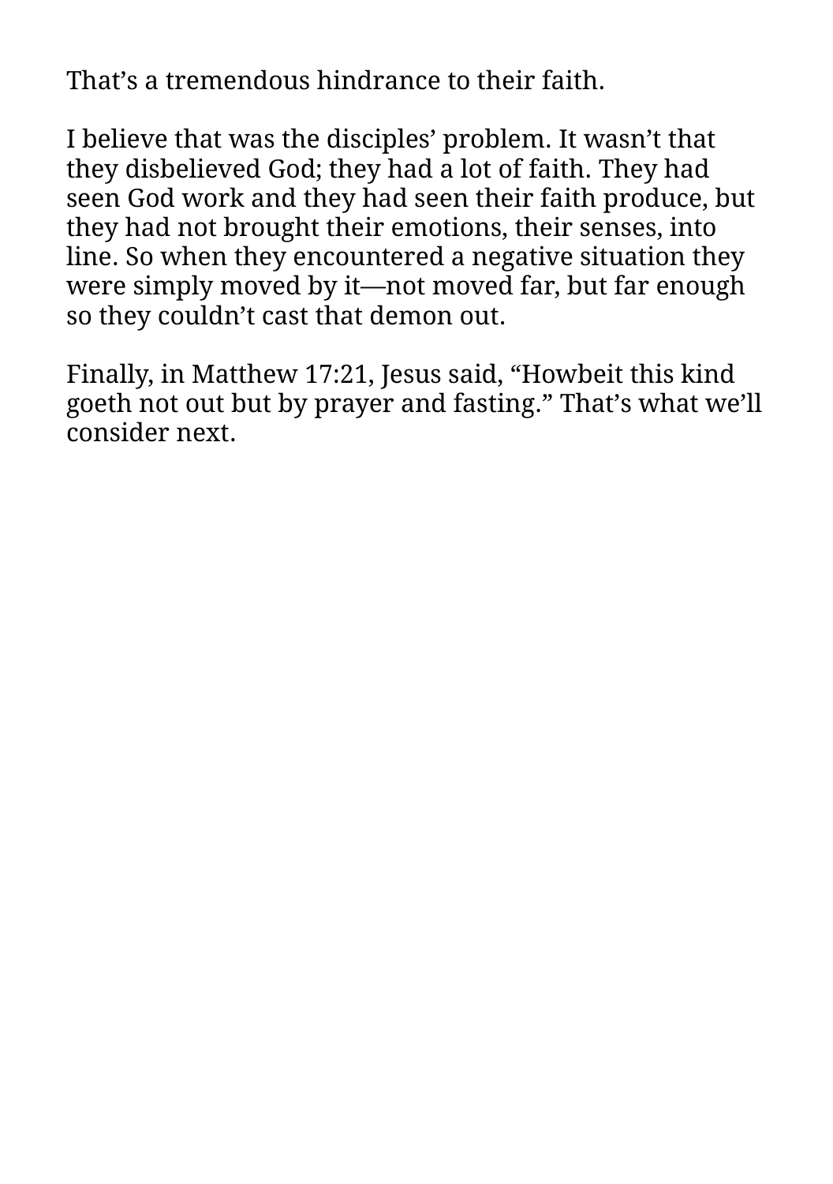That’s a tremendous hindrance to their faith.

I believe that was the disciples’ problem. It wasn’t that they disbelieved God; they had a lot of faith. They had seen God work and they had seen their faith produce, but they had not brought their emotions, their senses, into line. So when they encountered a negative situation they were simply moved by it—not moved far, but far enough so they couldn’t cast that demon out.

Finally, in Matthew 17:21, Jesus said, “Howbeit this kind goeth not out but by prayer and fasting.” That’s what we’ll consider next.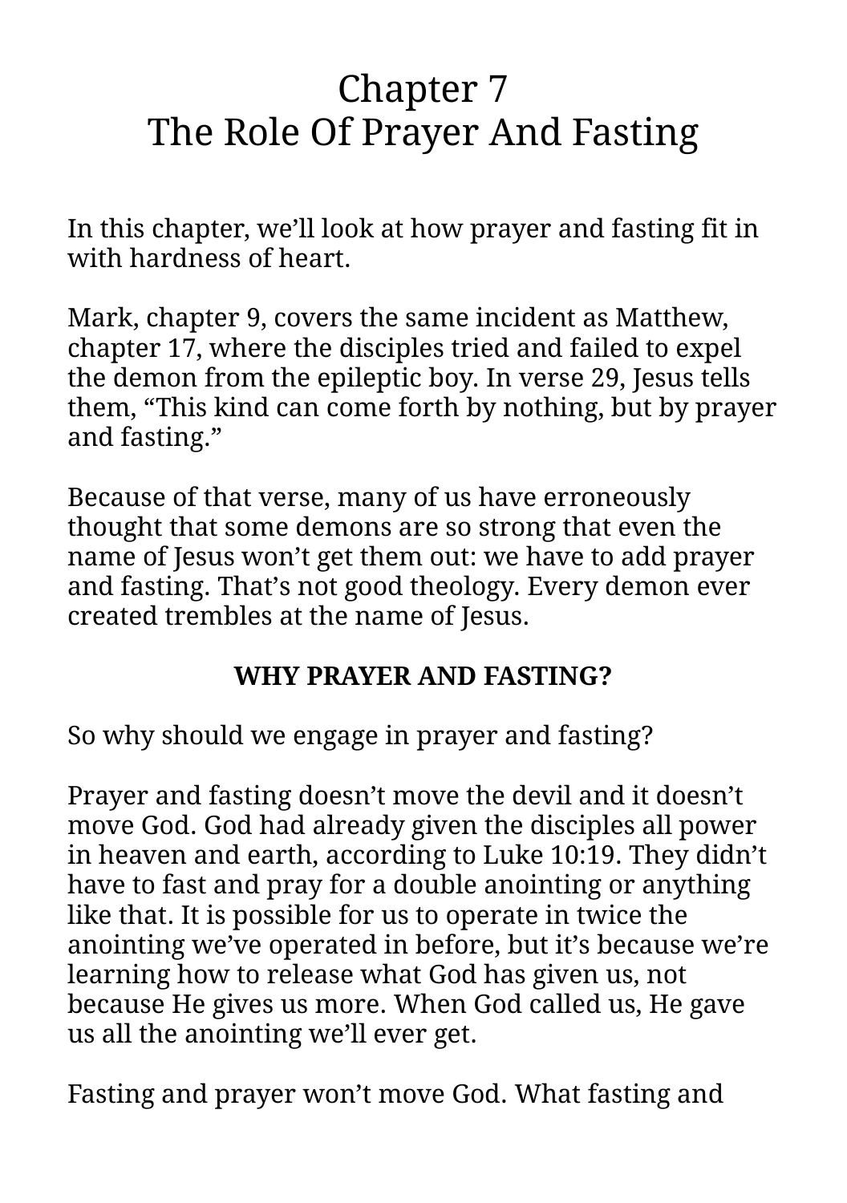# Chapter 7
# The Role Of Prayer And Fasting

In this chapter, we'll look at how prayer and fasting fit in with hardness of heart.

Mark, chapter 9, covers the same incident as Matthew, chapter 17, where the disciples tried and failed to expel the demon from the epileptic boy. In verse 29, Jesus tells them, "This kind can come forth by nothing, but by prayer and fasting."

Because of that verse, many of us have erroneously thought that some demons are so strong that even the name of Jesus won't get them out: we have to add prayer and fasting. That's not good theology. Every demon ever created trembles at the name of Jesus.

**WHY PRAYER AND FASTING?**

So why should we engage in prayer and fasting?

Prayer and fasting doesn't move the devil and it doesn't move God. God had already given the disciples all power in heaven and earth, according to Luke 10:19. They didn't have to fast and pray for a double anointing or anything like that. It is possible for us to operate in twice the anointing we've operated in before, but it's because we're learning how to release what God has given us, not because He gives us more. When God called us, He gave us all the anointing we'll ever get.

Fasting and prayer won't move God. What fasting and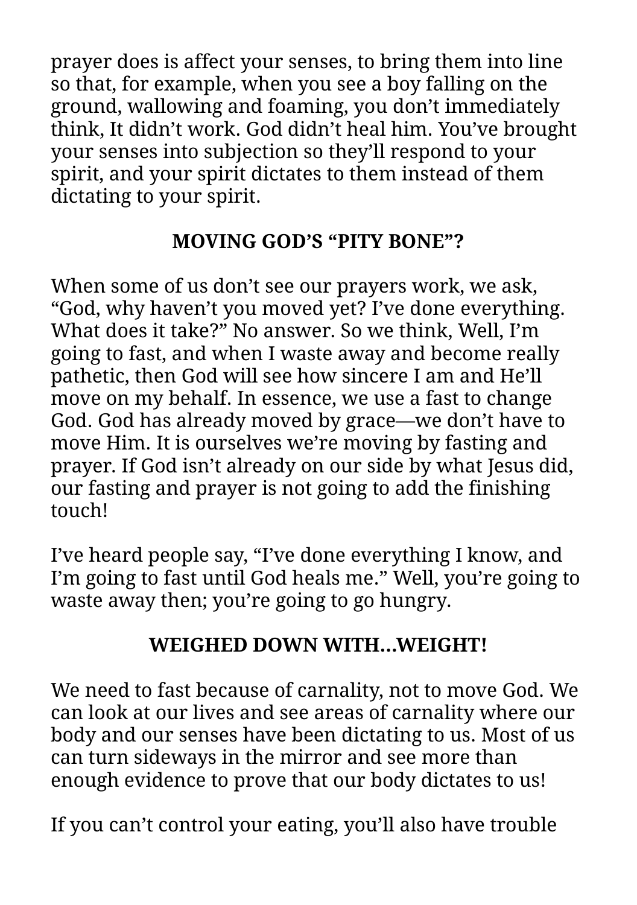prayer does is affect your senses, to bring them into line so that, for example, when you see a boy falling on the ground, wallowing and foaming, you don't immediately think, It didn't work. God didn't heal him. You've brought your senses into subjection so they'll respond to your spirit, and your spirit dictates to them instead of them dictating to your spirit.

## MOVING GOD'S "PITY BONE"?

When some of us don't see our prayers work, we ask, "God, why haven't you moved yet? I've done everything. What does it take?" No answer. So we think, Well, I'm going to fast, and when I waste away and become really pathetic, then God will see how sincere I am and He'll move on my behalf. In essence, we use a fast to change God. God has already moved by grace—we don't have to move Him. It is ourselves we're moving by fasting and prayer. If God isn't already on our side by what Jesus did, our fasting and prayer is not going to add the finishing touch!

I've heard people say, "I've done everything I know, and I'm going to fast until God heals me." Well, you're going to waste away then; you're going to go hungry.

## WEIGHED DOWN WITH...WEIGHT!

We need to fast because of carnality, not to move God. We can look at our lives and see areas of carnality where our body and our senses have been dictating to us. Most of us can turn sideways in the mirror and see more than enough evidence to prove that our body dictates to us!

If you can't control your eating, you'll also have trouble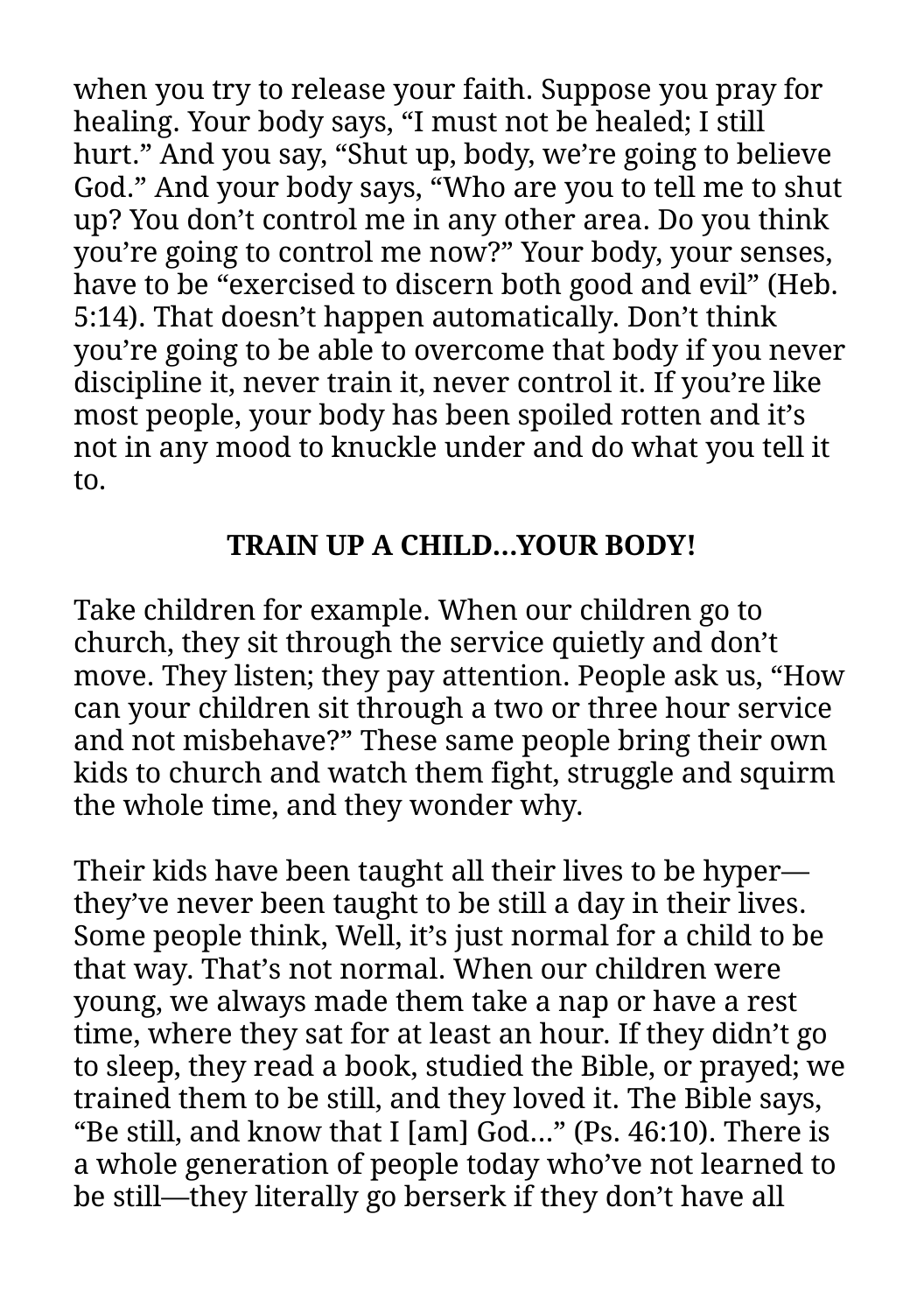when you try to release your faith. Suppose you pray for healing. Your body says, "I must not be healed; I still hurt." And you say, "Shut up, body, we're going to believe God." And your body says, "Who are you to tell me to shut up? You don't control me in any other area. Do you think you're going to control me now?" Your body, your senses, have to be "exercised to discern both good and evil" (Heb. 5:14). That doesn't happen automatically. Don't think you're going to be able to overcome that body if you never discipline it, never train it, never control it. If you're like most people, your body has been spoiled rotten and it's not in any mood to knuckle under and do what you tell it to.

## TRAIN UP A CHILD...YOUR BODY!

Take children for example. When our children go to church, they sit through the service quietly and don't move. They listen; they pay attention. People ask us, "How can your children sit through a two or three hour service and not misbehave?" These same people bring their own kids to church and watch them fight, struggle and squirm the whole time, and they wonder why.

Their kids have been taught all their lives to be hyper—they've never been taught to be still a day in their lives. Some people think, Well, it's just normal for a child to be that way. That's not normal. When our children were young, we always made them take a nap or have a rest time, where they sat for at least an hour. If they didn't go to sleep, they read a book, studied the Bible, or prayed; we trained them to be still, and they loved it. The Bible says, "Be still, and know that I [am] God..." (Ps. 46:10). There is a whole generation of people today who've not learned to be still—they literally go berserk if they don't have all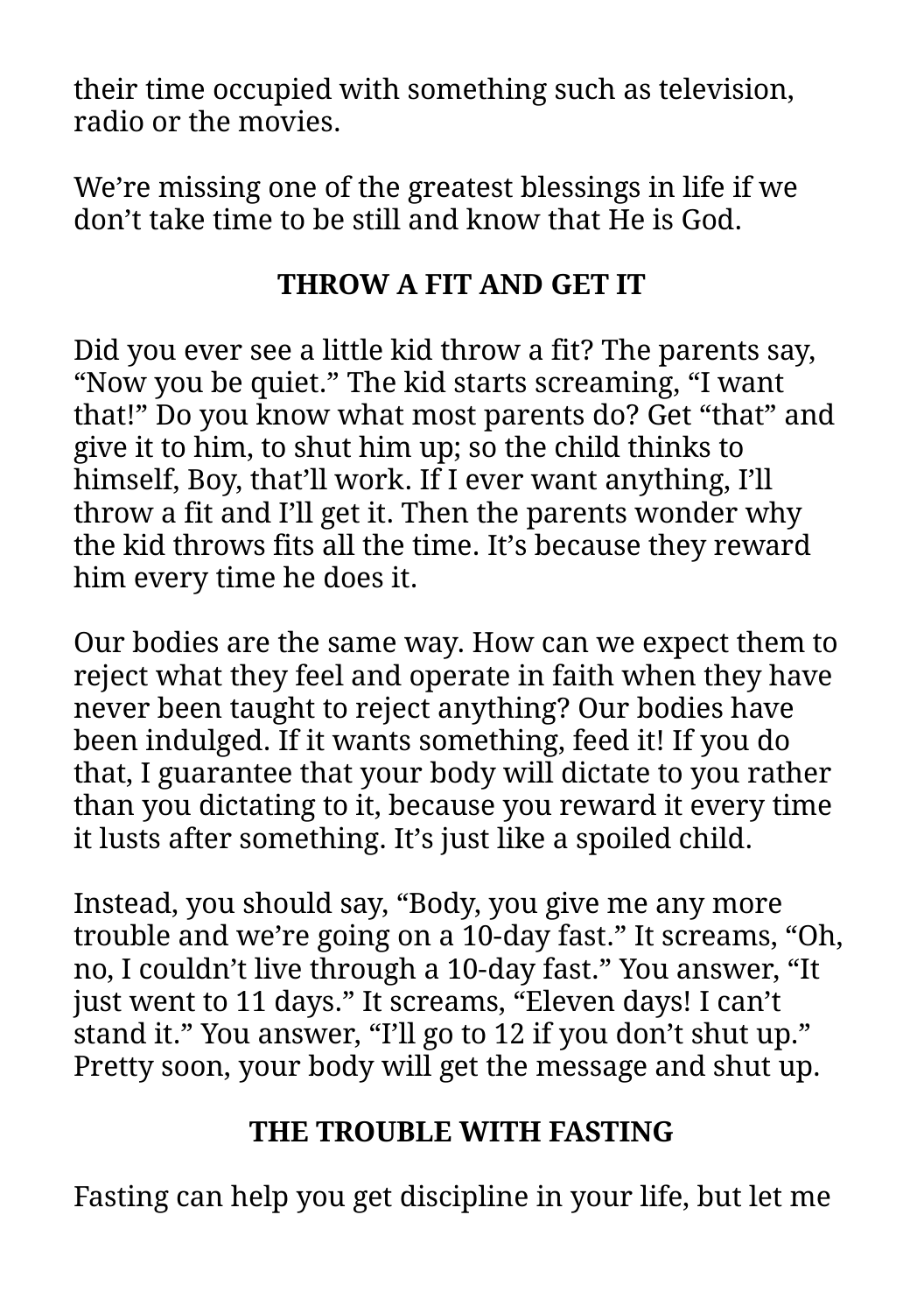their time occupied with something such as television, radio or the movies.

We’re missing one of the greatest blessings in life if we don’t take time to be still and know that He is God.

## THROW A FIT AND GET IT

Did you ever see a little kid throw a fit? The parents say, “Now you be quiet.” The kid starts screaming, “I want that!” Do you know what most parents do? Get “that” and give it to him, to shut him up; so the child thinks to himself, Boy, that’ll work. If I ever want anything, I’ll throw a fit and I’ll get it. Then the parents wonder why the kid throws fits all the time. It’s because they reward him every time he does it.

Our bodies are the same way. How can we expect them to reject what they feel and operate in faith when they have never been taught to reject anything? Our bodies have been indulged. If it wants something, feed it! If you do that, I guarantee that your body will dictate to you rather than you dictating to it, because you reward it every time it lusts after something. It’s just like a spoiled child.

Instead, you should say, “Body, you give me any more trouble and we’re going on a 10-day fast.” It screams, “Oh, no, I couldn’t live through a 10-day fast.” You answer, “It just went to 11 days.” It screams, “Eleven days! I can’t stand it.” You answer, “I’ll go to 12 if you don’t shut up.” Pretty soon, your body will get the message and shut up.

## THE TROUBLE WITH FASTING

Fasting can help you get discipline in your life, but let me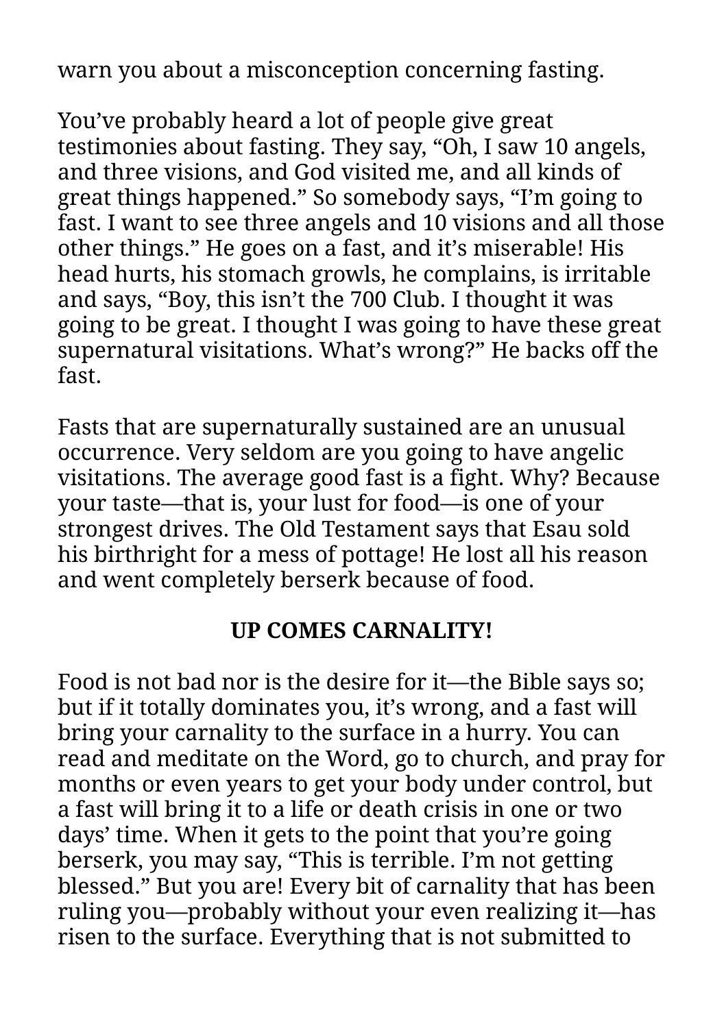warn you about a misconception concerning fasting.

You've probably heard a lot of people give great testimonies about fasting. They say, "Oh, I saw 10 angels, and three visions, and God visited me, and all kinds of great things happened." So somebody says, "I'm going to fast. I want to see three angels and 10 visions and all those other things." He goes on a fast, and it's miserable! His head hurts, his stomach growls, he complains, is irritable and says, "Boy, this isn't the 700 Club. I thought it was going to be great. I thought I was going to have these great supernatural visitations. What's wrong?" He backs off the fast.

Fasts that are supernaturally sustained are an unusual occurrence. Very seldom are you going to have angelic visitations. The average good fast is a fight. Why? Because your taste—that is, your lust for food—is one of your strongest drives. The Old Testament says that Esau sold his birthright for a mess of pottage! He lost all his reason and went completely berserk because of food.

## UP COMES CARNALITY!

Food is not bad nor is the desire for it—the Bible says so; but if it totally dominates you, it's wrong, and a fast will bring your carnality to the surface in a hurry. You can read and meditate on the Word, go to church, and pray for months or even years to get your body under control, but a fast will bring it to a life or death crisis in one or two days' time. When it gets to the point that you're going berserk, you may say, "This is terrible. I'm not getting blessed." But you are! Every bit of carnality that has been ruling you—probably without your even realizing it—has risen to the surface. Everything that is not submitted to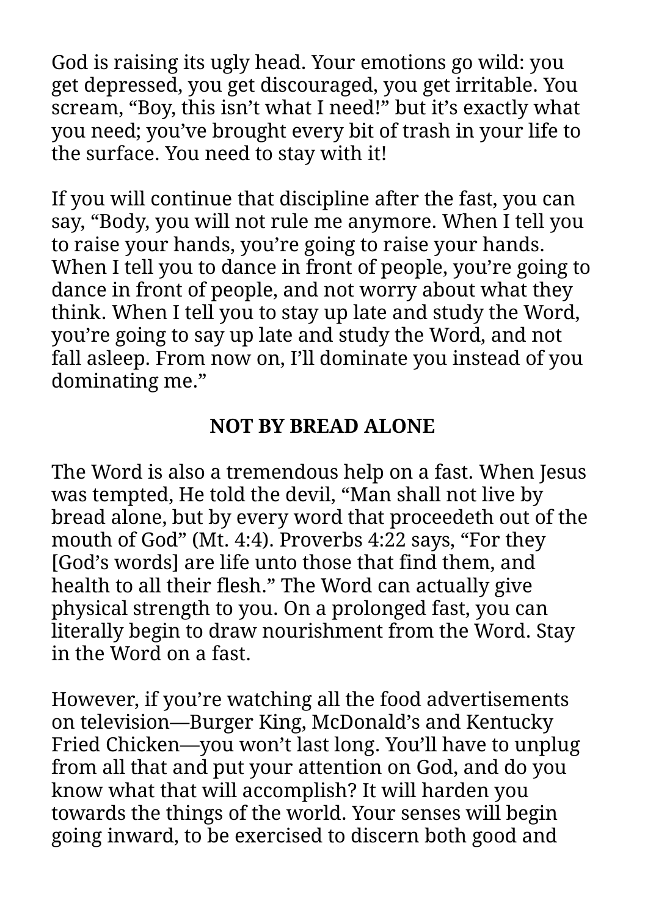God is raising its ugly head. Your emotions go wild: you get depressed, you get discouraged, you get irritable. You scream, "Boy, this isn't what I need!" but it's exactly what you need; you've brought every bit of trash in your life to the surface. You need to stay with it!

If you will continue that discipline after the fast, you can say, "Body, you will not rule me anymore. When I tell you to raise your hands, you're going to raise your hands. When I tell you to dance in front of people, you're going to dance in front of people, and not worry about what they think. When I tell you to stay up late and study the Word, you're going to say up late and study the Word, and not fall asleep. From now on, I'll dominate you instead of you dominating me."

## NOT BY BREAD ALONE

The Word is also a tremendous help on a fast. When Jesus was tempted, He told the devil, "Man shall not live by bread alone, but by every word that proceedeth out of the mouth of God" (Mt. 4:4). Proverbs 4:22 says, "For they [God's words] are life unto those that find them, and health to all their flesh." The Word can actually give physical strength to you. On a prolonged fast, you can literally begin to draw nourishment from the Word. Stay in the Word on a fast.

However, if you're watching all the food advertisements on television—Burger King, McDonald's and Kentucky Fried Chicken—you won't last long. You'll have to unplug from all that and put your attention on God, and do you know what that will accomplish? It will harden you towards the things of the world. Your senses will begin going inward, to be exercised to discern both good and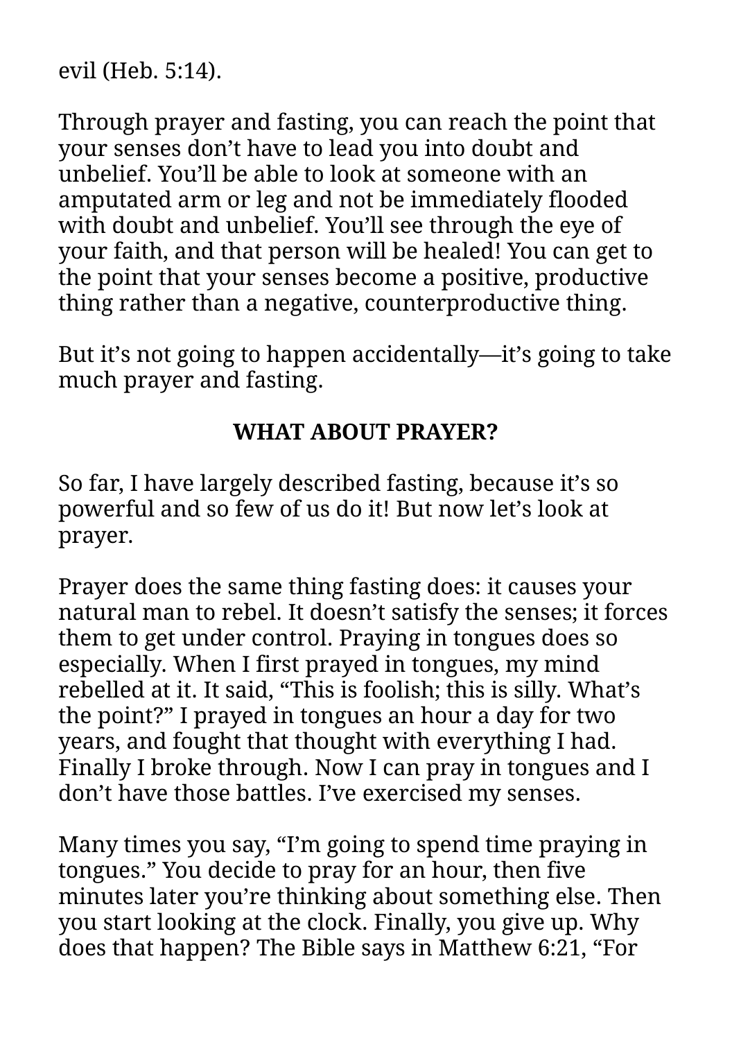evil (Heb. 5:14).

Through prayer and fasting, you can reach the point that your senses don't have to lead you into doubt and unbelief. You'll be able to look at someone with an amputated arm or leg and not be immediately flooded with doubt and unbelief. You'll see through the eye of your faith, and that person will be healed! You can get to the point that your senses become a positive, productive thing rather than a negative, counterproductive thing.

But it's not going to happen accidentally—it's going to take much prayer and fasting.

## WHAT ABOUT PRAYER?

So far, I have largely described fasting, because it's so powerful and so few of us do it! But now let's look at prayer.

Prayer does the same thing fasting does: it causes your natural man to rebel. It doesn't satisfy the senses; it forces them to get under control. Praying in tongues does so especially. When I first prayed in tongues, my mind rebelled at it. It said, "This is foolish; this is silly. What's the point?" I prayed in tongues an hour a day for two years, and fought that thought with everything I had. Finally I broke through. Now I can pray in tongues and I don't have those battles. I've exercised my senses.

Many times you say, "I'm going to spend time praying in tongues." You decide to pray for an hour, then five minutes later you're thinking about something else. Then you start looking at the clock. Finally, you give up. Why does that happen? The Bible says in Matthew 6:21, "For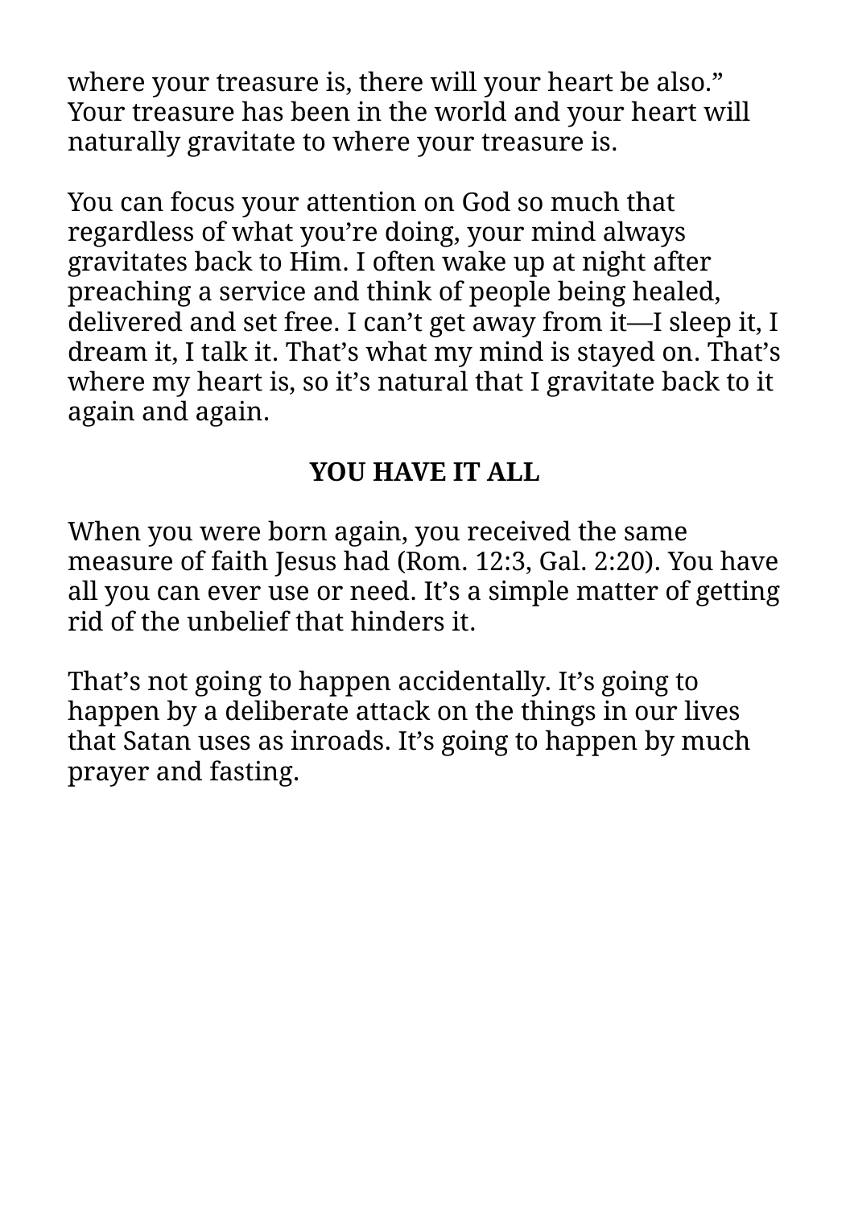where your treasure is, there will your heart be also." Your treasure has been in the world and your heart will naturally gravitate to where your treasure is.

You can focus your attention on God so much that regardless of what you're doing, your mind always gravitates back to Him. I often wake up at night after preaching a service and think of people being healed, delivered and set free. I can't get away from it—I sleep it, I dream it, I talk it. That's what my mind is stayed on. That's where my heart is, so it's natural that I gravitate back to it again and again.

## YOU HAVE IT ALL

When you were born again, you received the same measure of faith Jesus had (Rom. 12:3, Gal. 2:20). You have all you can ever use or need. It's a simple matter of getting rid of the unbelief that hinders it.

That's not going to happen accidentally. It's going to happen by a deliberate attack on the things in our lives that Satan uses as inroads. It's going to happen by much prayer and fasting.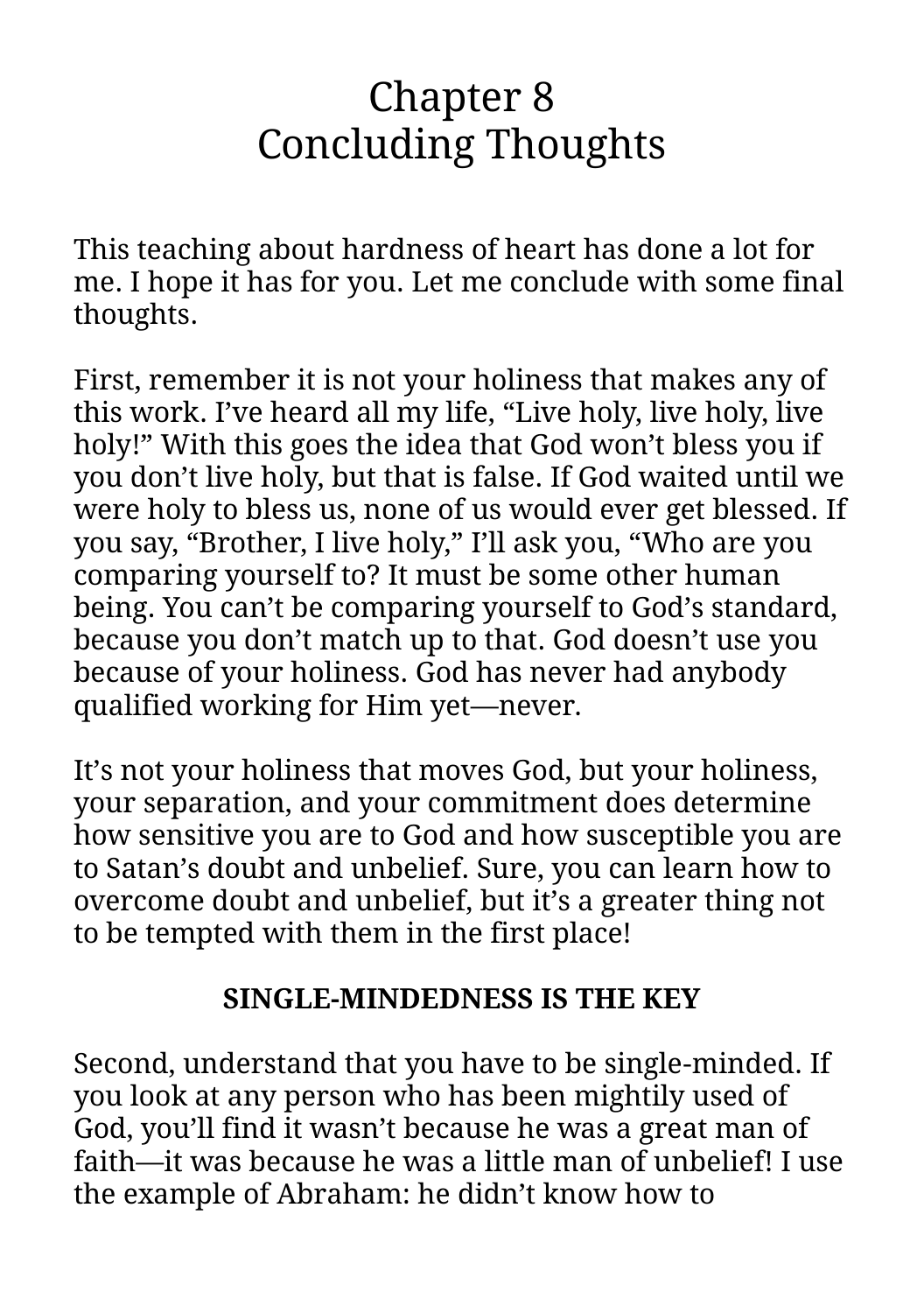# Chapter 8
# Concluding Thoughts

This teaching about hardness of heart has done a lot for me. I hope it has for you. Let me conclude with some final thoughts.

First, remember it is not your holiness that makes any of this work. I've heard all my life, "Live holy, live holy, live holy!" With this goes the idea that God won't bless you if you don't live holy, but that is false. If God waited until we were holy to bless us, none of us would ever get blessed. If you say, "Brother, I live holy," I'll ask you, "Who are you comparing yourself to? It must be some other human being. You can't be comparing yourself to God's standard, because you don't match up to that. God doesn't use you because of your holiness. God has never had anybody qualified working for Him yet—never.

It's not your holiness that moves God, but your holiness, your separation, and your commitment does determine how sensitive you are to God and how susceptible you are to Satan's doubt and unbelief. Sure, you can learn how to overcome doubt and unbelief, but it's a greater thing not to be tempted with them in the first place!

**SINGLE-MINDEDNESS IS THE KEY**

Second, understand that you have to be single-minded. If you look at any person who has been mightily used of God, you'll find it wasn't because he was a great man of faith—it was because he was a little man of unbelief! I use the example of Abraham: he didn't know how to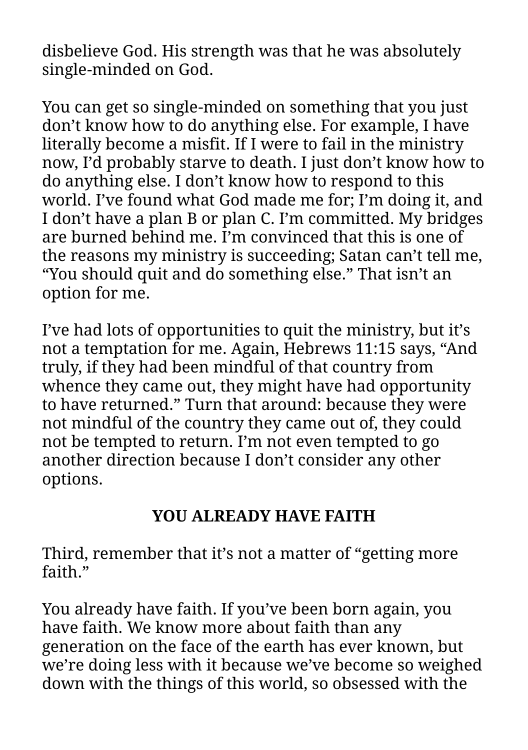disbelieve God. His strength was that he was absolutely single-minded on God.

You can get so single-minded on something that you just don't know how to do anything else. For example, I have literally become a misfit. If I were to fail in the ministry now, I'd probably starve to death. I just don't know how to do anything else. I don't know how to respond to this world. I've found what God made me for; I'm doing it, and I don't have a plan B or plan C. I'm committed. My bridges are burned behind me. I'm convinced that this is one of the reasons my ministry is succeeding; Satan can't tell me, "You should quit and do something else." That isn't an option for me.

I've had lots of opportunities to quit the ministry, but it's not a temptation for me. Again, Hebrews 11:15 says, "And truly, if they had been mindful of that country from whence they came out, they might have had opportunity to have returned." Turn that around: because they were not mindful of the country they came out of, they could not be tempted to return. I'm not even tempted to go another direction because I don't consider any other options.

## YOU ALREADY HAVE FAITH

Third, remember that it's not a matter of "getting more faith."

You already have faith. If you've been born again, you have faith. We know more about faith than any generation on the face of the earth has ever known, but we're doing less with it because we've become so weighed down with the things of this world, so obsessed with the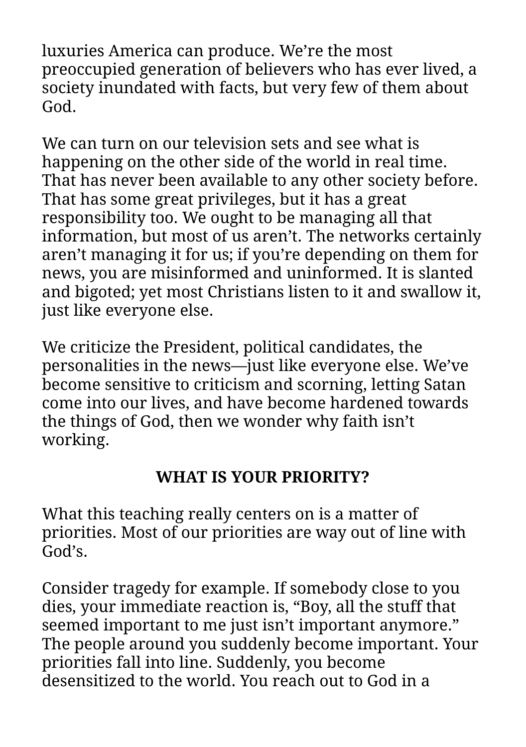luxuries America can produce. We're the most preoccupied generation of believers who has ever lived, a society inundated with facts, but very few of them about God.

We can turn on our television sets and see what is happening on the other side of the world in real time. That has never been available to any other society before. That has some great privileges, but it has a great responsibility too. We ought to be managing all that information, but most of us aren't. The networks certainly aren't managing it for us; if you're depending on them for news, you are misinformed and uninformed. It is slanted and bigoted; yet most Christians listen to it and swallow it, just like everyone else.

We criticize the President, political candidates, the personalities in the news—just like everyone else. We've become sensitive to criticism and scorning, letting Satan come into our lives, and have become hardened towards the things of God, then we wonder why faith isn't working.

## WHAT IS YOUR PRIORITY?

What this teaching really centers on is a matter of priorities. Most of our priorities are way out of line with God's.

Consider tragedy for example. If somebody close to you dies, your immediate reaction is, "Boy, all the stuff that seemed important to me just isn't important anymore." The people around you suddenly become important. Your priorities fall into line. Suddenly, you become desensitized to the world. You reach out to God in a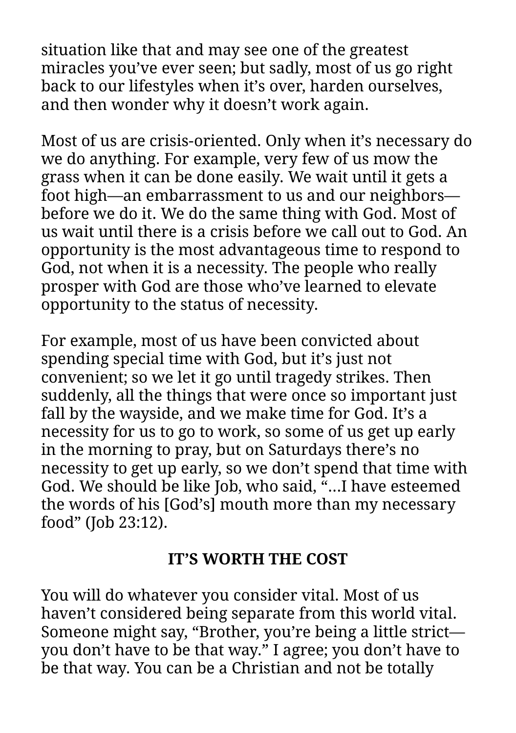situation like that and may see one of the greatest miracles you've ever seen; but sadly, most of us go right back to our lifestyles when it's over, harden ourselves, and then wonder why it doesn't work again.

Most of us are crisis-oriented. Only when it's necessary do we do anything. For example, very few of us mow the grass when it can be done easily. We wait until it gets a foot high—an embarrassment to us and our neighbors—before we do it. We do the same thing with God. Most of us wait until there is a crisis before we call out to God. An opportunity is the most advantageous time to respond to God, not when it is a necessity. The people who really prosper with God are those who've learned to elevate opportunity to the status of necessity.

For example, most of us have been convicted about spending special time with God, but it's just not convenient; so we let it go until tragedy strikes. Then suddenly, all the things that were once so important just fall by the wayside, and we make time for God. It's a necessity for us to go to work, so some of us get up early in the morning to pray, but on Saturdays there's no necessity to get up early, so we don't spend that time with God. We should be like Job, who said, "…I have esteemed the words of his [God's] mouth more than my necessary food" (Job 23:12).

## IT'S WORTH THE COST

You will do whatever you consider vital. Most of us haven't considered being separate from this world vital. Someone might say, "Brother, you're being a little strict—you don't have to be that way." I agree; you don't have to be that way. You can be a Christian and not be totally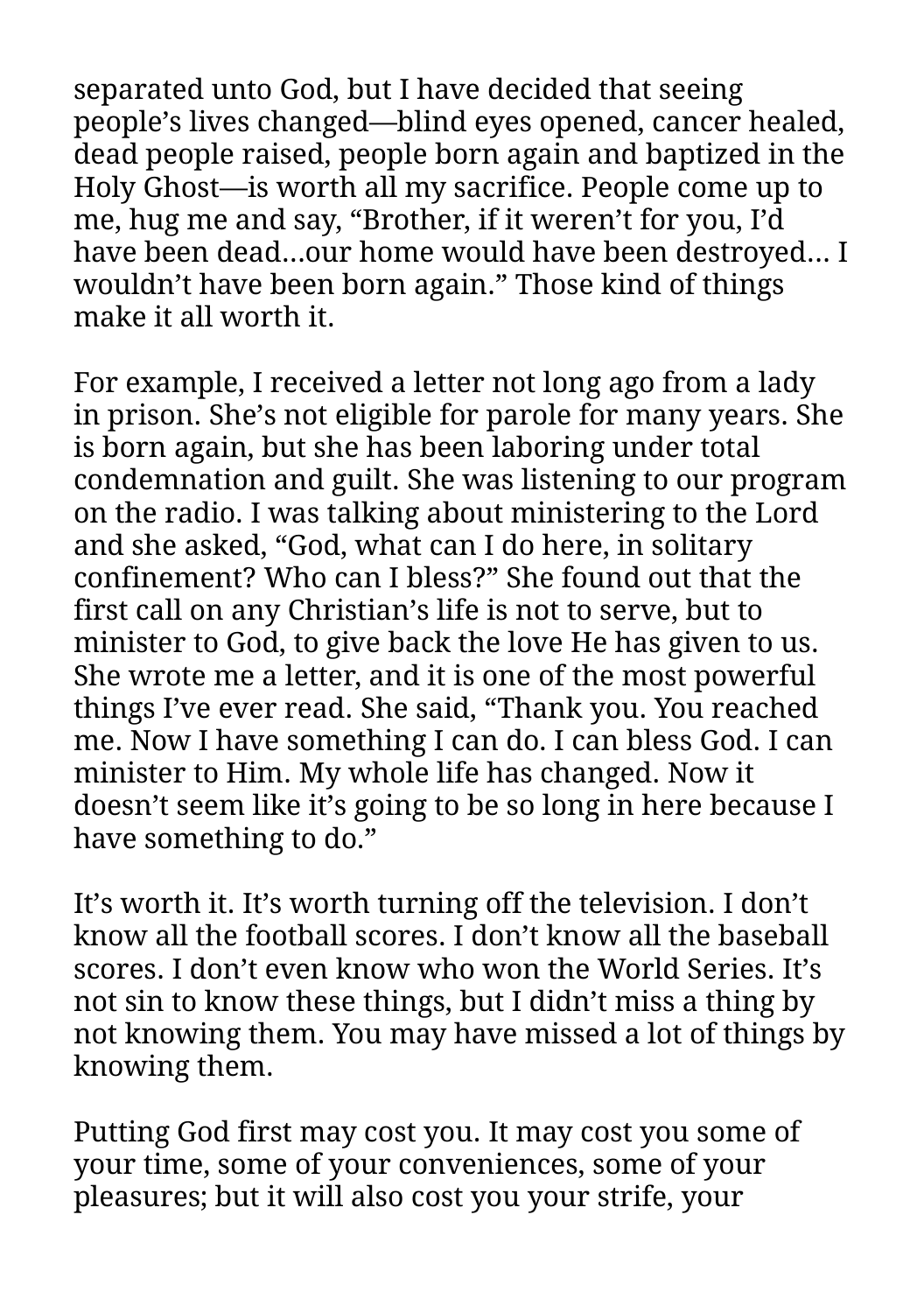separated unto God, but I have decided that seeing people's lives changed—blind eyes opened, cancer healed, dead people raised, people born again and baptized in the Holy Ghost—is worth all my sacrifice. People come up to me, hug me and say, "Brother, if it weren't for you, I'd have been dead…our home would have been destroyed… I wouldn't have been born again." Those kind of things make it all worth it.

For example, I received a letter not long ago from a lady in prison. She's not eligible for parole for many years. She is born again, but she has been laboring under total condemnation and guilt. She was listening to our program on the radio. I was talking about ministering to the Lord and she asked, "God, what can I do here, in solitary confinement? Who can I bless?" She found out that the first call on any Christian's life is not to serve, but to minister to God, to give back the love He has given to us. She wrote me a letter, and it is one of the most powerful things I've ever read. She said, "Thank you. You reached me. Now I have something I can do. I can bless God. I can minister to Him. My whole life has changed. Now it doesn't seem like it's going to be so long in here because I have something to do."

It's worth it. It's worth turning off the television. I don't know all the football scores. I don't know all the baseball scores. I don't even know who won the World Series. It's not sin to know these things, but I didn't miss a thing by not knowing them. You may have missed a lot of things by knowing them.

Putting God first may cost you. It may cost you some of your time, some of your conveniences, some of your pleasures; but it will also cost you your strife, your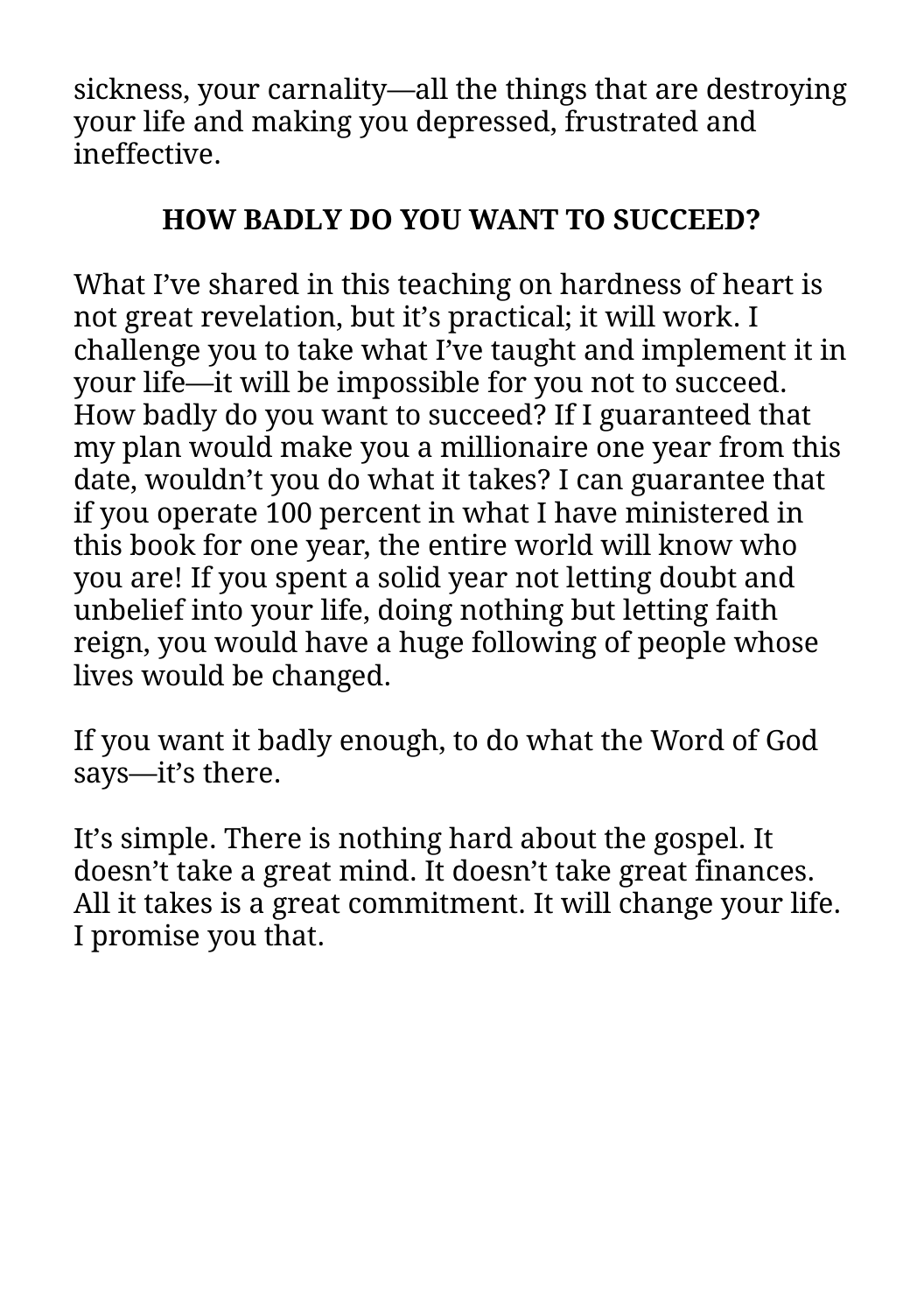sickness, your carnality—all the things that are destroying your life and making you depressed, frustrated and ineffective.

## HOW BADLY DO YOU WANT TO SUCCEED?

What I've shared in this teaching on hardness of heart is not great revelation, but it's practical; it will work. I challenge you to take what I've taught and implement it in your life—it will be impossible for you not to succeed. How badly do you want to succeed? If I guaranteed that my plan would make you a millionaire one year from this date, wouldn't you do what it takes? I can guarantee that if you operate 100 percent in what I have ministered in this book for one year, the entire world will know who you are! If you spent a solid year not letting doubt and unbelief into your life, doing nothing but letting faith reign, you would have a huge following of people whose lives would be changed.

If you want it badly enough, to do what the Word of God says—it's there.

It's simple. There is nothing hard about the gospel. It doesn't take a great mind. It doesn't take great finances. All it takes is a great commitment. It will change your life. I promise you that.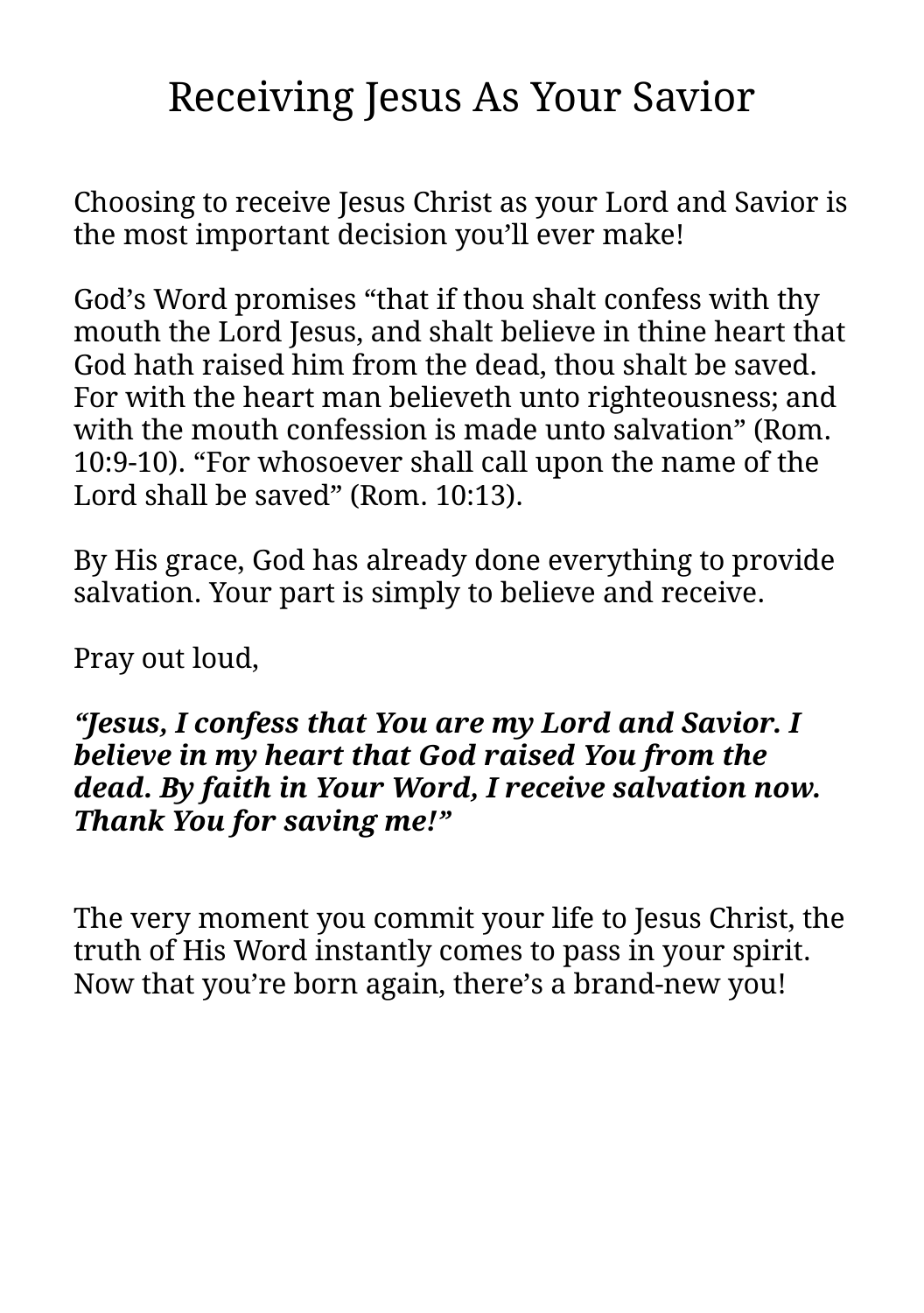# Receiving Jesus As Your Savior

Choosing to receive Jesus Christ as your Lord and Savior is the most important decision you'll ever make!

God's Word promises "that if thou shalt confess with thy mouth the Lord Jesus, and shalt believe in thine heart that God hath raised him from the dead, thou shalt be saved. For with the heart man believeth unto righteousness; and with the mouth confession is made unto salvation" (Rom. 10:9-10). "For whosoever shall call upon the name of the Lord shall be saved" (Rom. 10:13).

By His grace, God has already done everything to provide salvation. Your part is simply to believe and receive.

Pray out loud,

***"Jesus, I confess that You are my Lord and Savior. I believe in my heart that God raised You from the dead. By faith in Your Word, I receive salvation now. Thank You for saving me!"***

The very moment you commit your life to Jesus Christ, the truth of His Word instantly comes to pass in your spirit. Now that you're born again, there's a brand-new you!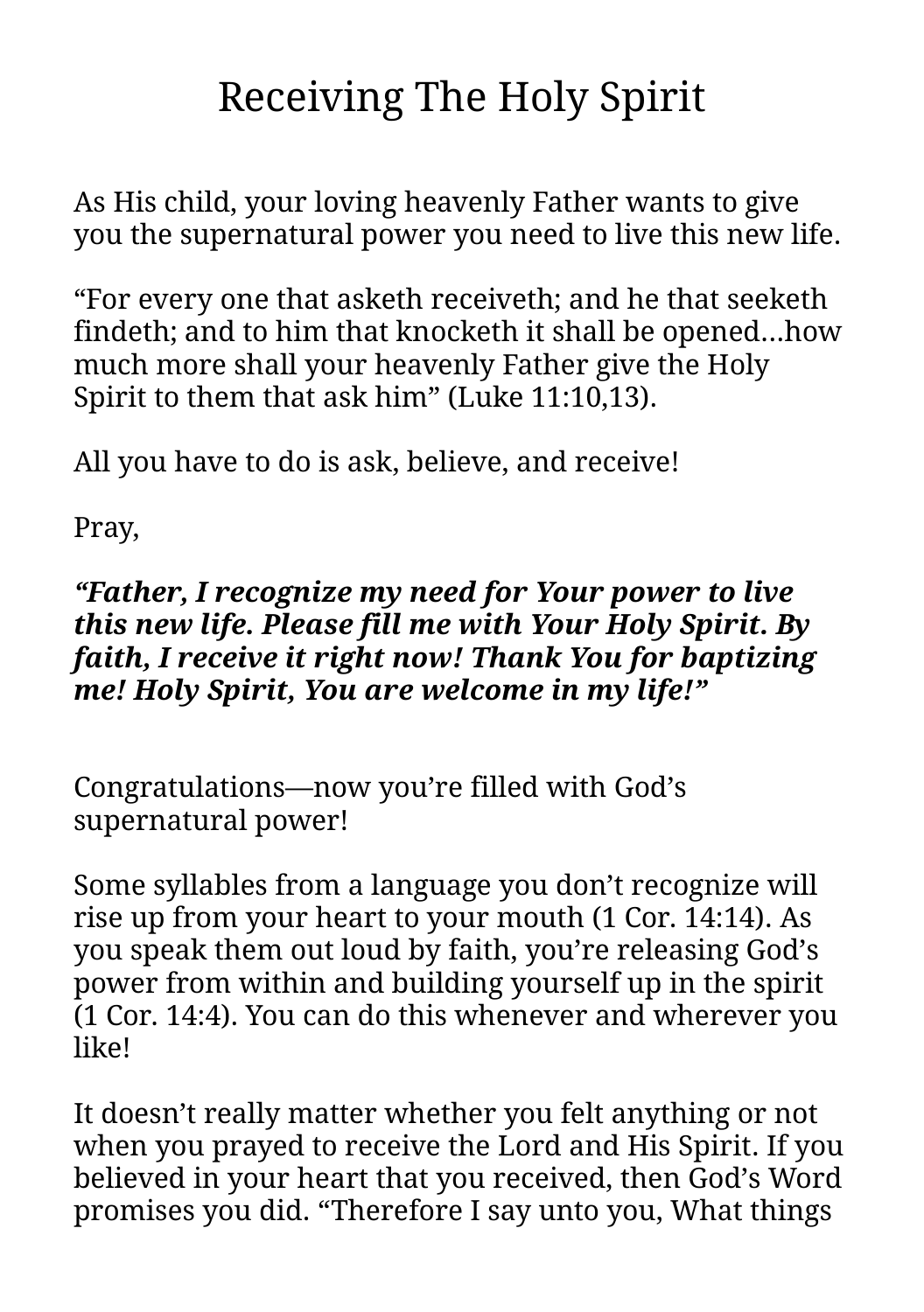# Receiving The Holy Spirit

As His child, your loving heavenly Father wants to give you the supernatural power you need to live this new life.

“For every one that asketh receiveth; and he that seeketh findeth; and to him that knocketh it shall be opened…how much more shall your heavenly Father give the Holy Spirit to them that ask him” (Luke 11:10,13).

All you have to do is ask, believe, and receive!

Pray,

***“Father, I recognize my need for Your power to live this new life. Please fill me with Your Holy Spirit. By faith, I receive it right now! Thank You for baptizing me! Holy Spirit, You are welcome in my life!”***

Congratulations—now you’re filled with God’s supernatural power!

Some syllables from a language you don’t recognize will rise up from your heart to your mouth (1 Cor. 14:14). As you speak them out loud by faith, you’re releasing God’s power from within and building yourself up in the spirit (1 Cor. 14:4). You can do this whenever and wherever you like!

It doesn’t really matter whether you felt anything or not when you prayed to receive the Lord and His Spirit. If you believed in your heart that you received, then God’s Word promises you did. “Therefore I say unto you, What things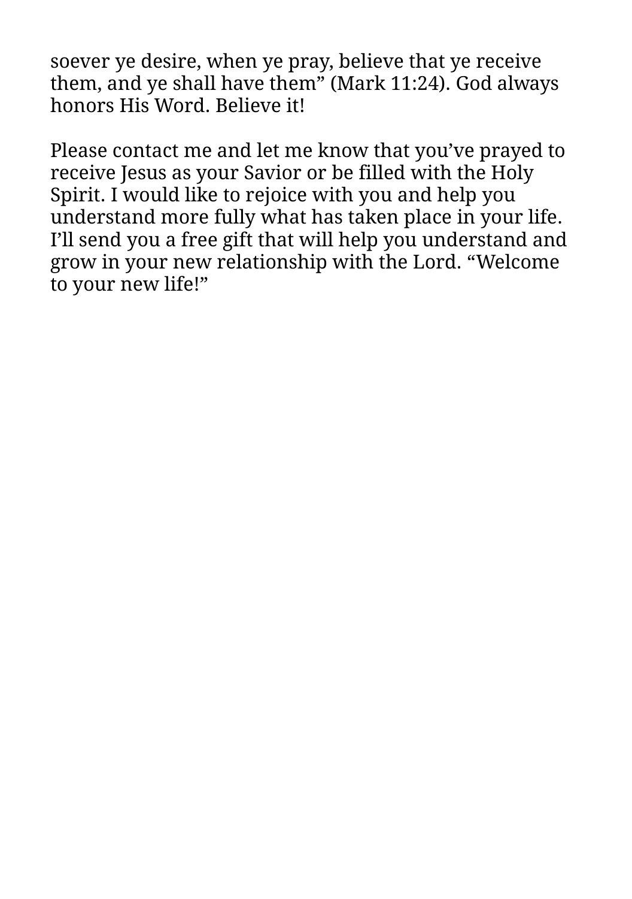soever ye desire, when ye pray, believe that ye receive them, and ye shall have them" (Mark 11:24). God always honors His Word. Believe it!

Please contact me and let me know that you've prayed to receive Jesus as your Savior or be filled with the Holy Spirit. I would like to rejoice with you and help you understand more fully what has taken place in your life. I'll send you a free gift that will help you understand and grow in your new relationship with the Lord. "Welcome to your new life!"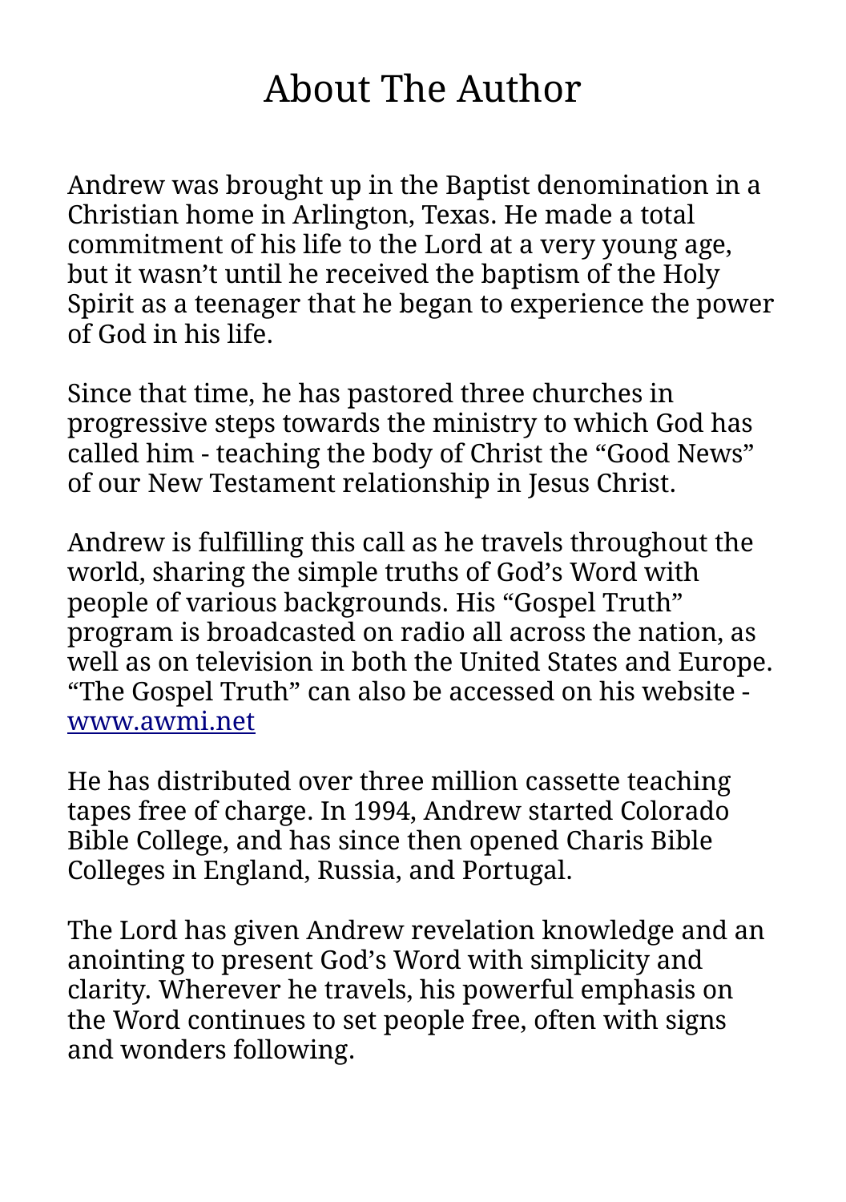# About The Author

Andrew was brought up in the Baptist denomination in a Christian home in Arlington, Texas. He made a total commitment of his life to the Lord at a very young age, but it wasn't until he received the baptism of the Holy Spirit as a teenager that he began to experience the power of God in his life.

Since that time, he has pastored three churches in progressive steps towards the ministry to which God has called him - teaching the body of Christ the "Good News" of our New Testament relationship in Jesus Christ.

Andrew is fulfilling this call as he travels throughout the world, sharing the simple truths of God's Word with people of various backgrounds. His "Gospel Truth" program is broadcasted on radio all across the nation, as well as on television in both the United States and Europe. "The Gospel Truth" can also be accessed on his website - [www.awmi.net](http://www.awmi.net)

He has distributed over three million cassette teaching tapes free of charge. In 1994, Andrew started Colorado Bible College, and has since then opened Charis Bible Colleges in England, Russia, and Portugal.

The Lord has given Andrew revelation knowledge and an anointing to present God's Word with simplicity and clarity. Wherever he travels, his powerful emphasis on the Word continues to set people free, often with signs and wonders following.